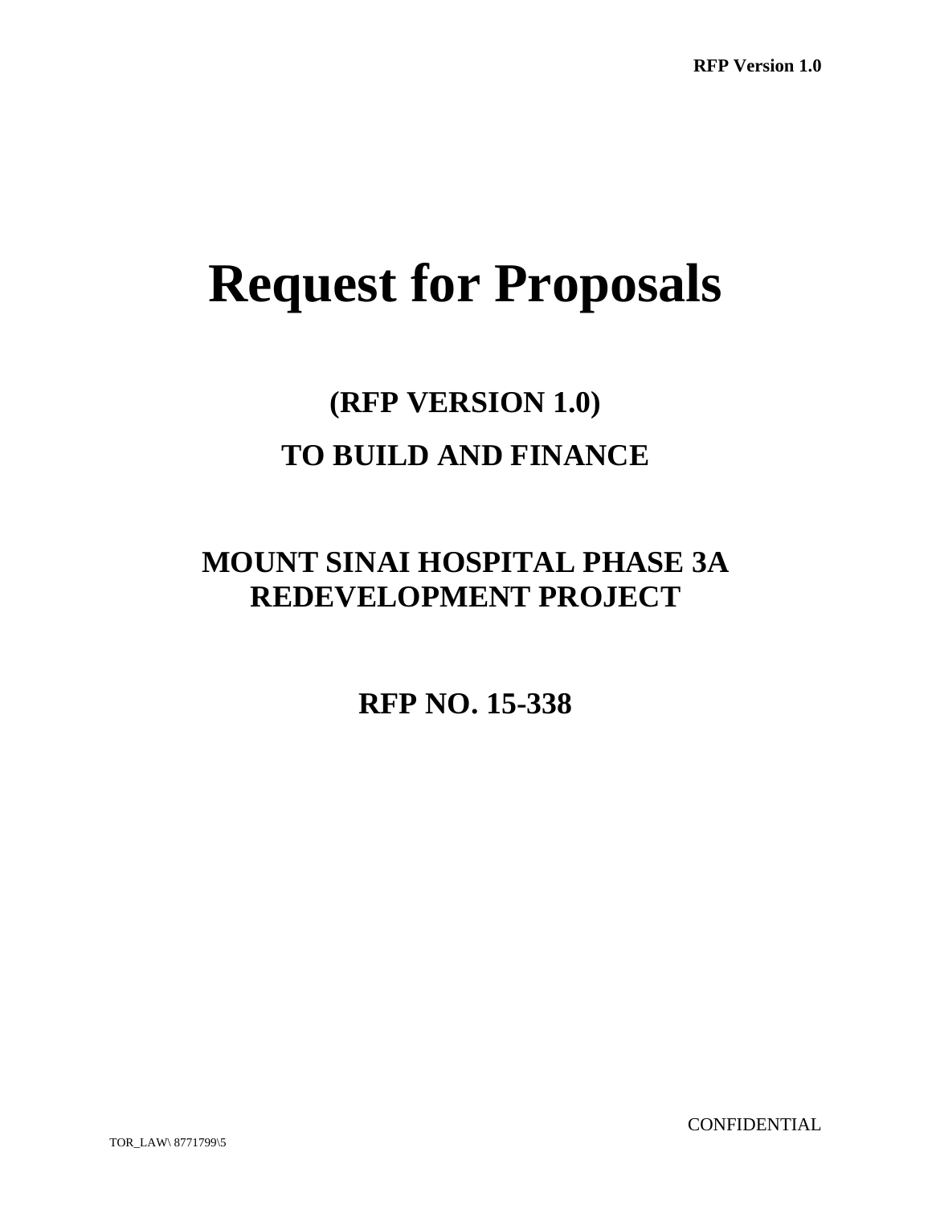# Request for Proposals

## (RFP VERSION 1.0)

## TO BUILD AND FINANCE

## MOUNT SINAI HOSPITAL PHASE 3A REDEVELOPMENT PROJECT

## RFP NO. 15-338

CONFIDENTIAL

TOR_LAW\ 8771799\5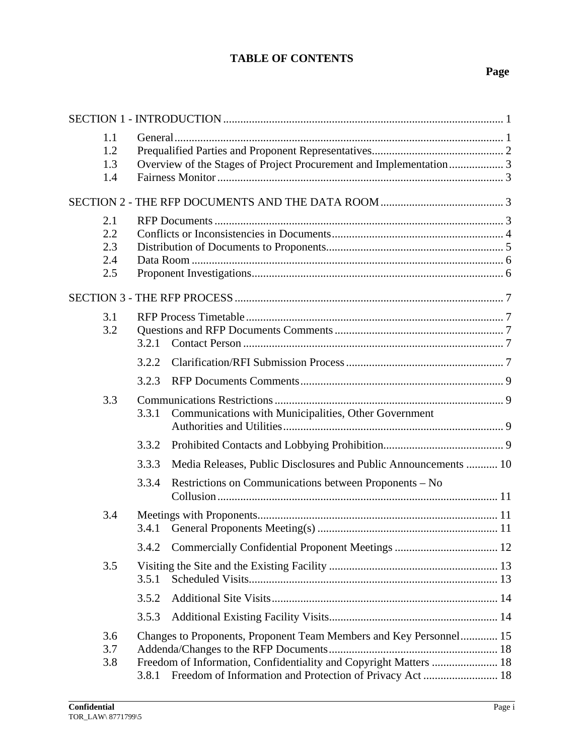# TABLE OF CONTENTS

**Page**

SECTION 1 - INTRODUCTION ..... 1

- 1.1 General ..... 1
- 1.2 Prequalified Parties and Proponent Representatives ..... 2
- 1.3 Overview of the Stages of Project Procurement and Implementation ..... 3
- 1.4 Fairness Monitor ..... 3

SECTION 2 - THE RFP DOCUMENTS AND THE DATA ROOM ..... 3

- 2.1 RFP Documents ..... 3
- 2.2 Conflicts or Inconsistencies in Documents ..... 4
- 2.3 Distribution of Documents to Proponents ..... 5
- 2.4 Data Room ..... 6
- 2.5 Proponent Investigations ..... 6

SECTION 3 - THE RFP PROCESS ..... 7

- 3.1 RFP Process Timetable ..... 7
- 3.2 Questions and RFP Documents Comments ..... 7
  - 3.2.1 Contact Person ..... 7
  - 3.2.2 Clarification/RFI Submission Process ..... 7
  - 3.2.3 RFP Documents Comments ..... 9
- 3.3 Communications Restrictions ..... 9
  - 3.3.1 Communications with Municipalities, Other Government Authorities and Utilities ..... 9
  - 3.3.2 Prohibited Contacts and Lobbying Prohibition ..... 9
  - 3.3.3 Media Releases, Public Disclosures and Public Announcements ..... 10
  - 3.3.4 Restrictions on Communications between Proponents – No Collusion ..... 11
- 3.4 Meetings with Proponents ..... 11
  - 3.4.1 General Proponents Meeting(s) ..... 11
  - 3.4.2 Commercially Confidential Proponent Meetings ..... 12
- 3.5 Visiting the Site and the Existing Facility ..... 13
  - 3.5.1 Scheduled Visits ..... 13
  - 3.5.2 Additional Site Visits ..... 14
  - 3.5.3 Additional Existing Facility Visits ..... 14
- 3.6 Changes to Proponents, Proponent Team Members and Key Personnel ..... 15
- 3.7 Addenda/Changes to the RFP Documents ..... 18
- 3.8 Freedom of Information, Confidentiality and Copyright Matters ..... 18
  - 3.8.1 Freedom of Information and Protection of Privacy Act ..... 18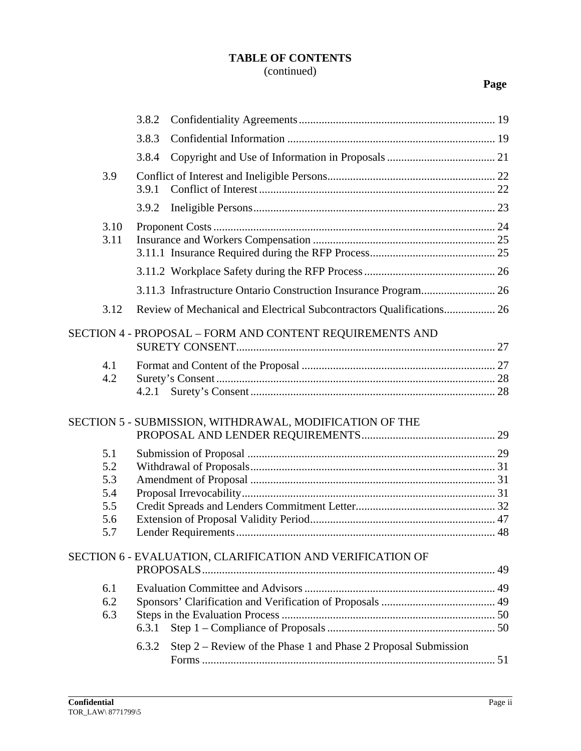**TABLE OF CONTENTS**
(continued)

| | | Page |
|---|---|---|
| | 3.8.2 Confidentiality Agreements | 19 |
| | 3.8.3 Confidential Information | 19 |
| | 3.8.4 Copyright and Use of Information in Proposals | 21 |
| 3.9 | Conflict of Interest and Ineligible Persons | 22 |
| | 3.9.1 Conflict of Interest | 22 |
| | 3.9.2 Ineligible Persons | 23 |
| 3.10 | Proponent Costs | 24 |
| 3.11 | Insurance and Workers Compensation | 25 |
| | 3.11.1 Insurance Required during the RFP Process | 25 |
| | 3.11.2 Workplace Safety during the RFP Process | 26 |
| | 3.11.3 Infrastructure Ontario Construction Insurance Program | 26 |
| 3.12 | Review of Mechanical and Electrical Subcontractors Qualifications | 26 |
| SECTION 4 - PROPOSAL – FORM AND CONTENT REQUIREMENTS AND SURETY CONSENT | | 27 |
| 4.1 | Format and Content of the Proposal | 27 |
| 4.2 | Surety's Consent | 28 |
| | 4.2.1 Surety's Consent | 28 |
| SECTION 5 - SUBMISSION, WITHDRAWAL, MODIFICATION OF THE PROPOSAL AND LENDER REQUIREMENTS | | 29 |
| 5.1 | Submission of Proposal | 29 |
| 5.2 | Withdrawal of Proposals | 31 |
| 5.3 | Amendment of Proposal | 31 |
| 5.4 | Proposal Irrevocability | 31 |
| 5.5 | Credit Spreads and Lenders Commitment Letter | 32 |
| 5.6 | Extension of Proposal Validity Period | 47 |
| 5.7 | Lender Requirements | 48 |
| SECTION 6 - EVALUATION, CLARIFICATION AND VERIFICATION OF PROPOSALS | | 49 |
| 6.1 | Evaluation Committee and Advisors | 49 |
| 6.2 | Sponsors' Clarification and Verification of Proposals | 49 |
| 6.3 | Steps in the Evaluation Process | 50 |
| | 6.3.1 Step 1 – Compliance of Proposals | 50 |
| | 6.3.2 Step 2 – Review of the Phase 1 and Phase 2 Proposal Submission Forms | 51 |

Confidential
TOR_LAW\ 8771799\5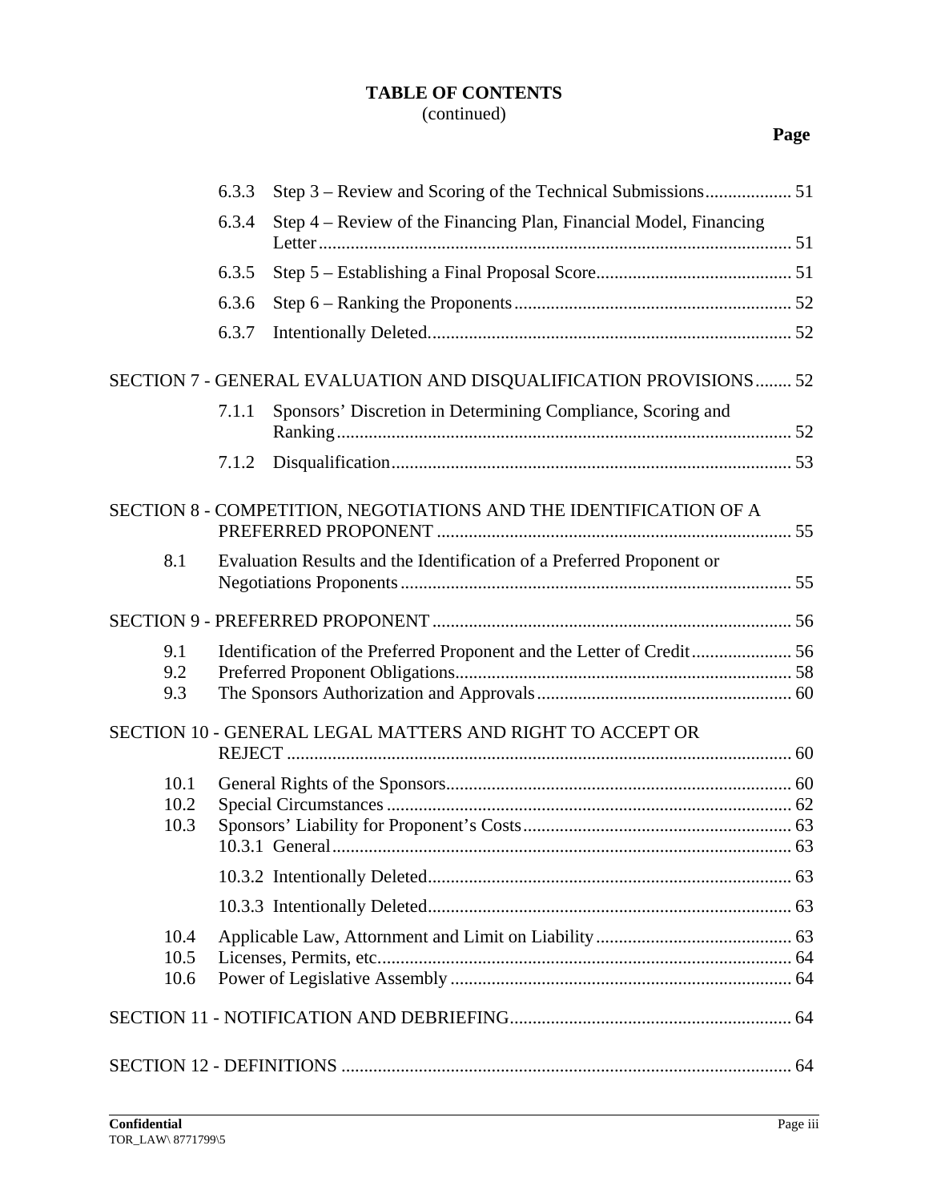**TABLE OF CONTENTS**
(continued)

**Page**

6.3.3 Step 3 – Review and Scoring of the Technical Submissions ... 51

6.3.4 Step 4 – Review of the Financing Plan, Financial Model, Financing Letter ... 51

6.3.5 Step 5 – Establishing a Final Proposal Score ... 51

6.3.6 Step 6 – Ranking the Proponents ... 52

6.3.7 Intentionally Deleted ... 52

SECTION 7 - GENERAL EVALUATION AND DISQUALIFICATION PROVISIONS ... 52

7.1.1 Sponsors' Discretion in Determining Compliance, Scoring and Ranking ... 52

7.1.2 Disqualification ... 53

SECTION 8 - COMPETITION, NEGOTIATIONS AND THE IDENTIFICATION OF A PREFERRED PROPONENT ... 55

8.1 Evaluation Results and the Identification of a Preferred Proponent or Negotiations Proponents ... 55

SECTION 9 - PREFERRED PROPONENT ... 56

9.1 Identification of the Preferred Proponent and the Letter of Credit ... 56
9.2 Preferred Proponent Obligations ... 58
9.3 The Sponsors Authorization and Approvals ... 60

SECTION 10 - GENERAL LEGAL MATTERS AND RIGHT TO ACCEPT OR REJECT ... 60

10.1 General Rights of the Sponsors ... 60
10.2 Special Circumstances ... 62
10.3 Sponsors' Liability for Proponent's Costs ... 63
10.3.1 General ... 63

10.3.2 Intentionally Deleted ... 63

10.3.3 Intentionally Deleted ... 63

10.4 Applicable Law, Attornment and Limit on Liability ... 63
10.5 Licenses, Permits, etc ... 64
10.6 Power of Legislative Assembly ... 64

SECTION 11 - NOTIFICATION AND DEBRIEFING ... 64

SECTION 12 - DEFINITIONS ... 64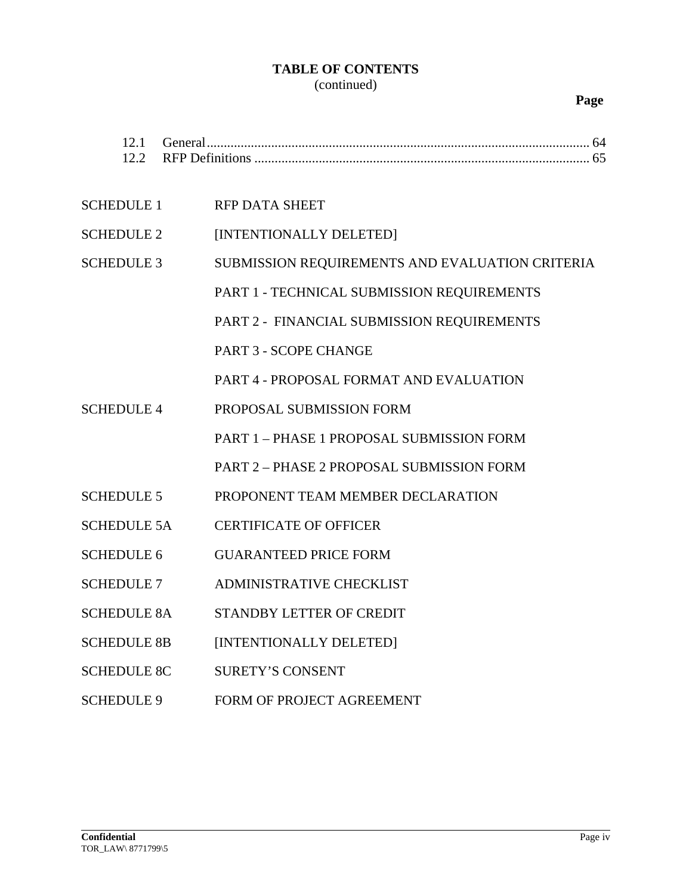**TABLE OF CONTENTS**
(continued)

| | | Page |
|---|---|---|
| 12.1 | General | 64 |
| 12.2 | RFP Definitions | 65 |

| | |
|---|---|
| SCHEDULE 1 | RFP DATA SHEET |
| SCHEDULE 2 | [INTENTIONALLY DELETED] |
| SCHEDULE 3 | SUBMISSION REQUIREMENTS AND EVALUATION CRITERIA |
| | PART 1 - TECHNICAL SUBMISSION REQUIREMENTS |
| | PART 2 - FINANCIAL SUBMISSION REQUIREMENTS |
| | PART 3 - SCOPE CHANGE |
| | PART 4 - PROPOSAL FORMAT AND EVALUATION |
| SCHEDULE 4 | PROPOSAL SUBMISSION FORM |
| | PART 1 – PHASE 1 PROPOSAL SUBMISSION FORM |
| | PART 2 – PHASE 2 PROPOSAL SUBMISSION FORM |
| SCHEDULE 5 | PROPONENT TEAM MEMBER DECLARATION |
| SCHEDULE 5A | CERTIFICATE OF OFFICER |
| SCHEDULE 6 | GUARANTEED PRICE FORM |
| SCHEDULE 7 | ADMINISTRATIVE CHECKLIST |
| SCHEDULE 8A | STANDBY LETTER OF CREDIT |
| SCHEDULE 8B | [INTENTIONALLY DELETED] |
| SCHEDULE 8C | SURETY'S CONSENT |
| SCHEDULE 9 | FORM OF PROJECT AGREEMENT |

**Confidential**
TOR_LAW\ 8771799\5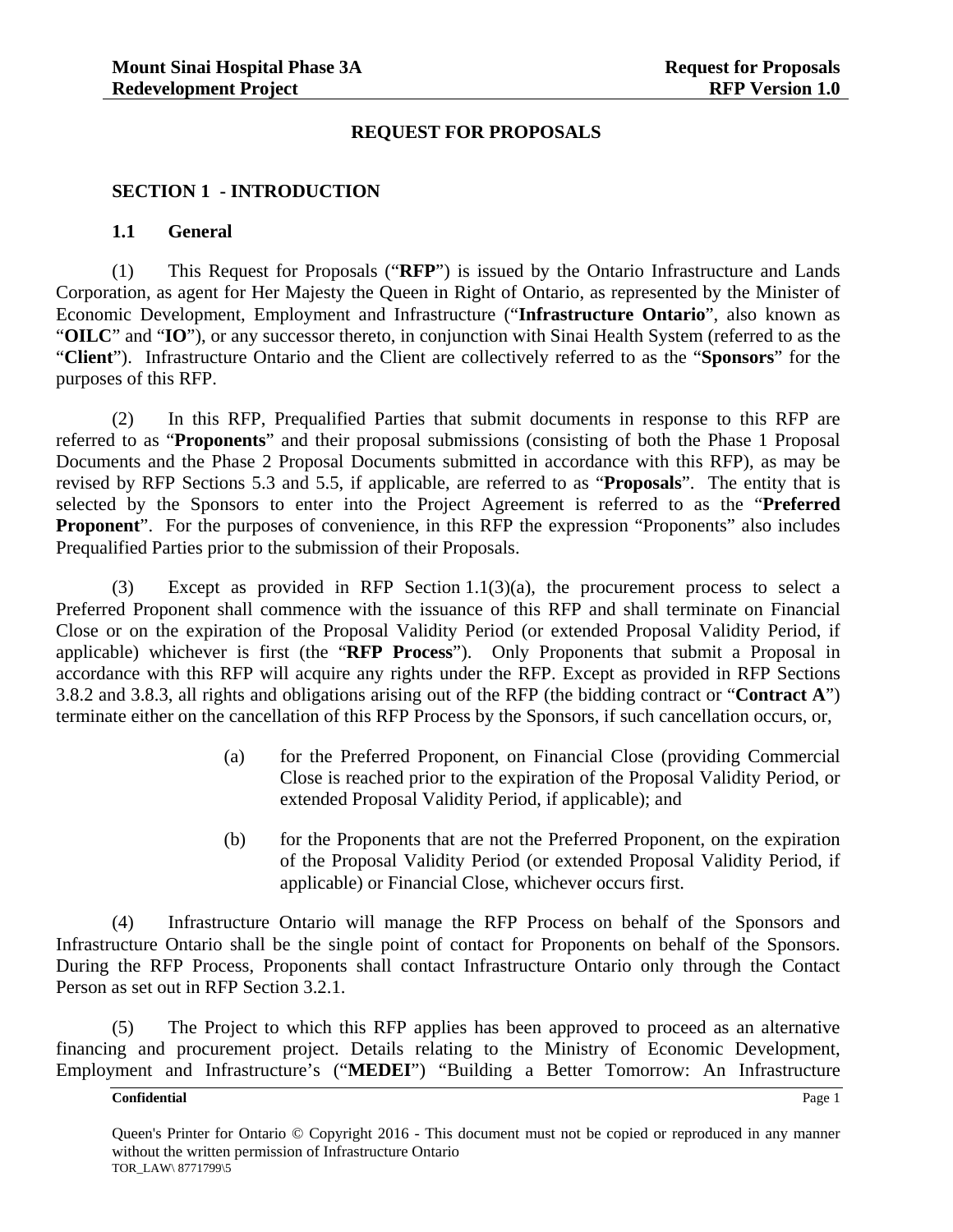# REQUEST FOR PROPOSALS

## SECTION 1 - INTRODUCTION

### 1.1 General

(1) This Request for Proposals ("**RFP**") is issued by the Ontario Infrastructure and Lands Corporation, as agent for Her Majesty the Queen in Right of Ontario, as represented by the Minister of Economic Development, Employment and Infrastructure ("**Infrastructure Ontario**", also known as "**OILC**" and "**IO**"), or any successor thereto, in conjunction with Sinai Health System (referred to as the "**Client**"). Infrastructure Ontario and the Client are collectively referred to as the "**Sponsors**" for the purposes of this RFP.

(2) In this RFP, Prequalified Parties that submit documents in response to this RFP are referred to as "**Proponents**" and their proposal submissions (consisting of both the Phase 1 Proposal Documents and the Phase 2 Proposal Documents submitted in accordance with this RFP), as may be revised by RFP Sections 5.3 and 5.5, if applicable, are referred to as "**Proposals**". The entity that is selected by the Sponsors to enter into the Project Agreement is referred to as the "**Preferred Proponent**". For the purposes of convenience, in this RFP the expression "Proponents" also includes Prequalified Parties prior to the submission of their Proposals.

(3) Except as provided in RFP Section 1.1(3)(a), the procurement process to select a Preferred Proponent shall commence with the issuance of this RFP and shall terminate on Financial Close or on the expiration of the Proposal Validity Period (or extended Proposal Validity Period, if applicable) whichever is first (the "**RFP Process**"). Only Proponents that submit a Proposal in accordance with this RFP will acquire any rights under the RFP. Except as provided in RFP Sections 3.8.2 and 3.8.3, all rights and obligations arising out of the RFP (the bidding contract or "**Contract A**") terminate either on the cancellation of this RFP Process by the Sponsors, if such cancellation occurs, or,

> (a) for the Preferred Proponent, on Financial Close (providing Commercial Close is reached prior to the expiration of the Proposal Validity Period, or extended Proposal Validity Period, if applicable); and
>
> (b) for the Proponents that are not the Preferred Proponent, on the expiration of the Proposal Validity Period (or extended Proposal Validity Period, if applicable) or Financial Close, whichever occurs first.

(4) Infrastructure Ontario will manage the RFP Process on behalf of the Sponsors and Infrastructure Ontario shall be the single point of contact for Proponents on behalf of the Sponsors. During the RFP Process, Proponents shall contact Infrastructure Ontario only through the Contact Person as set out in RFP Section 3.2.1.

(5) The Project to which this RFP applies has been approved to proceed as an alternative financing and procurement project. Details relating to the Ministry of Economic Development, Employment and Infrastructure's ("**MEDEI**") "Building a Better Tomorrow: An Infrastructure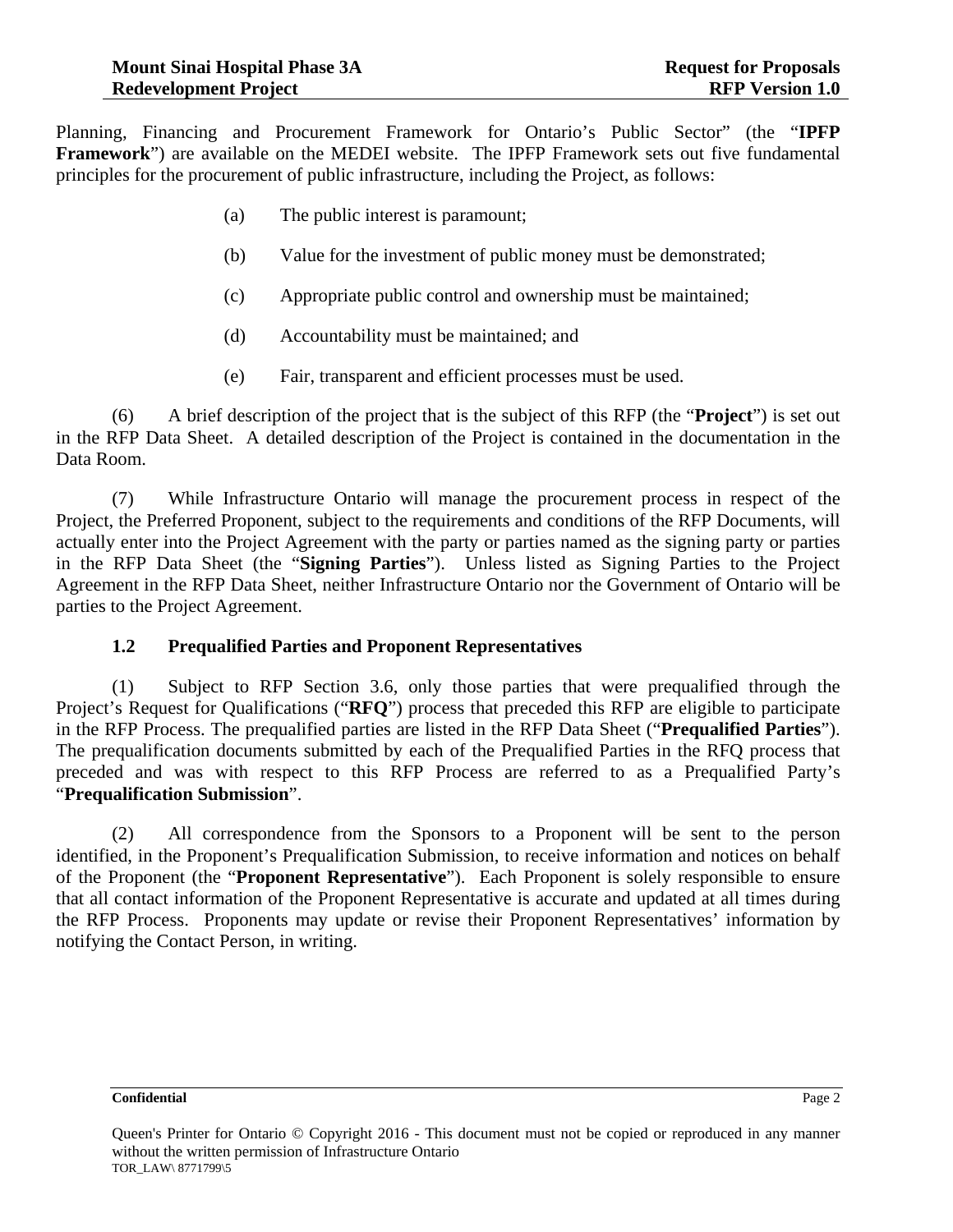Planning, Financing and Procurement Framework for Ontario's Public Sector" (the "**IPFP Framework**") are available on the MEDEI website. The IPFP Framework sets out five fundamental principles for the procurement of public infrastructure, including the Project, as follows:

(a) The public interest is paramount;

(b) Value for the investment of public money must be demonstrated;

(c) Appropriate public control and ownership must be maintained;

(d) Accountability must be maintained; and

(e) Fair, transparent and efficient processes must be used.

(6) A brief description of the project that is the subject of this RFP (the "**Project**") is set out in the RFP Data Sheet. A detailed description of the Project is contained in the documentation in the Data Room.

(7) While Infrastructure Ontario will manage the procurement process in respect of the Project, the Preferred Proponent, subject to the requirements and conditions of the RFP Documents, will actually enter into the Project Agreement with the party or parties named as the signing party or parties in the RFP Data Sheet (the "**Signing Parties**"). Unless listed as Signing Parties to the Project Agreement in the RFP Data Sheet, neither Infrastructure Ontario nor the Government of Ontario will be parties to the Project Agreement.

### 1.2 Prequalified Parties and Proponent Representatives

(1) Subject to RFP Section 3.6, only those parties that were prequalified through the Project's Request for Qualifications ("**RFQ**") process that preceded this RFP are eligible to participate in the RFP Process. The prequalified parties are listed in the RFP Data Sheet ("**Prequalified Parties**"). The prequalification documents submitted by each of the Prequalified Parties in the RFQ process that preceded and was with respect to this RFP Process are referred to as a Prequalified Party's "**Prequalification Submission**".

(2) All correspondence from the Sponsors to a Proponent will be sent to the person identified, in the Proponent's Prequalification Submission, to receive information and notices on behalf of the Proponent (the "**Proponent Representative**"). Each Proponent is solely responsible to ensure that all contact information of the Proponent Representative is accurate and updated at all times during the RFP Process. Proponents may update or revise their Proponent Representatives' information by notifying the Contact Person, in writing.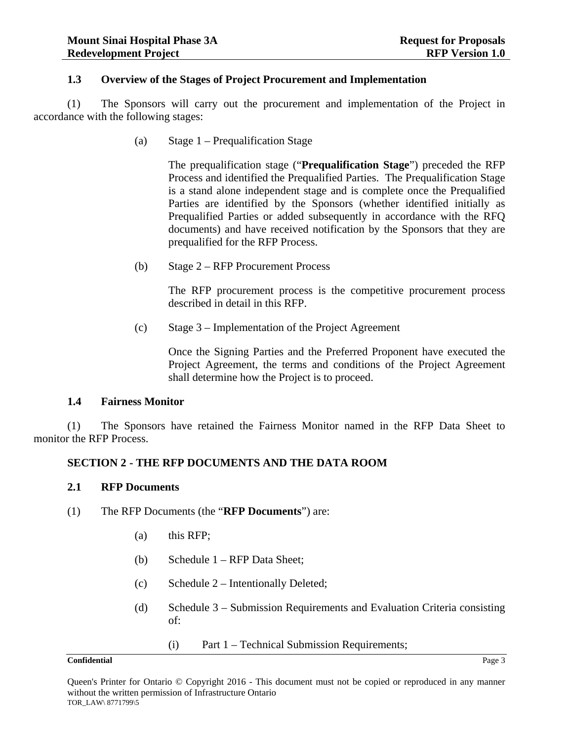### 1.3 Overview of the Stages of Project Procurement and Implementation

(1) The Sponsors will carry out the procurement and implementation of the Project in accordance with the following stages:

(a) Stage 1 – Prequalification Stage

The prequalification stage ("**Prequalification Stage**") preceded the RFP Process and identified the Prequalified Parties. The Prequalification Stage is a stand alone independent stage and is complete once the Prequalified Parties are identified by the Sponsors (whether identified initially as Prequalified Parties or added subsequently in accordance with the RFQ documents) and have received notification by the Sponsors that they are prequalified for the RFP Process.

(b) Stage 2 – RFP Procurement Process

The RFP procurement process is the competitive procurement process described in detail in this RFP.

(c) Stage 3 – Implementation of the Project Agreement

Once the Signing Parties and the Preferred Proponent have executed the Project Agreement, the terms and conditions of the Project Agreement shall determine how the Project is to proceed.

### 1.4 Fairness Monitor

(1) The Sponsors have retained the Fairness Monitor named in the RFP Data Sheet to monitor the RFP Process.

## SECTION 2 - THE RFP DOCUMENTS AND THE DATA ROOM

### 2.1 RFP Documents

(1) The RFP Documents (the "**RFP Documents**") are:

(a) this RFP;

(b) Schedule 1 – RFP Data Sheet;

(c) Schedule 2 – Intentionally Deleted;

(d) Schedule 3 – Submission Requirements and Evaluation Criteria consisting of:

(i) Part 1 – Technical Submission Requirements;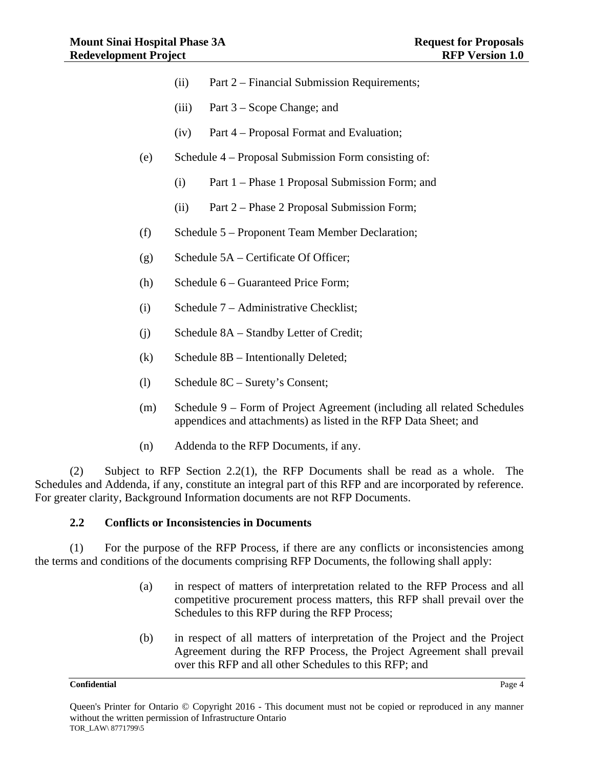(ii) Part 2 – Financial Submission Requirements;

(iii) Part 3 – Scope Change; and

(iv) Part 4 – Proposal Format and Evaluation;

(e) Schedule 4 – Proposal Submission Form consisting of:

(i) Part 1 – Phase 1 Proposal Submission Form; and

(ii) Part 2 – Phase 2 Proposal Submission Form;

(f) Schedule 5 – Proponent Team Member Declaration;

(g) Schedule 5A – Certificate Of Officer;

(h) Schedule 6 – Guaranteed Price Form;

(i) Schedule 7 – Administrative Checklist;

(j) Schedule 8A – Standby Letter of Credit;

(k) Schedule 8B – Intentionally Deleted;

(l) Schedule 8C – Surety's Consent;

(m) Schedule 9 – Form of Project Agreement (including all related Schedules appendices and attachments) as listed in the RFP Data Sheet; and

(n) Addenda to the RFP Documents, if any.

(2) Subject to RFP Section 2.2(1), the RFP Documents shall be read as a whole. The Schedules and Addenda, if any, constitute an integral part of this RFP and are incorporated by reference. For greater clarity, Background Information documents are not RFP Documents.

### 2.2 Conflicts or Inconsistencies in Documents

(1) For the purpose of the RFP Process, if there are any conflicts or inconsistencies among the terms and conditions of the documents comprising RFP Documents, the following shall apply:

(a) in respect of matters of interpretation related to the RFP Process and all competitive procurement process matters, this RFP shall prevail over the Schedules to this RFP during the RFP Process;

(b) in respect of all matters of interpretation of the Project and the Project Agreement during the RFP Process, the Project Agreement shall prevail over this RFP and all other Schedules to this RFP; and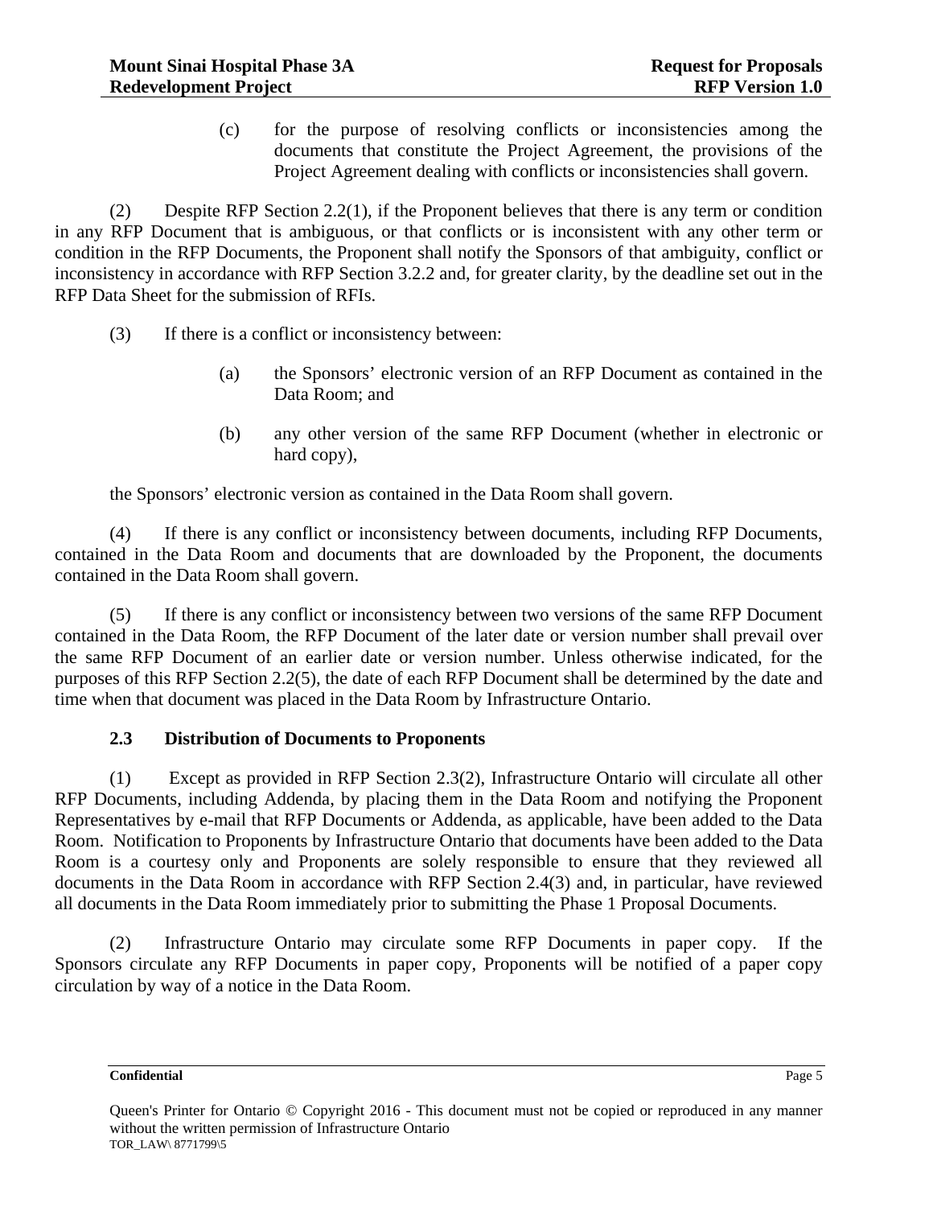(c) for the purpose of resolving conflicts or inconsistencies among the documents that constitute the Project Agreement, the provisions of the Project Agreement dealing with conflicts or inconsistencies shall govern.

(2) Despite RFP Section 2.2(1), if the Proponent believes that there is any term or condition in any RFP Document that is ambiguous, or that conflicts or is inconsistent with any other term or condition in the RFP Documents, the Proponent shall notify the Sponsors of that ambiguity, conflict or inconsistency in accordance with RFP Section 3.2.2 and, for greater clarity, by the deadline set out in the RFP Data Sheet for the submission of RFIs.

(3) If there is a conflict or inconsistency between:

(a) the Sponsors' electronic version of an RFP Document as contained in the Data Room; and

(b) any other version of the same RFP Document (whether in electronic or hard copy),

the Sponsors' electronic version as contained in the Data Room shall govern.

(4) If there is any conflict or inconsistency between documents, including RFP Documents, contained in the Data Room and documents that are downloaded by the Proponent, the documents contained in the Data Room shall govern.

(5) If there is any conflict or inconsistency between two versions of the same RFP Document contained in the Data Room, the RFP Document of the later date or version number shall prevail over the same RFP Document of an earlier date or version number. Unless otherwise indicated, for the purposes of this RFP Section 2.2(5), the date of each RFP Document shall be determined by the date and time when that document was placed in the Data Room by Infrastructure Ontario.

### 2.3 Distribution of Documents to Proponents

(1) Except as provided in RFP Section 2.3(2), Infrastructure Ontario will circulate all other RFP Documents, including Addenda, by placing them in the Data Room and notifying the Proponent Representatives by e-mail that RFP Documents or Addenda, as applicable, have been added to the Data Room. Notification to Proponents by Infrastructure Ontario that documents have been added to the Data Room is a courtesy only and Proponents are solely responsible to ensure that they reviewed all documents in the Data Room in accordance with RFP Section 2.4(3) and, in particular, have reviewed all documents in the Data Room immediately prior to submitting the Phase 1 Proposal Documents.

(2) Infrastructure Ontario may circulate some RFP Documents in paper copy. If the Sponsors circulate any RFP Documents in paper copy, Proponents will be notified of a paper copy circulation by way of a notice in the Data Room.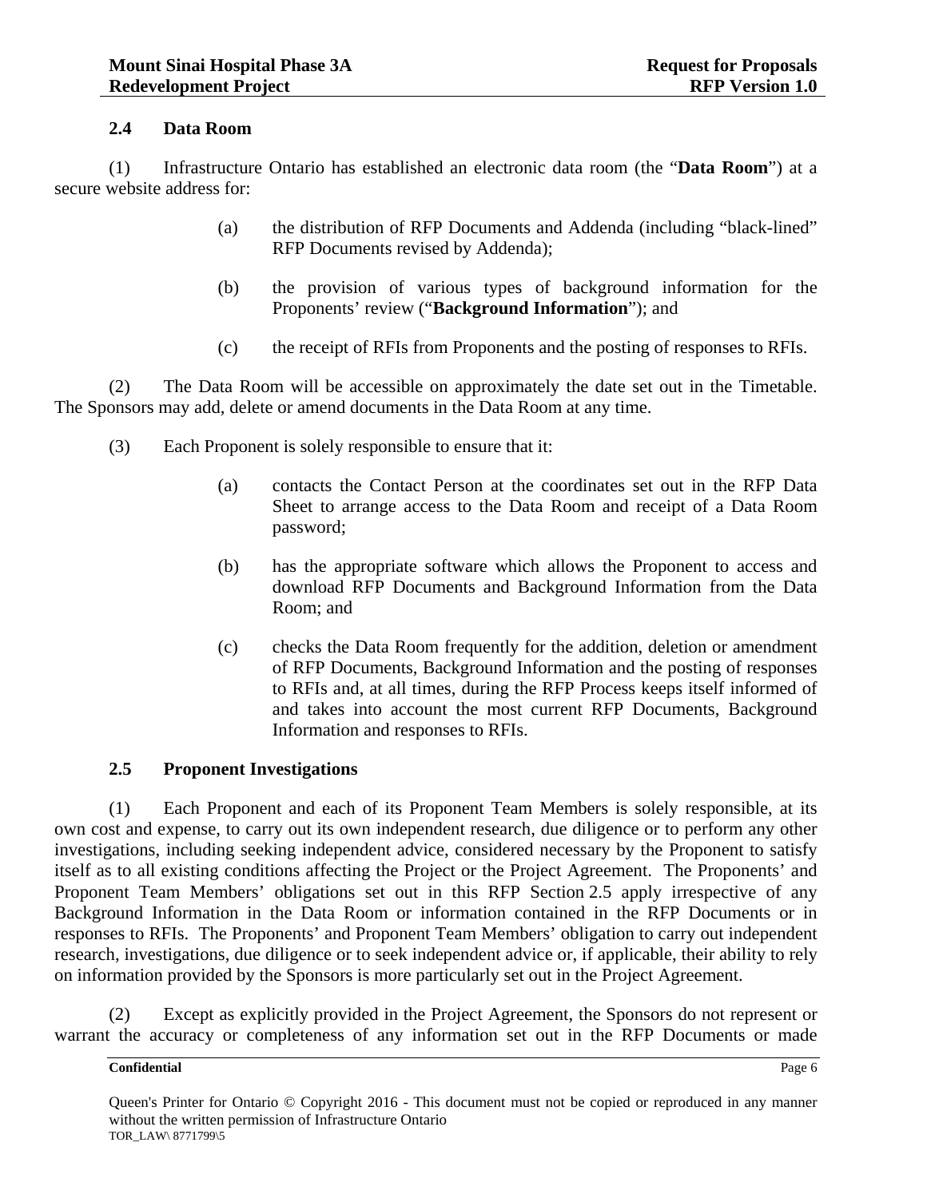### 2.4 Data Room

(1) Infrastructure Ontario has established an electronic data room (the "**Data Room**") at a secure website address for:

(a) the distribution of RFP Documents and Addenda (including "black-lined" RFP Documents revised by Addenda);

(b) the provision of various types of background information for the Proponents' review ("**Background Information**"); and

(c) the receipt of RFIs from Proponents and the posting of responses to RFIs.

(2) The Data Room will be accessible on approximately the date set out in the Timetable. The Sponsors may add, delete or amend documents in the Data Room at any time.

(3) Each Proponent is solely responsible to ensure that it:

(a) contacts the Contact Person at the coordinates set out in the RFP Data Sheet to arrange access to the Data Room and receipt of a Data Room password;

(b) has the appropriate software which allows the Proponent to access and download RFP Documents and Background Information from the Data Room; and

(c) checks the Data Room frequently for the addition, deletion or amendment of RFP Documents, Background Information and the posting of responses to RFIs and, at all times, during the RFP Process keeps itself informed of and takes into account the most current RFP Documents, Background Information and responses to RFIs.

### 2.5 Proponent Investigations

(1) Each Proponent and each of its Proponent Team Members is solely responsible, at its own cost and expense, to carry out its own independent research, due diligence or to perform any other investigations, including seeking independent advice, considered necessary by the Proponent to satisfy itself as to all existing conditions affecting the Project or the Project Agreement. The Proponents' and Proponent Team Members' obligations set out in this RFP Section 2.5 apply irrespective of any Background Information in the Data Room or information contained in the RFP Documents or in responses to RFIs. The Proponents' and Proponent Team Members' obligation to carry out independent research, investigations, due diligence or to seek independent advice or, if applicable, their ability to rely on information provided by the Sponsors is more particularly set out in the Project Agreement.

(2) Except as explicitly provided in the Project Agreement, the Sponsors do not represent or warrant the accuracy or completeness of any information set out in the RFP Documents or made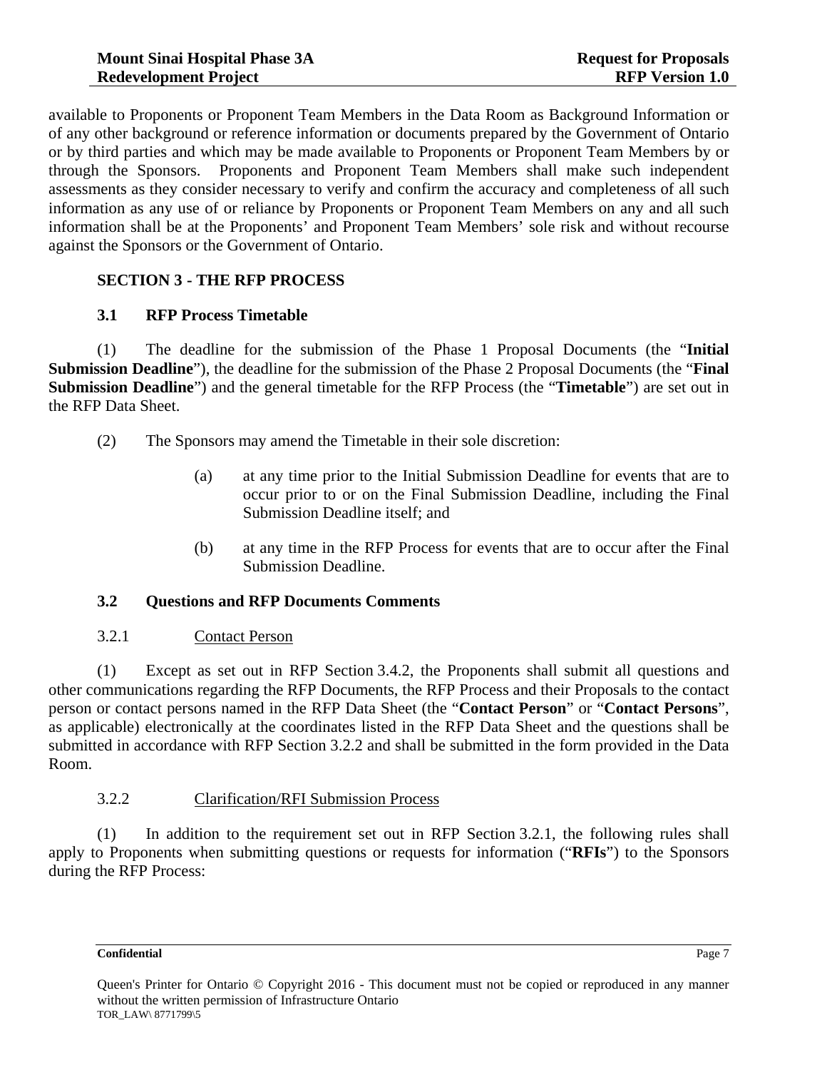available to Proponents or Proponent Team Members in the Data Room as Background Information or of any other background or reference information or documents prepared by the Government of Ontario or by third parties and which may be made available to Proponents or Proponent Team Members by or through the Sponsors. Proponents and Proponent Team Members shall make such independent assessments as they consider necessary to verify and confirm the accuracy and completeness of all such information as any use of or reliance by Proponents or Proponent Team Members on any and all such information shall be at the Proponents' and Proponent Team Members' sole risk and without recourse against the Sponsors or the Government of Ontario.

## SECTION 3 - THE RFP PROCESS

### 3.1 RFP Process Timetable

(1) The deadline for the submission of the Phase 1 Proposal Documents (the "**Initial Submission Deadline**"), the deadline for the submission of the Phase 2 Proposal Documents (the "**Final Submission Deadline**") and the general timetable for the RFP Process (the "**Timetable**") are set out in the RFP Data Sheet.

(2) The Sponsors may amend the Timetable in their sole discretion:

(a) at any time prior to the Initial Submission Deadline for events that are to occur prior to or on the Final Submission Deadline, including the Final Submission Deadline itself; and

(b) at any time in the RFP Process for events that are to occur after the Final Submission Deadline.

### 3.2 Questions and RFP Documents Comments

#### 3.2.1 Contact Person

(1) Except as set out in RFP Section 3.4.2, the Proponents shall submit all questions and other communications regarding the RFP Documents, the RFP Process and their Proposals to the contact person or contact persons named in the RFP Data Sheet (the "**Contact Person**" or "**Contact Persons**", as applicable) electronically at the coordinates listed in the RFP Data Sheet and the questions shall be submitted in accordance with RFP Section 3.2.2 and shall be submitted in the form provided in the Data Room.

#### 3.2.2 Clarification/RFI Submission Process

(1) In addition to the requirement set out in RFP Section 3.2.1, the following rules shall apply to Proponents when submitting questions or requests for information ("**RFIs**") to the Sponsors during the RFP Process: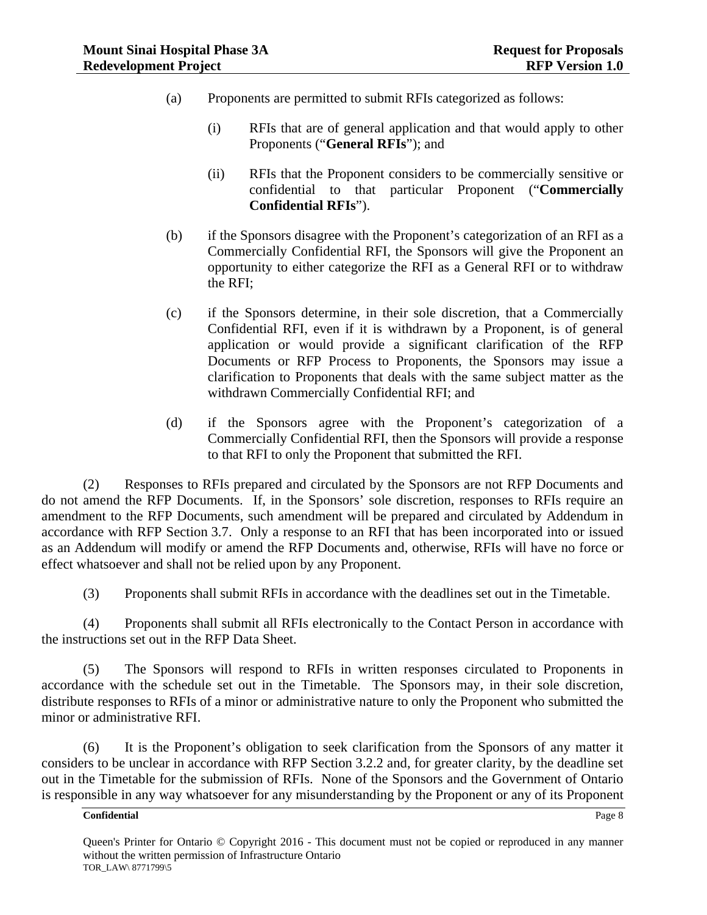(a) Proponents are permitted to submit RFIs categorized as follows:

(i) RFIs that are of general application and that would apply to other Proponents ("**General RFIs**"); and

(ii) RFIs that the Proponent considers to be commercially sensitive or confidential to that particular Proponent ("**Commercially Confidential RFIs**").

(b) if the Sponsors disagree with the Proponent's categorization of an RFI as a Commercially Confidential RFI, the Sponsors will give the Proponent an opportunity to either categorize the RFI as a General RFI or to withdraw the RFI;

(c) if the Sponsors determine, in their sole discretion, that a Commercially Confidential RFI, even if it is withdrawn by a Proponent, is of general application or would provide a significant clarification of the RFP Documents or RFP Process to Proponents, the Sponsors may issue a clarification to Proponents that deals with the same subject matter as the withdrawn Commercially Confidential RFI; and

(d) if the Sponsors agree with the Proponent's categorization of a Commercially Confidential RFI, then the Sponsors will provide a response to that RFI to only the Proponent that submitted the RFI.

(2) Responses to RFIs prepared and circulated by the Sponsors are not RFP Documents and do not amend the RFP Documents. If, in the Sponsors' sole discretion, responses to RFIs require an amendment to the RFP Documents, such amendment will be prepared and circulated by Addendum in accordance with RFP Section 3.7. Only a response to an RFI that has been incorporated into or issued as an Addendum will modify or amend the RFP Documents and, otherwise, RFIs will have no force or effect whatsoever and shall not be relied upon by any Proponent.

(3) Proponents shall submit RFIs in accordance with the deadlines set out in the Timetable.

(4) Proponents shall submit all RFIs electronically to the Contact Person in accordance with the instructions set out in the RFP Data Sheet.

(5) The Sponsors will respond to RFIs in written responses circulated to Proponents in accordance with the schedule set out in the Timetable. The Sponsors may, in their sole discretion, distribute responses to RFIs of a minor or administrative nature to only the Proponent who submitted the minor or administrative RFI.

(6) It is the Proponent's obligation to seek clarification from the Sponsors of any matter it considers to be unclear in accordance with RFP Section 3.2.2 and, for greater clarity, by the deadline set out in the Timetable for the submission of RFIs. None of the Sponsors and the Government of Ontario is responsible in any way whatsoever for any misunderstanding by the Proponent or any of its Proponent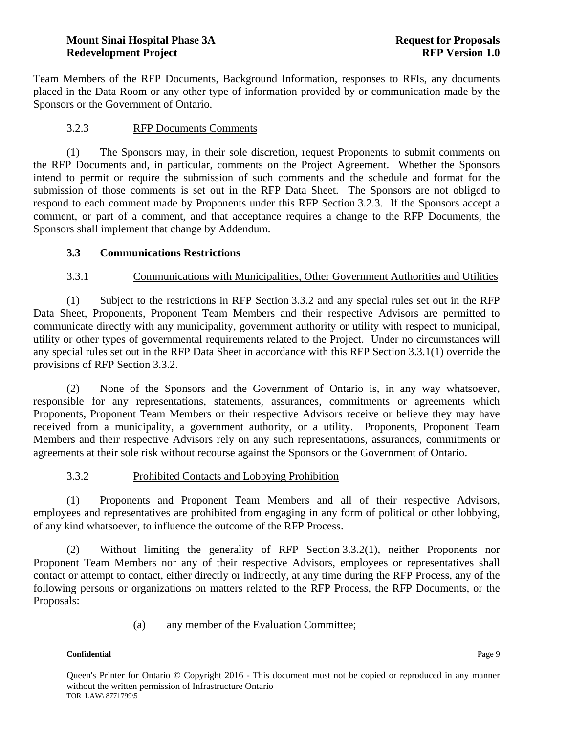Team Members of the RFP Documents, Background Information, responses to RFIs, any documents placed in the Data Room or any other type of information provided by or communication made by the Sponsors or the Government of Ontario.

3.2.3 RFP Documents Comments

(1) The Sponsors may, in their sole discretion, request Proponents to submit comments on the RFP Documents and, in particular, comments on the Project Agreement. Whether the Sponsors intend to permit or require the submission of such comments and the schedule and format for the submission of those comments is set out in the RFP Data Sheet. The Sponsors are not obliged to respond to each comment made by Proponents under this RFP Section 3.2.3. If the Sponsors accept a comment, or part of a comment, and that acceptance requires a change to the RFP Documents, the Sponsors shall implement that change by Addendum.

### 3.3 Communications Restrictions

3.3.1 Communications with Municipalities, Other Government Authorities and Utilities

(1) Subject to the restrictions in RFP Section 3.3.2 and any special rules set out in the RFP Data Sheet, Proponents, Proponent Team Members and their respective Advisors are permitted to communicate directly with any municipality, government authority or utility with respect to municipal, utility or other types of governmental requirements related to the Project. Under no circumstances will any special rules set out in the RFP Data Sheet in accordance with this RFP Section 3.3.1(1) override the provisions of RFP Section 3.3.2.

(2) None of the Sponsors and the Government of Ontario is, in any way whatsoever, responsible for any representations, statements, assurances, commitments or agreements which Proponents, Proponent Team Members or their respective Advisors receive or believe they may have received from a municipality, a government authority, or a utility. Proponents, Proponent Team Members and their respective Advisors rely on any such representations, assurances, commitments or agreements at their sole risk without recourse against the Sponsors or the Government of Ontario.

3.3.2 Prohibited Contacts and Lobbying Prohibition

(1) Proponents and Proponent Team Members and all of their respective Advisors, employees and representatives are prohibited from engaging in any form of political or other lobbying, of any kind whatsoever, to influence the outcome of the RFP Process.

(2) Without limiting the generality of RFP Section 3.3.2(1), neither Proponents nor Proponent Team Members nor any of their respective Advisors, employees or representatives shall contact or attempt to contact, either directly or indirectly, at any time during the RFP Process, any of the following persons or organizations on matters related to the RFP Process, the RFP Documents, or the Proposals:

(a) any member of the Evaluation Committee;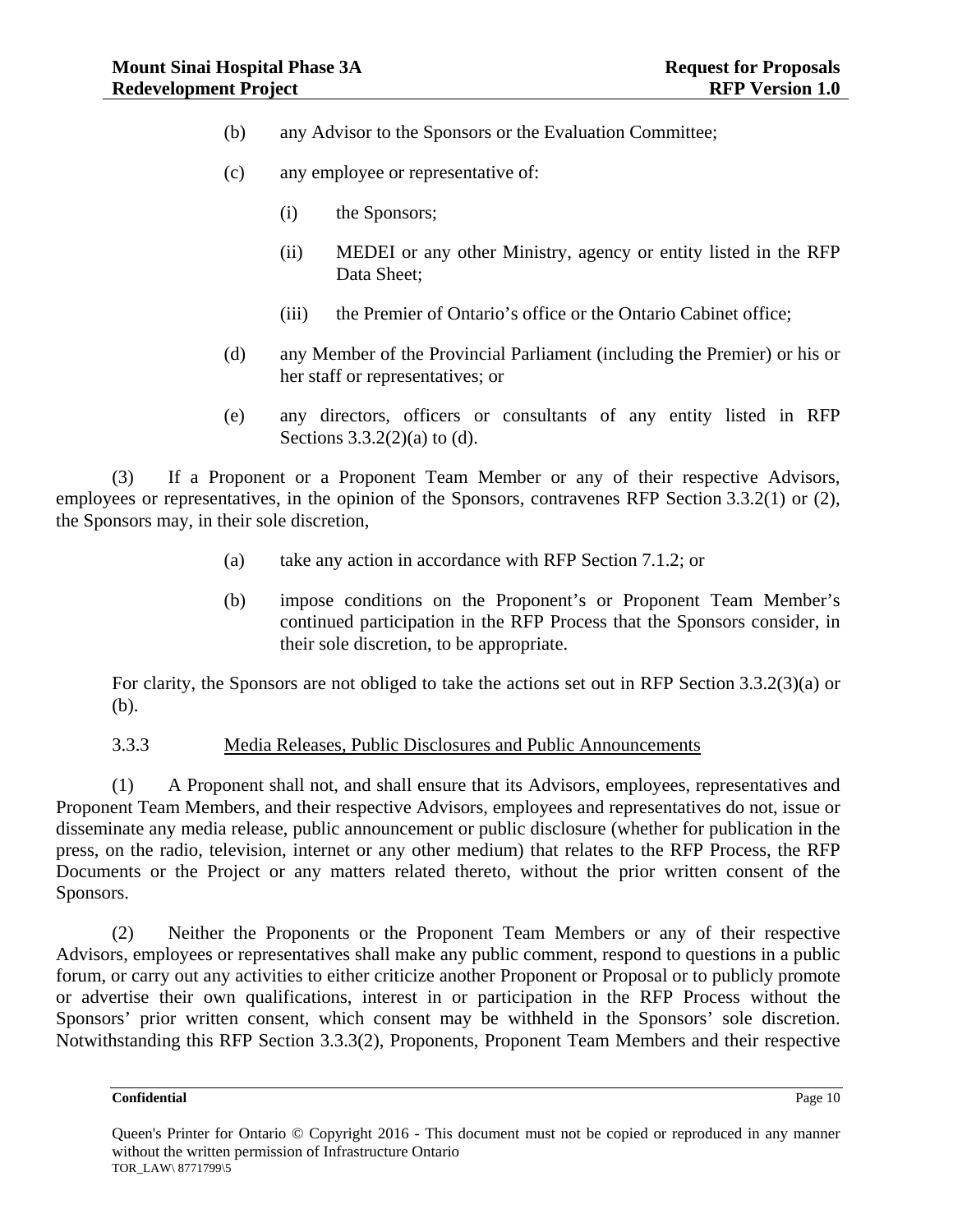(b) any Advisor to the Sponsors or the Evaluation Committee;

(c) any employee or representative of:

(i) the Sponsors;

(ii) MEDEI or any other Ministry, agency or entity listed in the RFP Data Sheet;

(iii) the Premier of Ontario's office or the Ontario Cabinet office;

(d) any Member of the Provincial Parliament (including the Premier) or his or her staff or representatives; or

(e) any directors, officers or consultants of any entity listed in RFP Sections 3.3.2(2)(a) to (d).

(3) If a Proponent or a Proponent Team Member or any of their respective Advisors, employees or representatives, in the opinion of the Sponsors, contravenes RFP Section 3.3.2(1) or (2), the Sponsors may, in their sole discretion,

(a) take any action in accordance with RFP Section 7.1.2; or

(b) impose conditions on the Proponent's or Proponent Team Member's continued participation in the RFP Process that the Sponsors consider, in their sole discretion, to be appropriate.

For clarity, the Sponsors are not obliged to take the actions set out in RFP Section 3.3.2(3)(a) or (b).

3.3.3 Media Releases, Public Disclosures and Public Announcements

(1) A Proponent shall not, and shall ensure that its Advisors, employees, representatives and Proponent Team Members, and their respective Advisors, employees and representatives do not, issue or disseminate any media release, public announcement or public disclosure (whether for publication in the press, on the radio, television, internet or any other medium) that relates to the RFP Process, the RFP Documents or the Project or any matters related thereto, without the prior written consent of the Sponsors.

(2) Neither the Proponents or the Proponent Team Members or any of their respective Advisors, employees or representatives shall make any public comment, respond to questions in a public forum, or carry out any activities to either criticize another Proponent or Proposal or to publicly promote or advertise their own qualifications, interest in or participation in the RFP Process without the Sponsors' prior written consent, which consent may be withheld in the Sponsors' sole discretion. Notwithstanding this RFP Section 3.3.3(2), Proponents, Proponent Team Members and their respective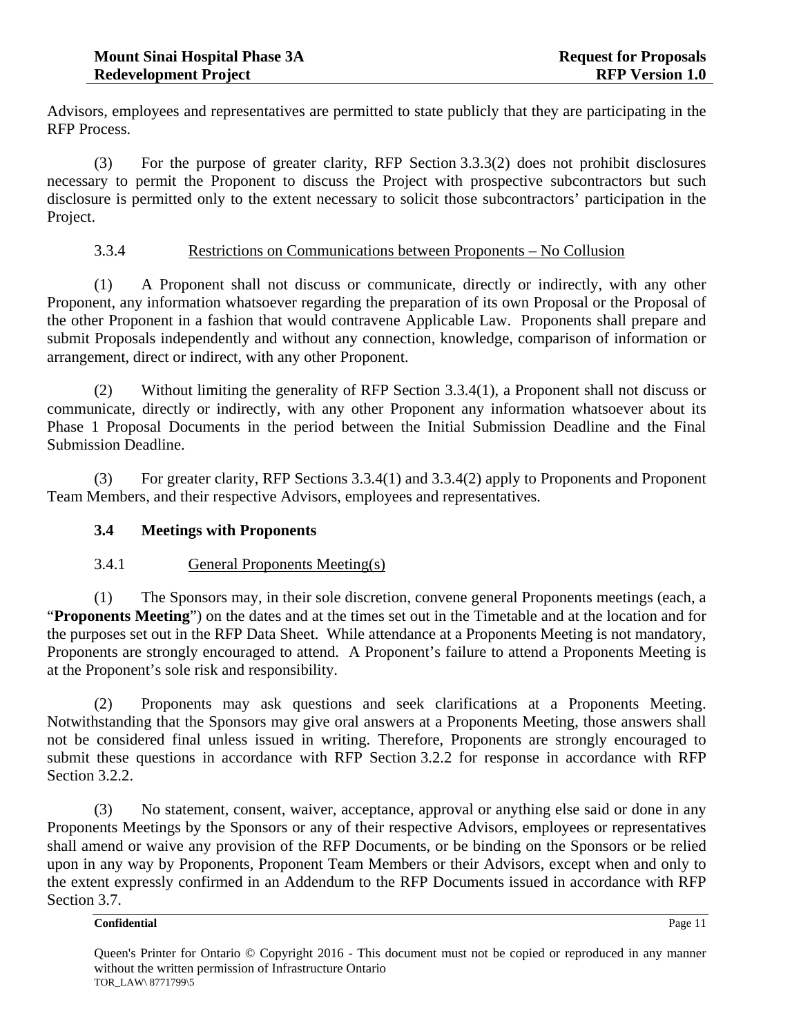Advisors, employees and representatives are permitted to state publicly that they are participating in the RFP Process.

(3) For the purpose of greater clarity, RFP Section 3.3.3(2) does not prohibit disclosures necessary to permit the Proponent to discuss the Project with prospective subcontractors but such disclosure is permitted only to the extent necessary to solicit those subcontractors' participation in the Project.

3.3.4 Restrictions on Communications between Proponents – No Collusion

(1) A Proponent shall not discuss or communicate, directly or indirectly, with any other Proponent, any information whatsoever regarding the preparation of its own Proposal or the Proposal of the other Proponent in a fashion that would contravene Applicable Law. Proponents shall prepare and submit Proposals independently and without any connection, knowledge, comparison of information or arrangement, direct or indirect, with any other Proponent.

(2) Without limiting the generality of RFP Section 3.3.4(1), a Proponent shall not discuss or communicate, directly or indirectly, with any other Proponent any information whatsoever about its Phase 1 Proposal Documents in the period between the Initial Submission Deadline and the Final Submission Deadline.

(3) For greater clarity, RFP Sections 3.3.4(1) and 3.3.4(2) apply to Proponents and Proponent Team Members, and their respective Advisors, employees and representatives.

### 3.4 Meetings with Proponents

3.4.1 General Proponents Meeting(s)

(1) The Sponsors may, in their sole discretion, convene general Proponents meetings (each, a "**Proponents Meeting**") on the dates and at the times set out in the Timetable and at the location and for the purposes set out in the RFP Data Sheet. While attendance at a Proponents Meeting is not mandatory, Proponents are strongly encouraged to attend. A Proponent's failure to attend a Proponents Meeting is at the Proponent's sole risk and responsibility.

(2) Proponents may ask questions and seek clarifications at a Proponents Meeting. Notwithstanding that the Sponsors may give oral answers at a Proponents Meeting, those answers shall not be considered final unless issued in writing. Therefore, Proponents are strongly encouraged to submit these questions in accordance with RFP Section 3.2.2 for response in accordance with RFP Section 3.2.2.

(3) No statement, consent, waiver, acceptance, approval or anything else said or done in any Proponents Meetings by the Sponsors or any of their respective Advisors, employees or representatives shall amend or waive any provision of the RFP Documents, or be binding on the Sponsors or be relied upon in any way by Proponents, Proponent Team Members or their Advisors, except when and only to the extent expressly confirmed in an Addendum to the RFP Documents issued in accordance with RFP Section 3.7.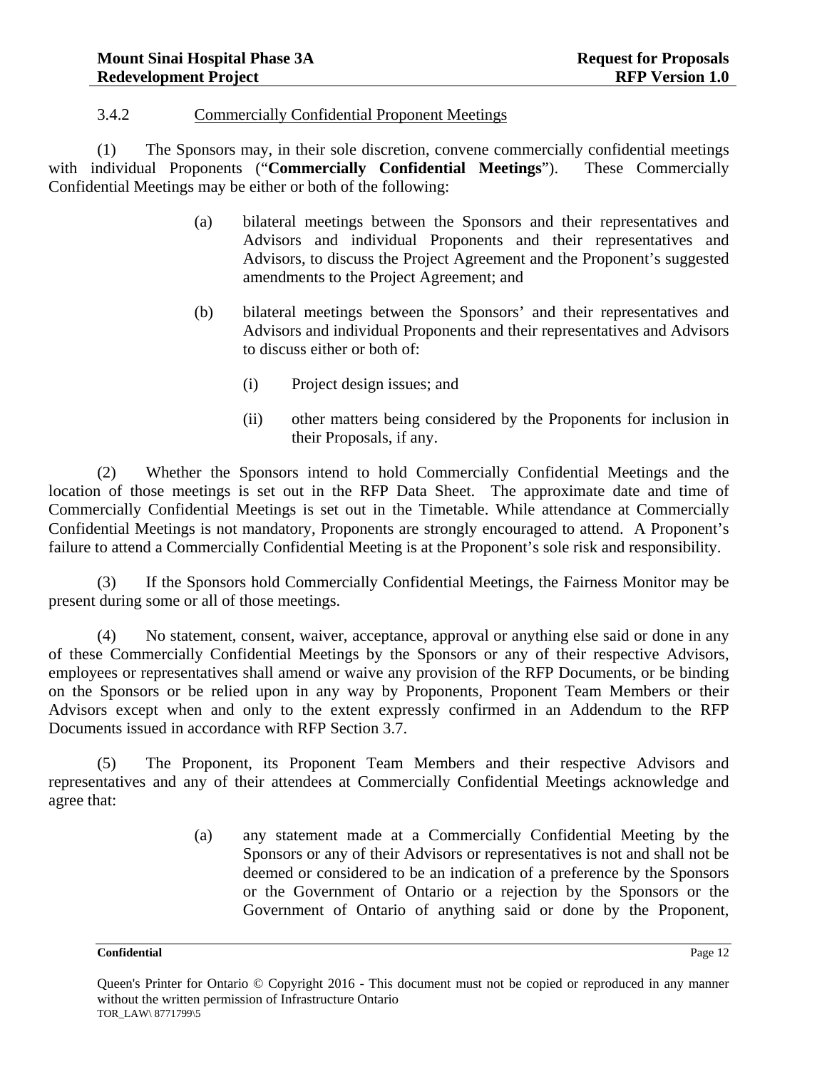### 3.4.2 Commercially Confidential Proponent Meetings

(1) The Sponsors may, in their sole discretion, convene commercially confidential meetings with individual Proponents ("**Commercially Confidential Meetings**"). These Commercially Confidential Meetings may be either or both of the following:

> (a) bilateral meetings between the Sponsors and their representatives and Advisors and individual Proponents and their representatives and Advisors, to discuss the Project Agreement and the Proponent's suggested amendments to the Project Agreement; and
>
> (b) bilateral meetings between the Sponsors' and their representatives and Advisors and individual Proponents and their representatives and Advisors to discuss either or both of:
>
> > (i) Project design issues; and
> >
> > (ii) other matters being considered by the Proponents for inclusion in their Proposals, if any.

(2) Whether the Sponsors intend to hold Commercially Confidential Meetings and the location of those meetings is set out in the RFP Data Sheet. The approximate date and time of Commercially Confidential Meetings is set out in the Timetable. While attendance at Commercially Confidential Meetings is not mandatory, Proponents are strongly encouraged to attend. A Proponent's failure to attend a Commercially Confidential Meeting is at the Proponent's sole risk and responsibility.

(3) If the Sponsors hold Commercially Confidential Meetings, the Fairness Monitor may be present during some or all of those meetings.

(4) No statement, consent, waiver, acceptance, approval or anything else said or done in any of these Commercially Confidential Meetings by the Sponsors or any of their respective Advisors, employees or representatives shall amend or waive any provision of the RFP Documents, or be binding on the Sponsors or be relied upon in any way by Proponents, Proponent Team Members or their Advisors except when and only to the extent expressly confirmed in an Addendum to the RFP Documents issued in accordance with RFP Section 3.7.

(5) The Proponent, its Proponent Team Members and their respective Advisors and representatives and any of their attendees at Commercially Confidential Meetings acknowledge and agree that:

> (a) any statement made at a Commercially Confidential Meeting by the Sponsors or any of their Advisors or representatives is not and shall not be deemed or considered to be an indication of a preference by the Sponsors or the Government of Ontario or a rejection by the Sponsors or the Government of Ontario of anything said or done by the Proponent,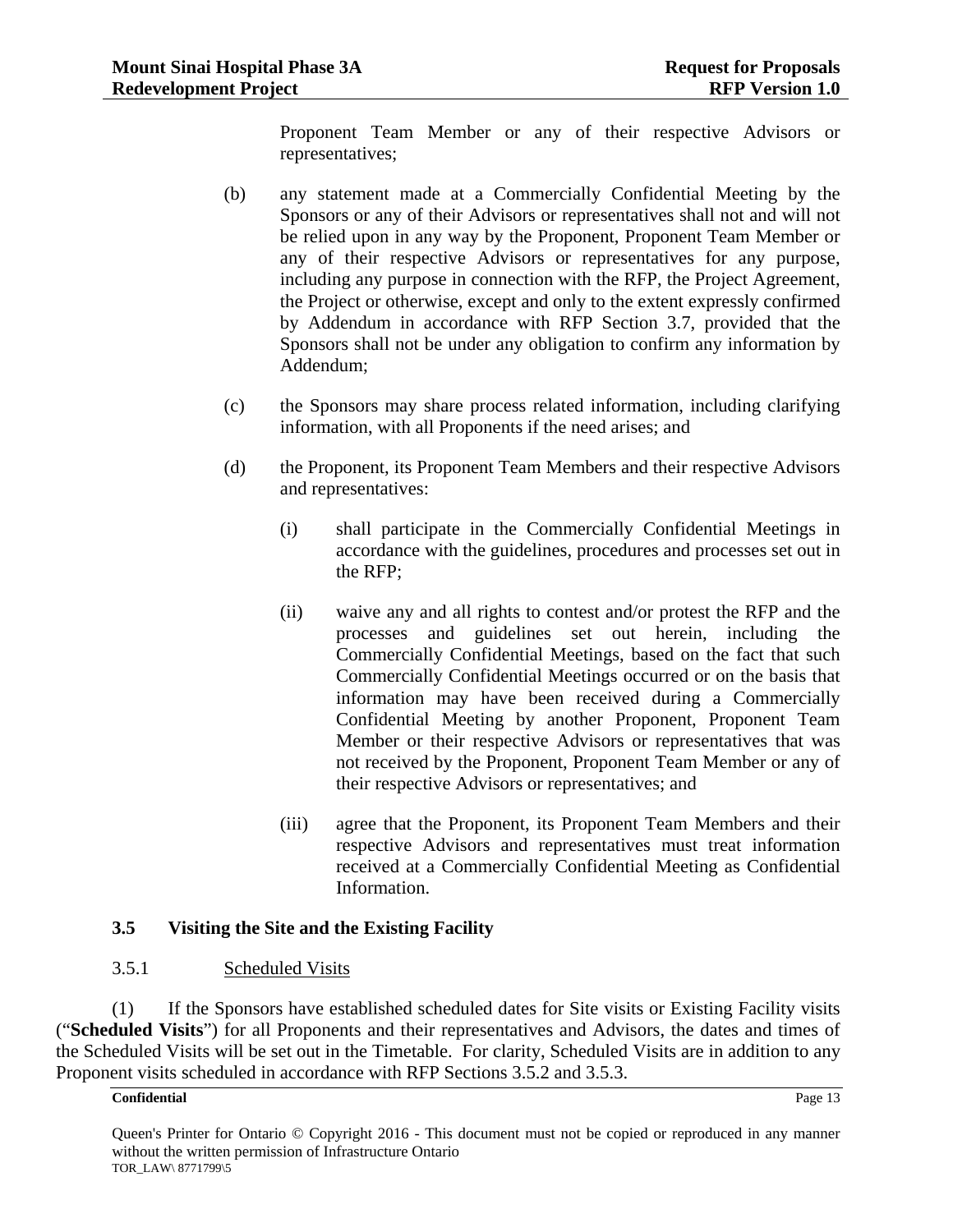Proponent Team Member or any of their respective Advisors or representatives;

(b) any statement made at a Commercially Confidential Meeting by the Sponsors or any of their Advisors or representatives shall not and will not be relied upon in any way by the Proponent, Proponent Team Member or any of their respective Advisors or representatives for any purpose, including any purpose in connection with the RFP, the Project Agreement, the Project or otherwise, except and only to the extent expressly confirmed by Addendum in accordance with RFP Section 3.7, provided that the Sponsors shall not be under any obligation to confirm any information by Addendum;

(c) the Sponsors may share process related information, including clarifying information, with all Proponents if the need arises; and

(d) the Proponent, its Proponent Team Members and their respective Advisors and representatives:

(i) shall participate in the Commercially Confidential Meetings in accordance with the guidelines, procedures and processes set out in the RFP;

(ii) waive any and all rights to contest and/or protest the RFP and the processes and guidelines set out herein, including the Commercially Confidential Meetings, based on the fact that such Commercially Confidential Meetings occurred or on the basis that information may have been received during a Commercially Confidential Meeting by another Proponent, Proponent Team Member or their respective Advisors or representatives that was not received by the Proponent, Proponent Team Member or any of their respective Advisors or representatives; and

(iii) agree that the Proponent, its Proponent Team Members and their respective Advisors and representatives must treat information received at a Commercially Confidential Meeting as Confidential Information.

## 3.5 Visiting the Site and the Existing Facility

### 3.5.1 Scheduled Visits

(1) If the Sponsors have established scheduled dates for Site visits or Existing Facility visits ("**Scheduled Visits**") for all Proponents and their representatives and Advisors, the dates and times of the Scheduled Visits will be set out in the Timetable. For clarity, Scheduled Visits are in addition to any Proponent visits scheduled in accordance with RFP Sections 3.5.2 and 3.5.3.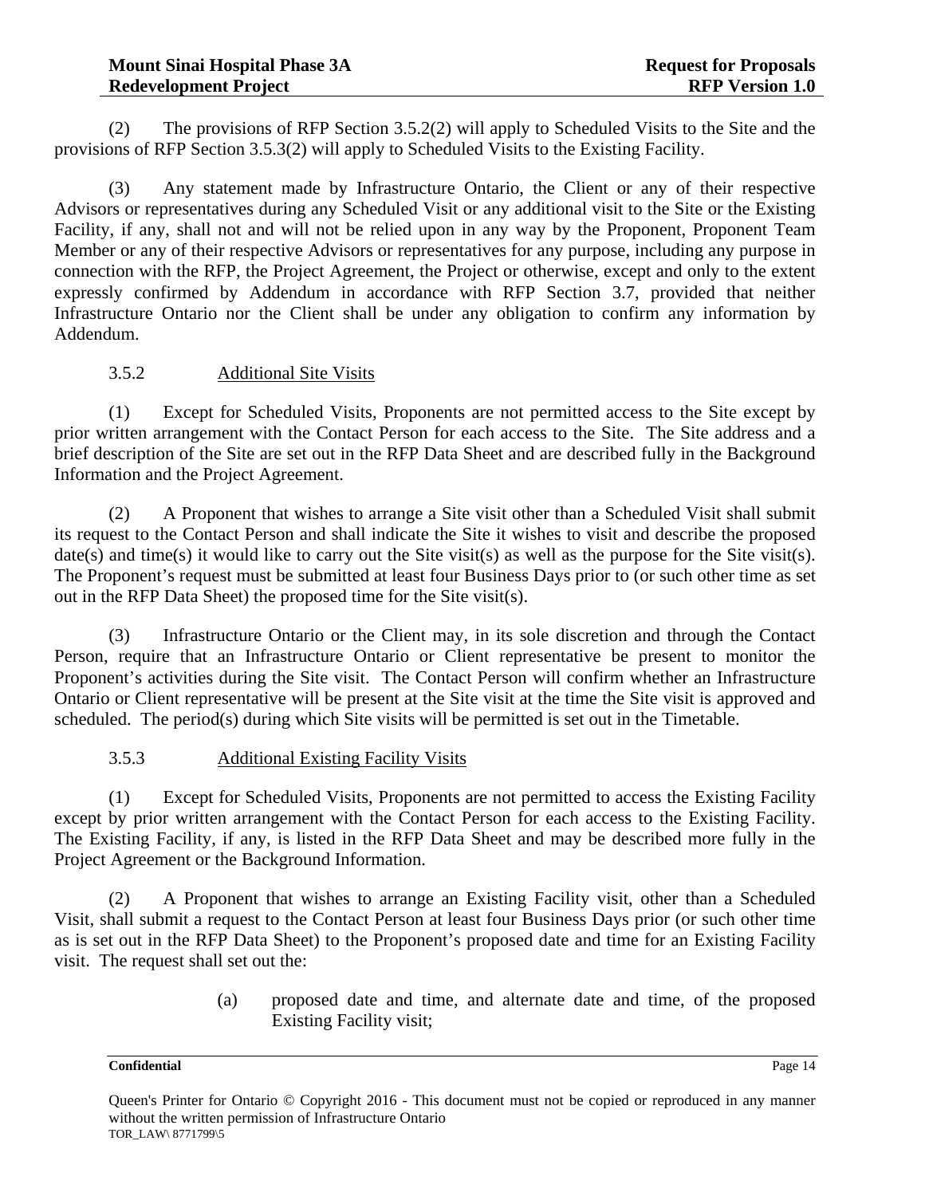(2) The provisions of RFP Section 3.5.2(2) will apply to Scheduled Visits to the Site and the provisions of RFP Section 3.5.3(2) will apply to Scheduled Visits to the Existing Facility.

(3) Any statement made by Infrastructure Ontario, the Client or any of their respective Advisors or representatives during any Scheduled Visit or any additional visit to the Site or the Existing Facility, if any, shall not and will not be relied upon in any way by the Proponent, Proponent Team Member or any of their respective Advisors or representatives for any purpose, including any purpose in connection with the RFP, the Project Agreement, the Project or otherwise, except and only to the extent expressly confirmed by Addendum in accordance with RFP Section 3.7, provided that neither Infrastructure Ontario nor the Client shall be under any obligation to confirm any information by Addendum.

#### 3.5.2 Additional Site Visits

(1) Except for Scheduled Visits, Proponents are not permitted access to the Site except by prior written arrangement with the Contact Person for each access to the Site. The Site address and a brief description of the Site are set out in the RFP Data Sheet and are described fully in the Background Information and the Project Agreement.

(2) A Proponent that wishes to arrange a Site visit other than a Scheduled Visit shall submit its request to the Contact Person and shall indicate the Site it wishes to visit and describe the proposed date(s) and time(s) it would like to carry out the Site visit(s) as well as the purpose for the Site visit(s). The Proponent's request must be submitted at least four Business Days prior to (or such other time as set out in the RFP Data Sheet) the proposed time for the Site visit(s).

(3) Infrastructure Ontario or the Client may, in its sole discretion and through the Contact Person, require that an Infrastructure Ontario or Client representative be present to monitor the Proponent's activities during the Site visit. The Contact Person will confirm whether an Infrastructure Ontario or Client representative will be present at the Site visit at the time the Site visit is approved and scheduled. The period(s) during which Site visits will be permitted is set out in the Timetable.

#### 3.5.3 Additional Existing Facility Visits

(1) Except for Scheduled Visits, Proponents are not permitted to access the Existing Facility except by prior written arrangement with the Contact Person for each access to the Existing Facility. The Existing Facility, if any, is listed in the RFP Data Sheet and may be described more fully in the Project Agreement or the Background Information.

(2) A Proponent that wishes to arrange an Existing Facility visit, other than a Scheduled Visit, shall submit a request to the Contact Person at least four Business Days prior (or such other time as is set out in the RFP Data Sheet) to the Proponent's proposed date and time for an Existing Facility visit. The request shall set out the:

(a) proposed date and time, and alternate date and time, of the proposed Existing Facility visit;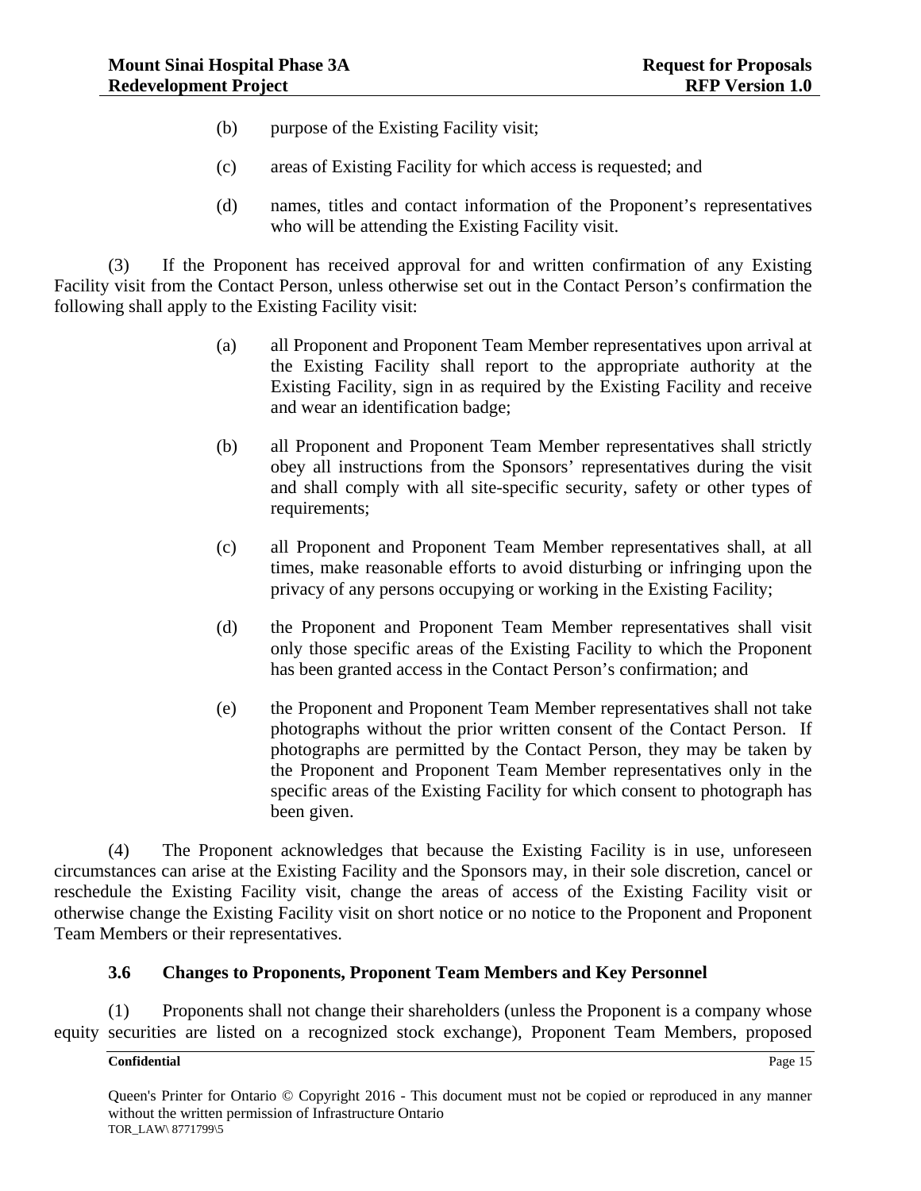(b) purpose of the Existing Facility visit;

(c) areas of Existing Facility for which access is requested; and

(d) names, titles and contact information of the Proponent's representatives who will be attending the Existing Facility visit.

(3) If the Proponent has received approval for and written confirmation of any Existing Facility visit from the Contact Person, unless otherwise set out in the Contact Person's confirmation the following shall apply to the Existing Facility visit:

(a) all Proponent and Proponent Team Member representatives upon arrival at the Existing Facility shall report to the appropriate authority at the Existing Facility, sign in as required by the Existing Facility and receive and wear an identification badge;

(b) all Proponent and Proponent Team Member representatives shall strictly obey all instructions from the Sponsors' representatives during the visit and shall comply with all site-specific security, safety or other types of requirements;

(c) all Proponent and Proponent Team Member representatives shall, at all times, make reasonable efforts to avoid disturbing or infringing upon the privacy of any persons occupying or working in the Existing Facility;

(d) the Proponent and Proponent Team Member representatives shall visit only those specific areas of the Existing Facility to which the Proponent has been granted access in the Contact Person's confirmation; and

(e) the Proponent and Proponent Team Member representatives shall not take photographs without the prior written consent of the Contact Person. If photographs are permitted by the Contact Person, they may be taken by the Proponent and Proponent Team Member representatives only in the specific areas of the Existing Facility for which consent to photograph has been given.

(4) The Proponent acknowledges that because the Existing Facility is in use, unforeseen circumstances can arise at the Existing Facility and the Sponsors may, in their sole discretion, cancel or reschedule the Existing Facility visit, change the areas of access of the Existing Facility visit or otherwise change the Existing Facility visit on short notice or no notice to the Proponent and Proponent Team Members or their representatives.

### 3.6 Changes to Proponents, Proponent Team Members and Key Personnel

(1) Proponents shall not change their shareholders (unless the Proponent is a company whose equity securities are listed on a recognized stock exchange), Proponent Team Members, proposed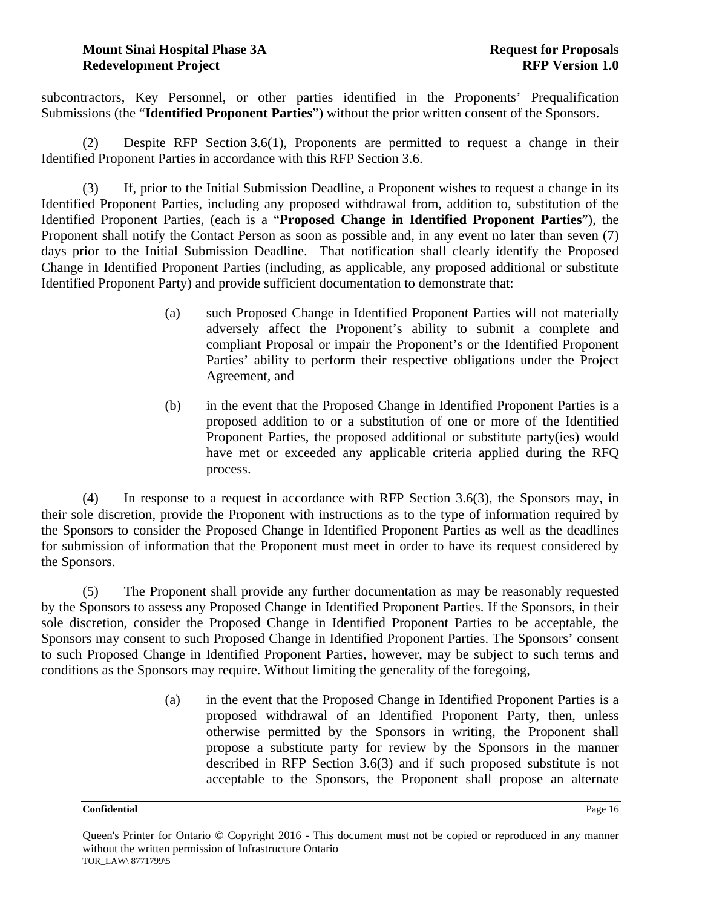subcontractors, Key Personnel, or other parties identified in the Proponents' Prequalification Submissions (the "**Identified Proponent Parties**") without the prior written consent of the Sponsors.

(2) Despite RFP Section 3.6(1), Proponents are permitted to request a change in their Identified Proponent Parties in accordance with this RFP Section 3.6.

(3) If, prior to the Initial Submission Deadline, a Proponent wishes to request a change in its Identified Proponent Parties, including any proposed withdrawal from, addition to, substitution of the Identified Proponent Parties, (each is a "**Proposed Change in Identified Proponent Parties**"), the Proponent shall notify the Contact Person as soon as possible and, in any event no later than seven (7) days prior to the Initial Submission Deadline. That notification shall clearly identify the Proposed Change in Identified Proponent Parties (including, as applicable, any proposed additional or substitute Identified Proponent Party) and provide sufficient documentation to demonstrate that:

(a) such Proposed Change in Identified Proponent Parties will not materially adversely affect the Proponent's ability to submit a complete and compliant Proposal or impair the Proponent's or the Identified Proponent Parties' ability to perform their respective obligations under the Project Agreement, and

(b) in the event that the Proposed Change in Identified Proponent Parties is a proposed addition to or a substitution of one or more of the Identified Proponent Parties, the proposed additional or substitute party(ies) would have met or exceeded any applicable criteria applied during the RFQ process.

(4) In response to a request in accordance with RFP Section 3.6(3), the Sponsors may, in their sole discretion, provide the Proponent with instructions as to the type of information required by the Sponsors to consider the Proposed Change in Identified Proponent Parties as well as the deadlines for submission of information that the Proponent must meet in order to have its request considered by the Sponsors.

(5) The Proponent shall provide any further documentation as may be reasonably requested by the Sponsors to assess any Proposed Change in Identified Proponent Parties. If the Sponsors, in their sole discretion, consider the Proposed Change in Identified Proponent Parties to be acceptable, the Sponsors may consent to such Proposed Change in Identified Proponent Parties. The Sponsors' consent to such Proposed Change in Identified Proponent Parties, however, may be subject to such terms and conditions as the Sponsors may require. Without limiting the generality of the foregoing,

(a) in the event that the Proposed Change in Identified Proponent Parties is a proposed withdrawal of an Identified Proponent Party, then, unless otherwise permitted by the Sponsors in writing, the Proponent shall propose a substitute party for review by the Sponsors in the manner described in RFP Section 3.6(3) and if such proposed substitute is not acceptable to the Sponsors, the Proponent shall propose an alternate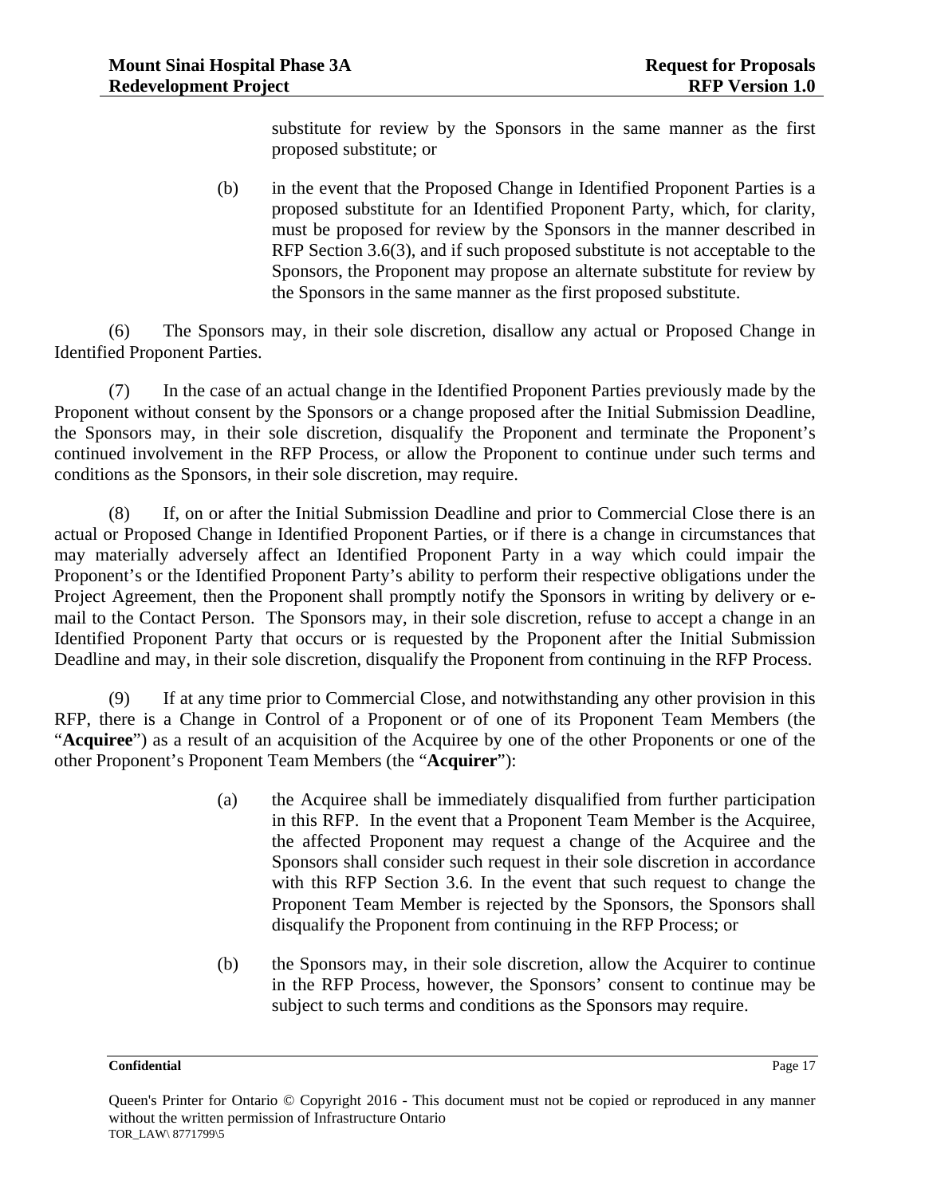substitute for review by the Sponsors in the same manner as the first proposed substitute; or

(b) in the event that the Proposed Change in Identified Proponent Parties is a proposed substitute for an Identified Proponent Party, which, for clarity, must be proposed for review by the Sponsors in the manner described in RFP Section 3.6(3), and if such proposed substitute is not acceptable to the Sponsors, the Proponent may propose an alternate substitute for review by the Sponsors in the same manner as the first proposed substitute.

(6) The Sponsors may, in their sole discretion, disallow any actual or Proposed Change in Identified Proponent Parties.

(7) In the case of an actual change in the Identified Proponent Parties previously made by the Proponent without consent by the Sponsors or a change proposed after the Initial Submission Deadline, the Sponsors may, in their sole discretion, disqualify the Proponent and terminate the Proponent's continued involvement in the RFP Process, or allow the Proponent to continue under such terms and conditions as the Sponsors, in their sole discretion, may require.

(8) If, on or after the Initial Submission Deadline and prior to Commercial Close there is an actual or Proposed Change in Identified Proponent Parties, or if there is a change in circumstances that may materially adversely affect an Identified Proponent Party in a way which could impair the Proponent's or the Identified Proponent Party's ability to perform their respective obligations under the Project Agreement, then the Proponent shall promptly notify the Sponsors in writing by delivery or e-mail to the Contact Person. The Sponsors may, in their sole discretion, refuse to accept a change in an Identified Proponent Party that occurs or is requested by the Proponent after the Initial Submission Deadline and may, in their sole discretion, disqualify the Proponent from continuing in the RFP Process.

(9) If at any time prior to Commercial Close, and notwithstanding any other provision in this RFP, there is a Change in Control of a Proponent or of one of its Proponent Team Members (the "**Acquiree**") as a result of an acquisition of the Acquiree by one of the other Proponents or one of the other Proponent's Proponent Team Members (the "**Acquirer**"):

(a) the Acquiree shall be immediately disqualified from further participation in this RFP. In the event that a Proponent Team Member is the Acquiree, the affected Proponent may request a change of the Acquiree and the Sponsors shall consider such request in their sole discretion in accordance with this RFP Section 3.6. In the event that such request to change the Proponent Team Member is rejected by the Sponsors, the Sponsors shall disqualify the Proponent from continuing in the RFP Process; or

(b) the Sponsors may, in their sole discretion, allow the Acquirer to continue in the RFP Process, however, the Sponsors' consent to continue may be subject to such terms and conditions as the Sponsors may require.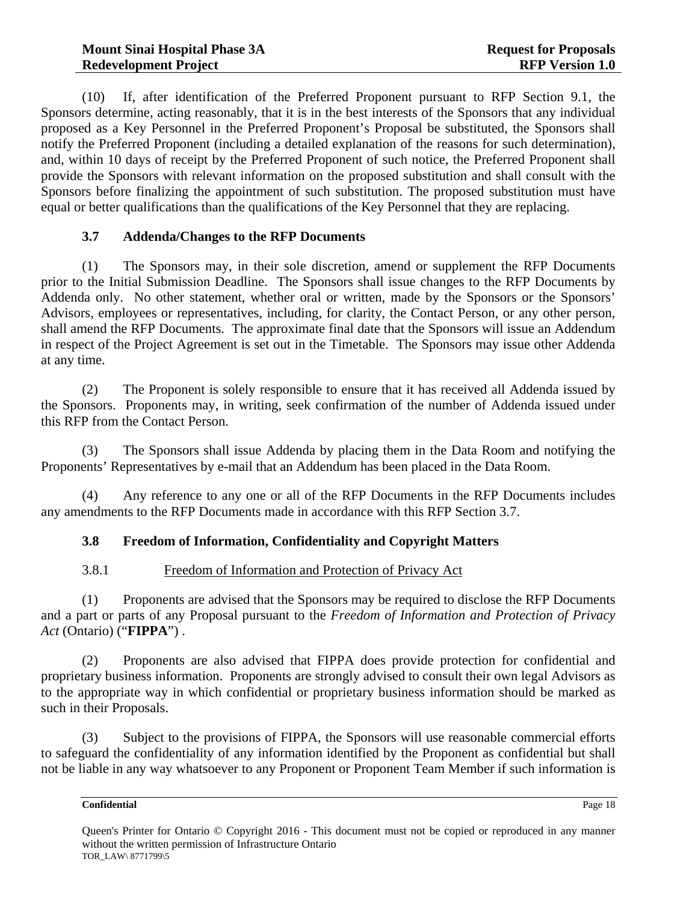(10) If, after identification of the Preferred Proponent pursuant to RFP Section 9.1, the Sponsors determine, acting reasonably, that it is in the best interests of the Sponsors that any individual proposed as a Key Personnel in the Preferred Proponent's Proposal be substituted, the Sponsors shall notify the Preferred Proponent (including a detailed explanation of the reasons for such determination), and, within 10 days of receipt by the Preferred Proponent of such notice, the Preferred Proponent shall provide the Sponsors with relevant information on the proposed substitution and shall consult with the Sponsors before finalizing the appointment of such substitution. The proposed substitution must have equal or better qualifications than the qualifications of the Key Personnel that they are replacing.

### 3.7 Addenda/Changes to the RFP Documents

(1) The Sponsors may, in their sole discretion, amend or supplement the RFP Documents prior to the Initial Submission Deadline. The Sponsors shall issue changes to the RFP Documents by Addenda only. No other statement, whether oral or written, made by the Sponsors or the Sponsors' Advisors, employees or representatives, including, for clarity, the Contact Person, or any other person, shall amend the RFP Documents. The approximate final date that the Sponsors will issue an Addendum in respect of the Project Agreement is set out in the Timetable. The Sponsors may issue other Addenda at any time.

(2) The Proponent is solely responsible to ensure that it has received all Addenda issued by the Sponsors. Proponents may, in writing, seek confirmation of the number of Addenda issued under this RFP from the Contact Person.

(3) The Sponsors shall issue Addenda by placing them in the Data Room and notifying the Proponents' Representatives by e-mail that an Addendum has been placed in the Data Room.

(4) Any reference to any one or all of the RFP Documents in the RFP Documents includes any amendments to the RFP Documents made in accordance with this RFP Section 3.7.

### 3.8 Freedom of Information, Confidentiality and Copyright Matters

#### 3.8.1 Freedom of Information and Protection of Privacy Act

(1) Proponents are advised that the Sponsors may be required to disclose the RFP Documents and a part or parts of any Proposal pursuant to the *Freedom of Information and Protection of Privacy Act* (Ontario) ("**FIPPA**") .

(2) Proponents are also advised that FIPPA does provide protection for confidential and proprietary business information. Proponents are strongly advised to consult their own legal Advisors as to the appropriate way in which confidential or proprietary business information should be marked as such in their Proposals.

(3) Subject to the provisions of FIPPA, the Sponsors will use reasonable commercial efforts to safeguard the confidentiality of any information identified by the Proponent as confidential but shall not be liable in any way whatsoever to any Proponent or Proponent Team Member if such information is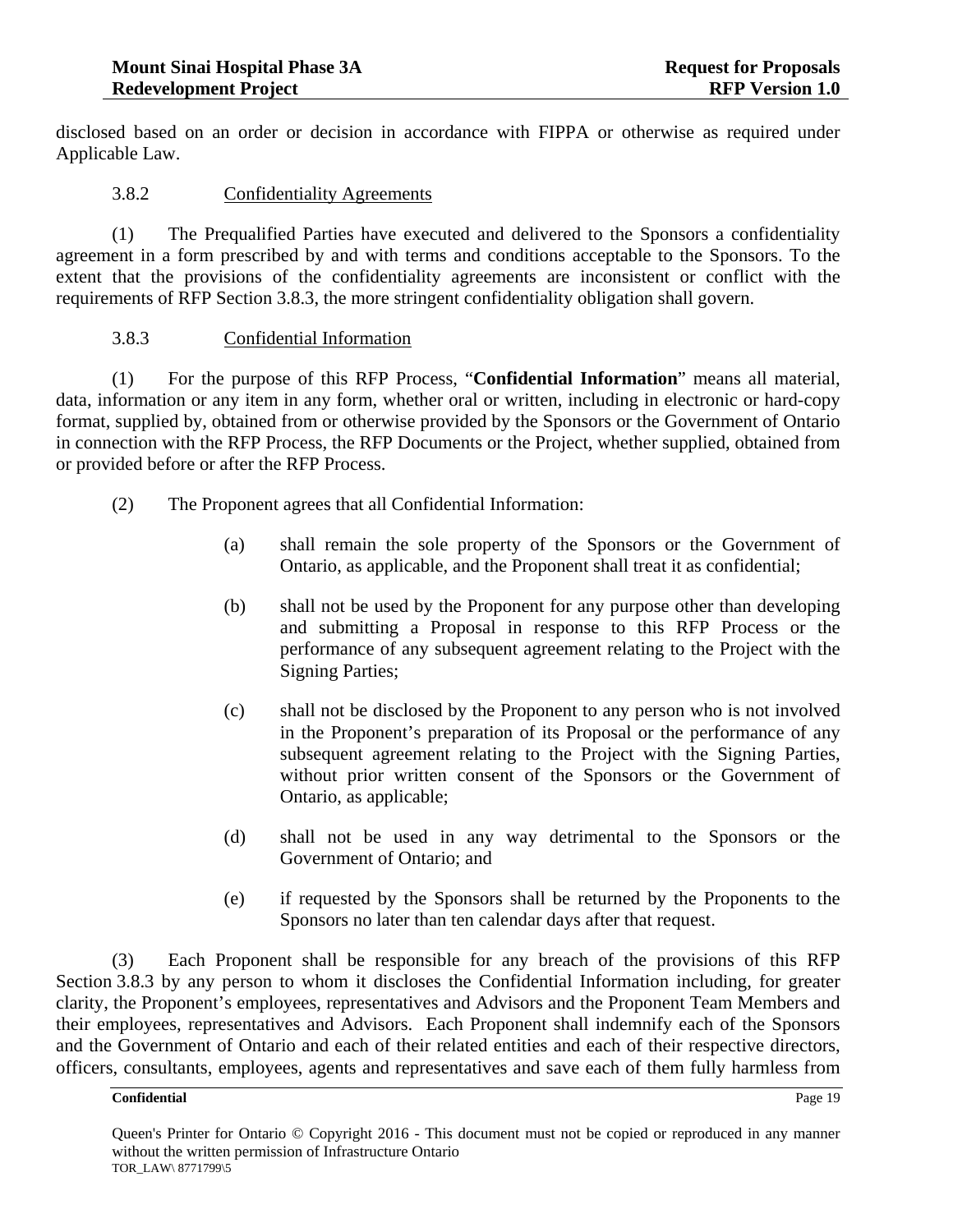disclosed based on an order or decision in accordance with FIPPA or otherwise as required under Applicable Law.

### 3.8.2 Confidentiality Agreements

(1) The Prequalified Parties have executed and delivered to the Sponsors a confidentiality agreement in a form prescribed by and with terms and conditions acceptable to the Sponsors. To the extent that the provisions of the confidentiality agreements are inconsistent or conflict with the requirements of RFP Section 3.8.3, the more stringent confidentiality obligation shall govern.

### 3.8.3 Confidential Information

(1) For the purpose of this RFP Process, "**Confidential Information**" means all material, data, information or any item in any form, whether oral or written, including in electronic or hard-copy format, supplied by, obtained from or otherwise provided by the Sponsors or the Government of Ontario in connection with the RFP Process, the RFP Documents or the Project, whether supplied, obtained from or provided before or after the RFP Process.

(2) The Proponent agrees that all Confidential Information:

- (a) shall remain the sole property of the Sponsors or the Government of Ontario, as applicable, and the Proponent shall treat it as confidential;
- (b) shall not be used by the Proponent for any purpose other than developing and submitting a Proposal in response to this RFP Process or the performance of any subsequent agreement relating to the Project with the Signing Parties;
- (c) shall not be disclosed by the Proponent to any person who is not involved in the Proponent's preparation of its Proposal or the performance of any subsequent agreement relating to the Project with the Signing Parties, without prior written consent of the Sponsors or the Government of Ontario, as applicable;
- (d) shall not be used in any way detrimental to the Sponsors or the Government of Ontario; and
- (e) if requested by the Sponsors shall be returned by the Proponents to the Sponsors no later than ten calendar days after that request.

(3) Each Proponent shall be responsible for any breach of the provisions of this RFP Section 3.8.3 by any person to whom it discloses the Confidential Information including, for greater clarity, the Proponent's employees, representatives and Advisors and the Proponent Team Members and their employees, representatives and Advisors. Each Proponent shall indemnify each of the Sponsors and the Government of Ontario and each of their related entities and each of their respective directors, officers, consultants, employees, agents and representatives and save each of them fully harmless from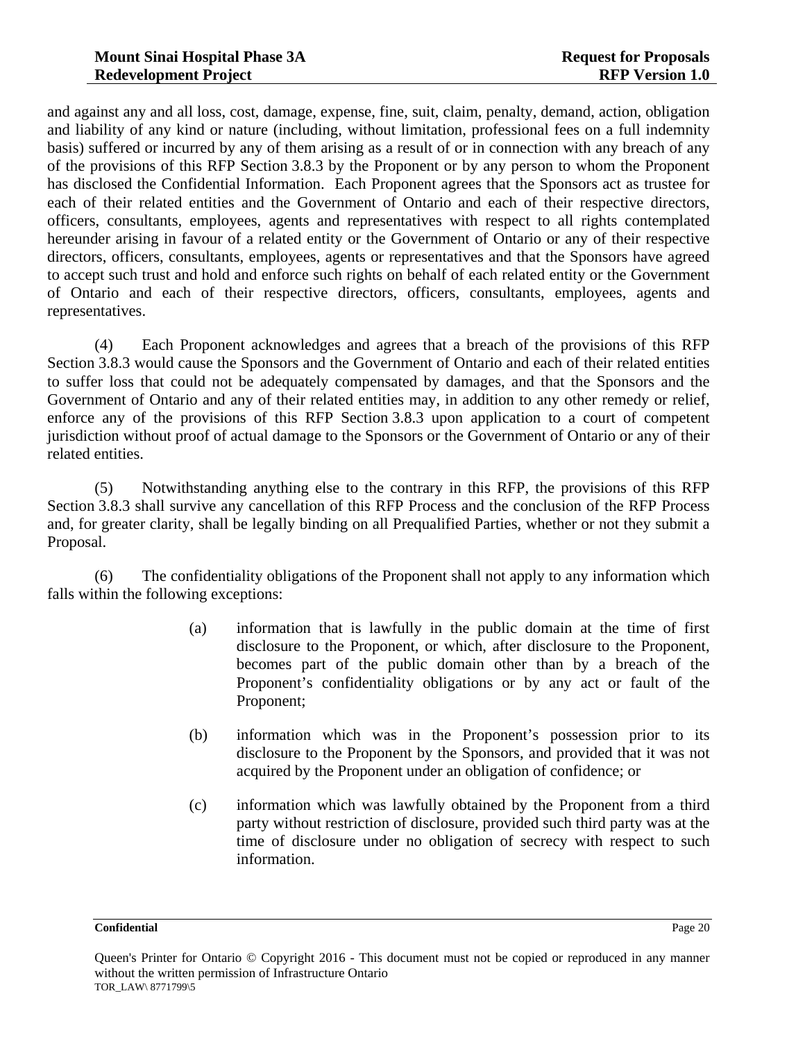and against any and all loss, cost, damage, expense, fine, suit, claim, penalty, demand, action, obligation and liability of any kind or nature (including, without limitation, professional fees on a full indemnity basis) suffered or incurred by any of them arising as a result of or in connection with any breach of any of the provisions of this RFP Section 3.8.3 by the Proponent or by any person to whom the Proponent has disclosed the Confidential Information. Each Proponent agrees that the Sponsors act as trustee for each of their related entities and the Government of Ontario and each of their respective directors, officers, consultants, employees, agents and representatives with respect to all rights contemplated hereunder arising in favour of a related entity or the Government of Ontario or any of their respective directors, officers, consultants, employees, agents or representatives and that the Sponsors have agreed to accept such trust and hold and enforce such rights on behalf of each related entity or the Government of Ontario and each of their respective directors, officers, consultants, employees, agents and representatives.

(4) Each Proponent acknowledges and agrees that a breach of the provisions of this RFP Section 3.8.3 would cause the Sponsors and the Government of Ontario and each of their related entities to suffer loss that could not be adequately compensated by damages, and that the Sponsors and the Government of Ontario and any of their related entities may, in addition to any other remedy or relief, enforce any of the provisions of this RFP Section 3.8.3 upon application to a court of competent jurisdiction without proof of actual damage to the Sponsors or the Government of Ontario or any of their related entities.

(5) Notwithstanding anything else to the contrary in this RFP, the provisions of this RFP Section 3.8.3 shall survive any cancellation of this RFP Process and the conclusion of the RFP Process and, for greater clarity, shall be legally binding on all Prequalified Parties, whether or not they submit a Proposal.

(6) The confidentiality obligations of the Proponent shall not apply to any information which falls within the following exceptions:

(a) information that is lawfully in the public domain at the time of first disclosure to the Proponent, or which, after disclosure to the Proponent, becomes part of the public domain other than by a breach of the Proponent's confidentiality obligations or by any act or fault of the Proponent;

(b) information which was in the Proponent's possession prior to its disclosure to the Proponent by the Sponsors, and provided that it was not acquired by the Proponent under an obligation of confidence; or

(c) information which was lawfully obtained by the Proponent from a third party without restriction of disclosure, provided such third party was at the time of disclosure under no obligation of secrecy with respect to such information.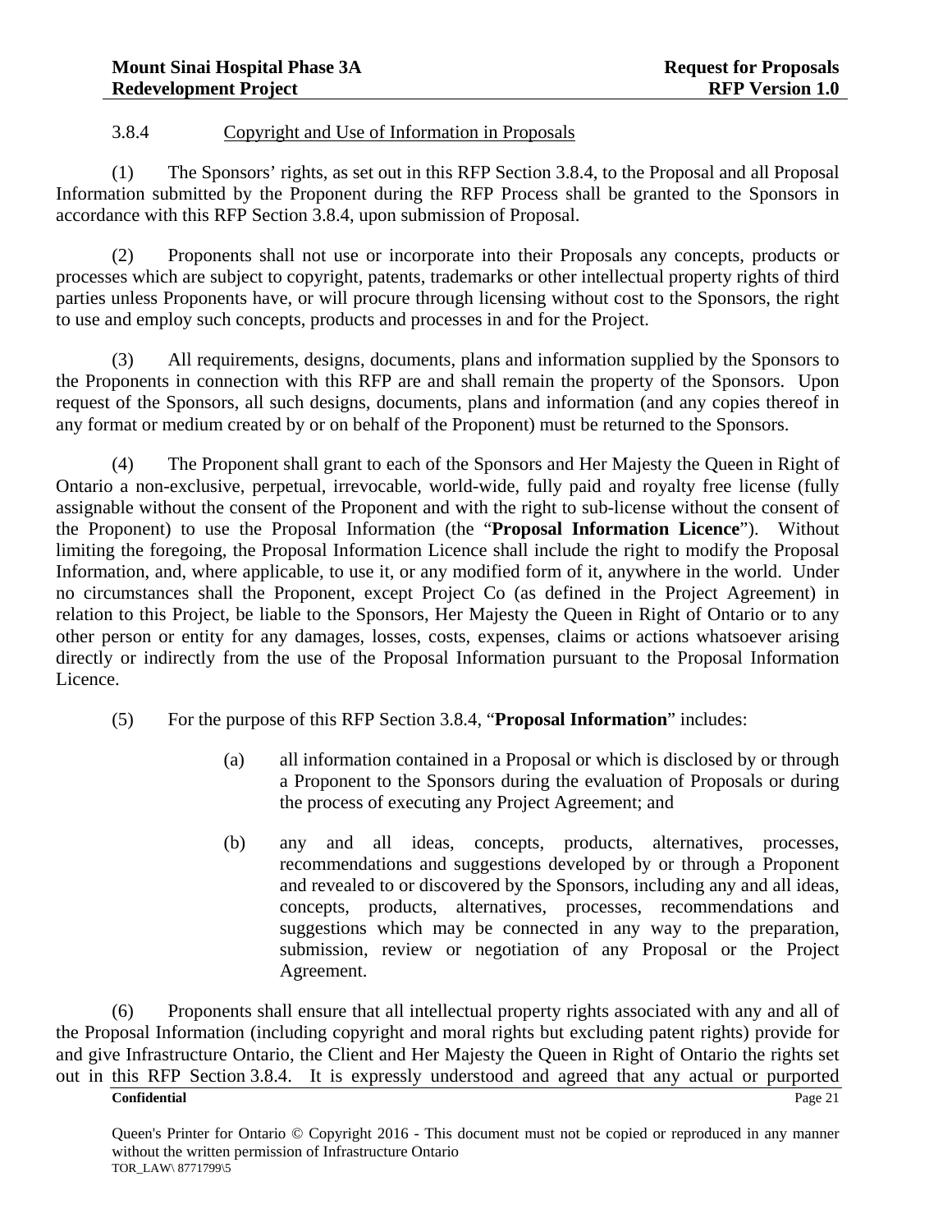3.8.4 Copyright and Use of Information in Proposals

(1) The Sponsors' rights, as set out in this RFP Section 3.8.4, to the Proposal and all Proposal Information submitted by the Proponent during the RFP Process shall be granted to the Sponsors in accordance with this RFP Section 3.8.4, upon submission of Proposal.

(2) Proponents shall not use or incorporate into their Proposals any concepts, products or processes which are subject to copyright, patents, trademarks or other intellectual property rights of third parties unless Proponents have, or will procure through licensing without cost to the Sponsors, the right to use and employ such concepts, products and processes in and for the Project.

(3) All requirements, designs, documents, plans and information supplied by the Sponsors to the Proponents in connection with this RFP are and shall remain the property of the Sponsors. Upon request of the Sponsors, all such designs, documents, plans and information (and any copies thereof in any format or medium created by or on behalf of the Proponent) must be returned to the Sponsors.

(4) The Proponent shall grant to each of the Sponsors and Her Majesty the Queen in Right of Ontario a non-exclusive, perpetual, irrevocable, world-wide, fully paid and royalty free license (fully assignable without the consent of the Proponent and with the right to sub-license without the consent of the Proponent) to use the Proposal Information (the "**Proposal Information Licence**"). Without limiting the foregoing, the Proposal Information Licence shall include the right to modify the Proposal Information, and, where applicable, to use it, or any modified form of it, anywhere in the world. Under no circumstances shall the Proponent, except Project Co (as defined in the Project Agreement) in relation to this Project, be liable to the Sponsors, Her Majesty the Queen in Right of Ontario or to any other person or entity for any damages, losses, costs, expenses, claims or actions whatsoever arising directly or indirectly from the use of the Proposal Information pursuant to the Proposal Information Licence.

(5) For the purpose of this RFP Section 3.8.4, "**Proposal Information**" includes:

(a) all information contained in a Proposal or which is disclosed by or through a Proponent to the Sponsors during the evaluation of Proposals or during the process of executing any Project Agreement; and

(b) any and all ideas, concepts, products, alternatives, processes, recommendations and suggestions developed by or through a Proponent and revealed to or discovered by the Sponsors, including any and all ideas, concepts, products, alternatives, processes, recommendations and suggestions which may be connected in any way to the preparation, submission, review or negotiation of any Proposal or the Project Agreement.

(6) Proponents shall ensure that all intellectual property rights associated with any and all of the Proposal Information (including copyright and moral rights but excluding patent rights) provide for and give Infrastructure Ontario, the Client and Her Majesty the Queen in Right of Ontario the rights set out in this RFP Section 3.8.4. It is expressly understood and agreed that any actual or purported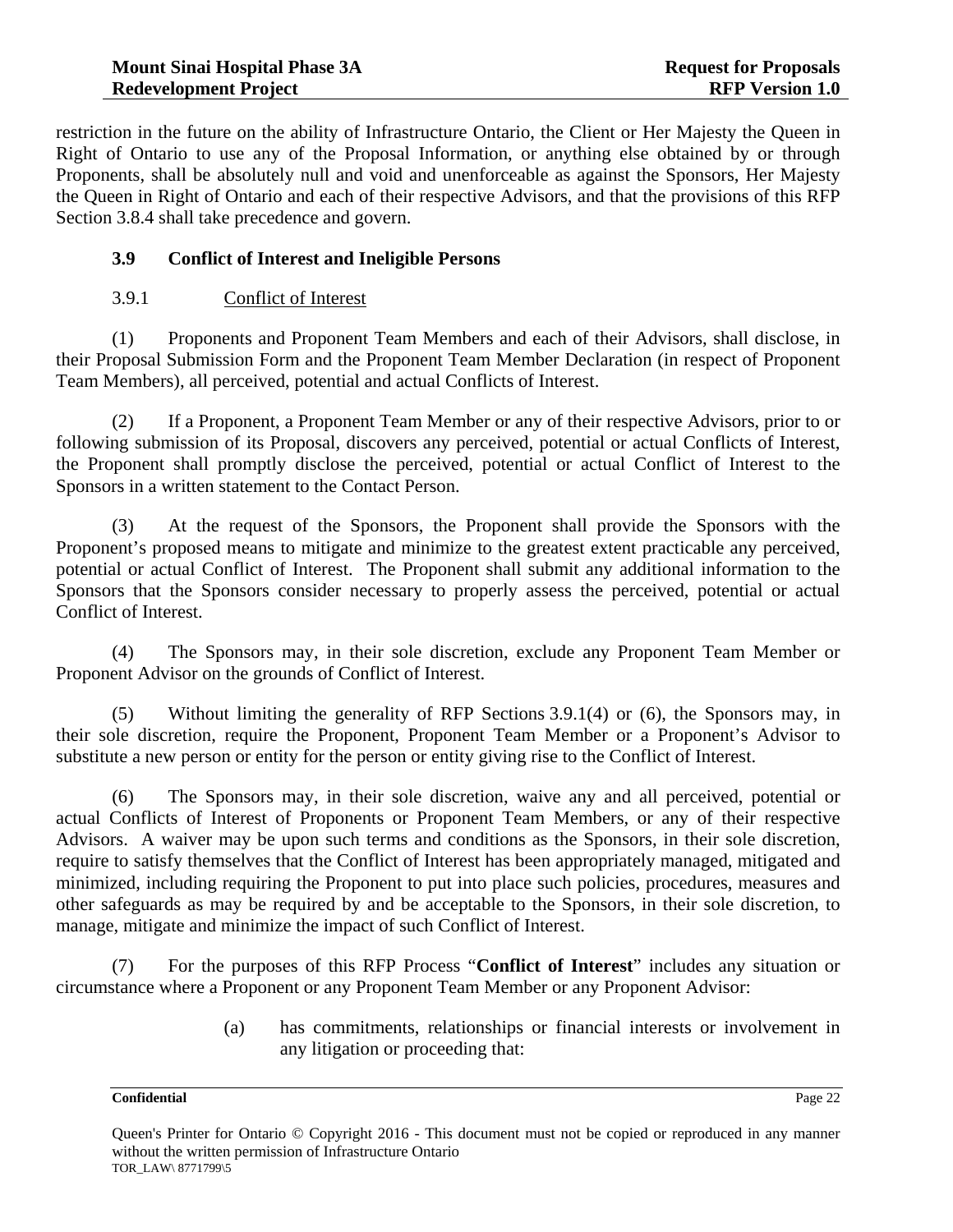restriction in the future on the ability of Infrastructure Ontario, the Client or Her Majesty the Queen in Right of Ontario to use any of the Proposal Information, or anything else obtained by or through Proponents, shall be absolutely null and void and unenforceable as against the Sponsors, Her Majesty the Queen in Right of Ontario and each of their respective Advisors, and that the provisions of this RFP Section 3.8.4 shall take precedence and govern.

### 3.9 Conflict of Interest and Ineligible Persons

#### 3.9.1 Conflict of Interest

(1) Proponents and Proponent Team Members and each of their Advisors, shall disclose, in their Proposal Submission Form and the Proponent Team Member Declaration (in respect of Proponent Team Members), all perceived, potential and actual Conflicts of Interest.

(2) If a Proponent, a Proponent Team Member or any of their respective Advisors, prior to or following submission of its Proposal, discovers any perceived, potential or actual Conflicts of Interest, the Proponent shall promptly disclose the perceived, potential or actual Conflict of Interest to the Sponsors in a written statement to the Contact Person.

(3) At the request of the Sponsors, the Proponent shall provide the Sponsors with the Proponent's proposed means to mitigate and minimize to the greatest extent practicable any perceived, potential or actual Conflict of Interest. The Proponent shall submit any additional information to the Sponsors that the Sponsors consider necessary to properly assess the perceived, potential or actual Conflict of Interest.

(4) The Sponsors may, in their sole discretion, exclude any Proponent Team Member or Proponent Advisor on the grounds of Conflict of Interest.

(5) Without limiting the generality of RFP Sections 3.9.1(4) or (6), the Sponsors may, in their sole discretion, require the Proponent, Proponent Team Member or a Proponent's Advisor to substitute a new person or entity for the person or entity giving rise to the Conflict of Interest.

(6) The Sponsors may, in their sole discretion, waive any and all perceived, potential or actual Conflicts of Interest of Proponents or Proponent Team Members, or any of their respective Advisors. A waiver may be upon such terms and conditions as the Sponsors, in their sole discretion, require to satisfy themselves that the Conflict of Interest has been appropriately managed, mitigated and minimized, including requiring the Proponent to put into place such policies, procedures, measures and other safeguards as may be required by and be acceptable to the Sponsors, in their sole discretion, to manage, mitigate and minimize the impact of such Conflict of Interest.

(7) For the purposes of this RFP Process "**Conflict of Interest**" includes any situation or circumstance where a Proponent or any Proponent Team Member or any Proponent Advisor:

> (a) has commitments, relationships or financial interests or involvement in any litigation or proceeding that: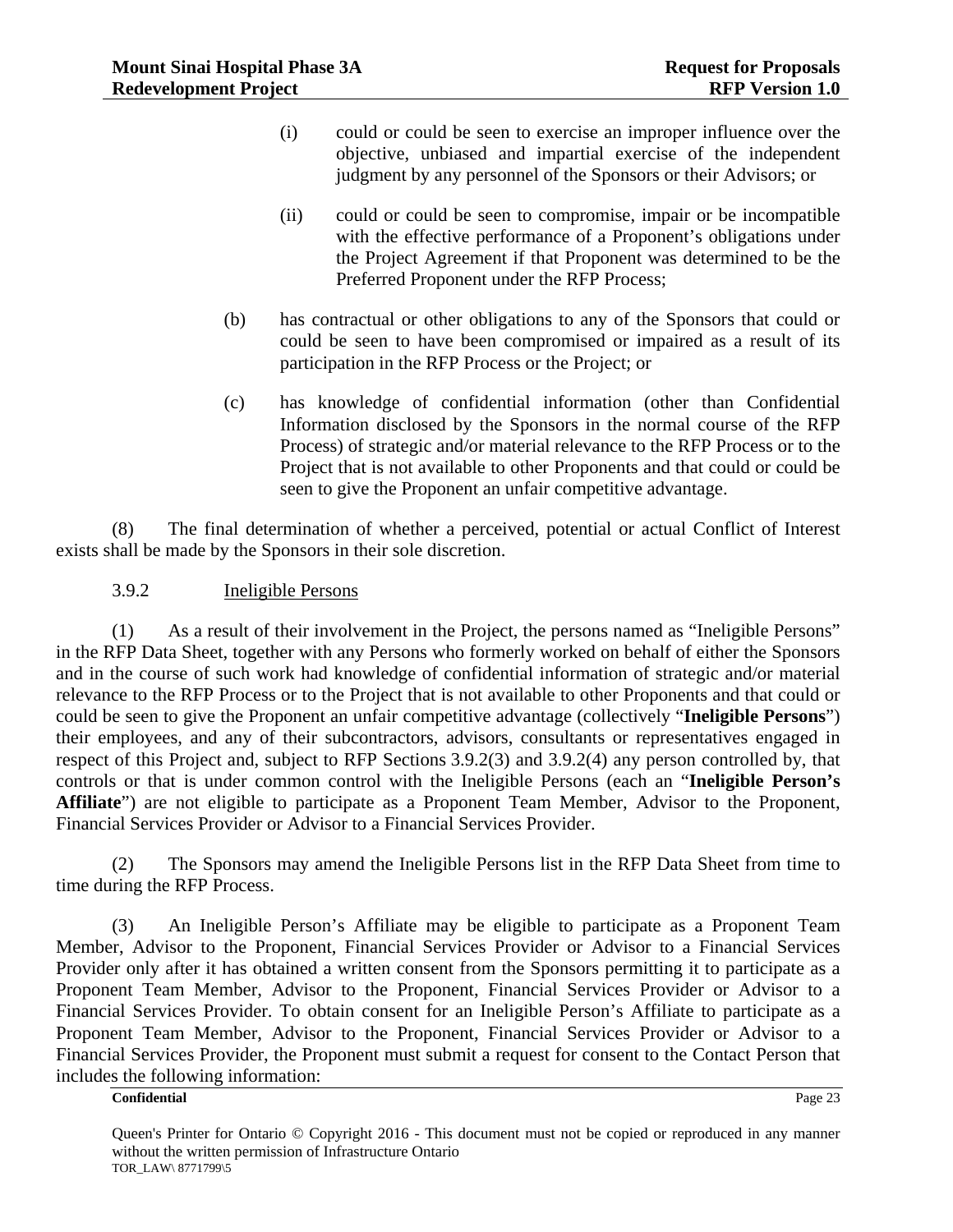(i) could or could be seen to exercise an improper influence over the objective, unbiased and impartial exercise of the independent judgment by any personnel of the Sponsors or their Advisors; or

(ii) could or could be seen to compromise, impair or be incompatible with the effective performance of a Proponent's obligations under the Project Agreement if that Proponent was determined to be the Preferred Proponent under the RFP Process;

(b) has contractual or other obligations to any of the Sponsors that could or could be seen to have been compromised or impaired as a result of its participation in the RFP Process or the Project; or

(c) has knowledge of confidential information (other than Confidential Information disclosed by the Sponsors in the normal course of the RFP Process) of strategic and/or material relevance to the RFP Process or to the Project that is not available to other Proponents and that could or could be seen to give the Proponent an unfair competitive advantage.

(8) The final determination of whether a perceived, potential or actual Conflict of Interest exists shall be made by the Sponsors in their sole discretion.

3.9.2 Ineligible Persons

(1) As a result of their involvement in the Project, the persons named as "Ineligible Persons" in the RFP Data Sheet, together with any Persons who formerly worked on behalf of either the Sponsors and in the course of such work had knowledge of confidential information of strategic and/or material relevance to the RFP Process or to the Project that is not available to other Proponents and that could or could be seen to give the Proponent an unfair competitive advantage (collectively "**Ineligible Persons**") their employees, and any of their subcontractors, advisors, consultants or representatives engaged in respect of this Project and, subject to RFP Sections 3.9.2(3) and 3.9.2(4) any person controlled by, that controls or that is under common control with the Ineligible Persons (each an "**Ineligible Person's Affiliate**") are not eligible to participate as a Proponent Team Member, Advisor to the Proponent, Financial Services Provider or Advisor to a Financial Services Provider.

(2) The Sponsors may amend the Ineligible Persons list in the RFP Data Sheet from time to time during the RFP Process.

(3) An Ineligible Person's Affiliate may be eligible to participate as a Proponent Team Member, Advisor to the Proponent, Financial Services Provider or Advisor to a Financial Services Provider only after it has obtained a written consent from the Sponsors permitting it to participate as a Proponent Team Member, Advisor to the Proponent, Financial Services Provider or Advisor to a Financial Services Provider. To obtain consent for an Ineligible Person's Affiliate to participate as a Proponent Team Member, Advisor to the Proponent, Financial Services Provider or Advisor to a Financial Services Provider, the Proponent must submit a request for consent to the Contact Person that includes the following information: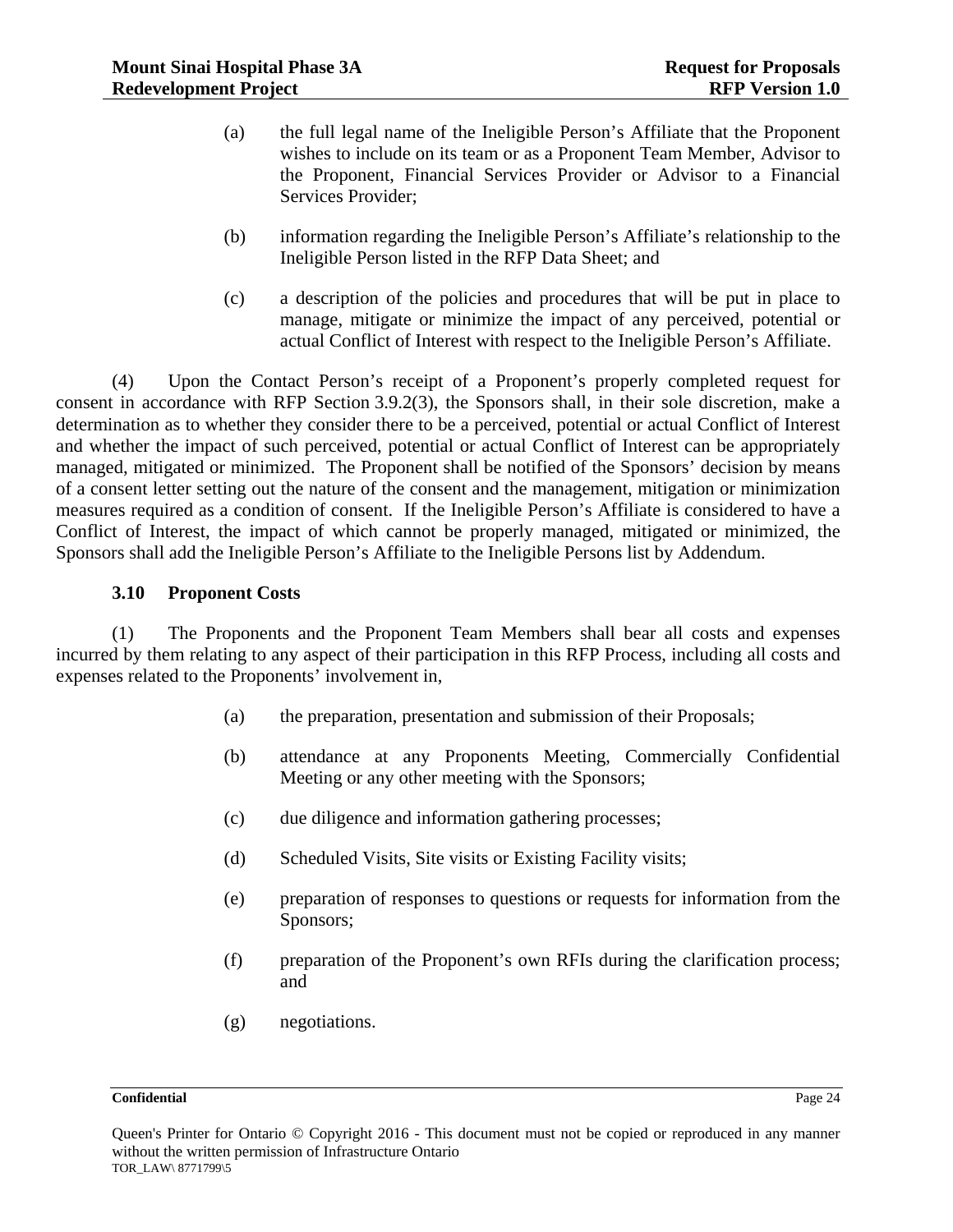(a) the full legal name of the Ineligible Person's Affiliate that the Proponent wishes to include on its team or as a Proponent Team Member, Advisor to the Proponent, Financial Services Provider or Advisor to a Financial Services Provider;

(b) information regarding the Ineligible Person's Affiliate's relationship to the Ineligible Person listed in the RFP Data Sheet; and

(c) a description of the policies and procedures that will be put in place to manage, mitigate or minimize the impact of any perceived, potential or actual Conflict of Interest with respect to the Ineligible Person's Affiliate.

(4) Upon the Contact Person's receipt of a Proponent's properly completed request for consent in accordance with RFP Section 3.9.2(3), the Sponsors shall, in their sole discretion, make a determination as to whether they consider there to be a perceived, potential or actual Conflict of Interest and whether the impact of such perceived, potential or actual Conflict of Interest can be appropriately managed, mitigated or minimized. The Proponent shall be notified of the Sponsors' decision by means of a consent letter setting out the nature of the consent and the management, mitigation or minimization measures required as a condition of consent. If the Ineligible Person's Affiliate is considered to have a Conflict of Interest, the impact of which cannot be properly managed, mitigated or minimized, the Sponsors shall add the Ineligible Person's Affiliate to the Ineligible Persons list by Addendum.

### 3.10 Proponent Costs

(1) The Proponents and the Proponent Team Members shall bear all costs and expenses incurred by them relating to any aspect of their participation in this RFP Process, including all costs and expenses related to the Proponents' involvement in,

(a) the preparation, presentation and submission of their Proposals;

(b) attendance at any Proponents Meeting, Commercially Confidential Meeting or any other meeting with the Sponsors;

(c) due diligence and information gathering processes;

(d) Scheduled Visits, Site visits or Existing Facility visits;

(e) preparation of responses to questions or requests for information from the Sponsors;

(f) preparation of the Proponent's own RFIs during the clarification process; and

(g) negotiations.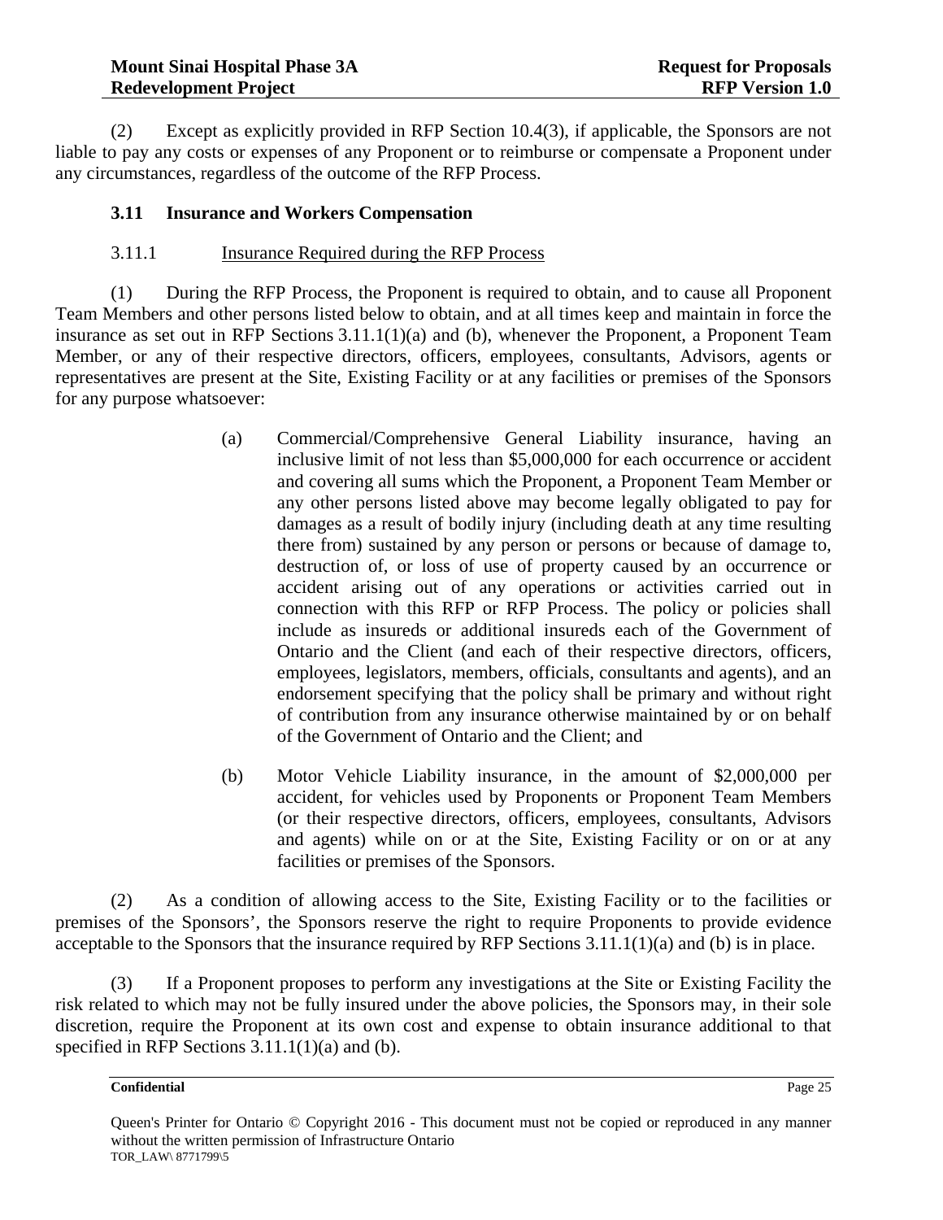(2) Except as explicitly provided in RFP Section 10.4(3), if applicable, the Sponsors are not liable to pay any costs or expenses of any Proponent or to reimburse or compensate a Proponent under any circumstances, regardless of the outcome of the RFP Process.

### 3.11 Insurance and Workers Compensation

#### 3.11.1 Insurance Required during the RFP Process

(1) During the RFP Process, the Proponent is required to obtain, and to cause all Proponent Team Members and other persons listed below to obtain, and at all times keep and maintain in force the insurance as set out in RFP Sections 3.11.1(1)(a) and (b), whenever the Proponent, a Proponent Team Member, or any of their respective directors, officers, employees, consultants, Advisors, agents or representatives are present at the Site, Existing Facility or at any facilities or premises of the Sponsors for any purpose whatsoever:

(a) Commercial/Comprehensive General Liability insurance, having an inclusive limit of not less than $5,000,000 for each occurrence or accident and covering all sums which the Proponent, a Proponent Team Member or any other persons listed above may become legally obligated to pay for damages as a result of bodily injury (including death at any time resulting there from) sustained by any person or persons or because of damage to, destruction of, or loss of use of property caused by an occurrence or accident arising out of any operations or activities carried out in connection with this RFP or RFP Process. The policy or policies shall include as insureds or additional insureds each of the Government of Ontario and the Client (and each of their respective directors, officers, employees, legislators, members, officials, consultants and agents), and an endorsement specifying that the policy shall be primary and without right of contribution from any insurance otherwise maintained by or on behalf of the Government of Ontario and the Client; and

(b) Motor Vehicle Liability insurance, in the amount of $2,000,000 per accident, for vehicles used by Proponents or Proponent Team Members (or their respective directors, officers, employees, consultants, Advisors and agents) while on or at the Site, Existing Facility or on or at any facilities or premises of the Sponsors.

(2) As a condition of allowing access to the Site, Existing Facility or to the facilities or premises of the Sponsors', the Sponsors reserve the right to require Proponents to provide evidence acceptable to the Sponsors that the insurance required by RFP Sections 3.11.1(1)(a) and (b) is in place.

(3) If a Proponent proposes to perform any investigations at the Site or Existing Facility the risk related to which may not be fully insured under the above policies, the Sponsors may, in their sole discretion, require the Proponent at its own cost and expense to obtain insurance additional to that specified in RFP Sections 3.11.1(1)(a) and (b).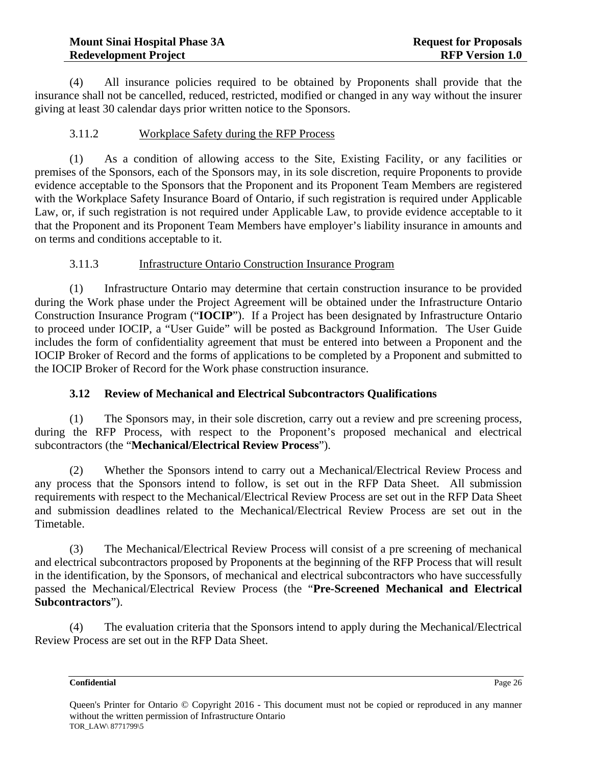(4) All insurance policies required to be obtained by Proponents shall provide that the insurance shall not be cancelled, reduced, restricted, modified or changed in any way without the insurer giving at least 30 calendar days prior written notice to the Sponsors.

3.11.2 Workplace Safety during the RFP Process

(1) As a condition of allowing access to the Site, Existing Facility, or any facilities or premises of the Sponsors, each of the Sponsors may, in its sole discretion, require Proponents to provide evidence acceptable to the Sponsors that the Proponent and its Proponent Team Members are registered with the Workplace Safety Insurance Board of Ontario, if such registration is required under Applicable Law, or, if such registration is not required under Applicable Law, to provide evidence acceptable to it that the Proponent and its Proponent Team Members have employer's liability insurance in amounts and on terms and conditions acceptable to it.

3.11.3 Infrastructure Ontario Construction Insurance Program

(1) Infrastructure Ontario may determine that certain construction insurance to be provided during the Work phase under the Project Agreement will be obtained under the Infrastructure Ontario Construction Insurance Program ("**IOCIP**"). If a Project has been designated by Infrastructure Ontario to proceed under IOCIP, a "User Guide" will be posted as Background Information. The User Guide includes the form of confidentiality agreement that must be entered into between a Proponent and the IOCIP Broker of Record and the forms of applications to be completed by a Proponent and submitted to the IOCIP Broker of Record for the Work phase construction insurance.

### 3.12 Review of Mechanical and Electrical Subcontractors Qualifications

(1) The Sponsors may, in their sole discretion, carry out a review and pre screening process, during the RFP Process, with respect to the Proponent's proposed mechanical and electrical subcontractors (the "**Mechanical/Electrical Review Process**").

(2) Whether the Sponsors intend to carry out a Mechanical/Electrical Review Process and any process that the Sponsors intend to follow, is set out in the RFP Data Sheet. All submission requirements with respect to the Mechanical/Electrical Review Process are set out in the RFP Data Sheet and submission deadlines related to the Mechanical/Electrical Review Process are set out in the Timetable.

(3) The Mechanical/Electrical Review Process will consist of a pre screening of mechanical and electrical subcontractors proposed by Proponents at the beginning of the RFP Process that will result in the identification, by the Sponsors, of mechanical and electrical subcontractors who have successfully passed the Mechanical/Electrical Review Process (the "**Pre-Screened Mechanical and Electrical Subcontractors**").

(4) The evaluation criteria that the Sponsors intend to apply during the Mechanical/Electrical Review Process are set out in the RFP Data Sheet.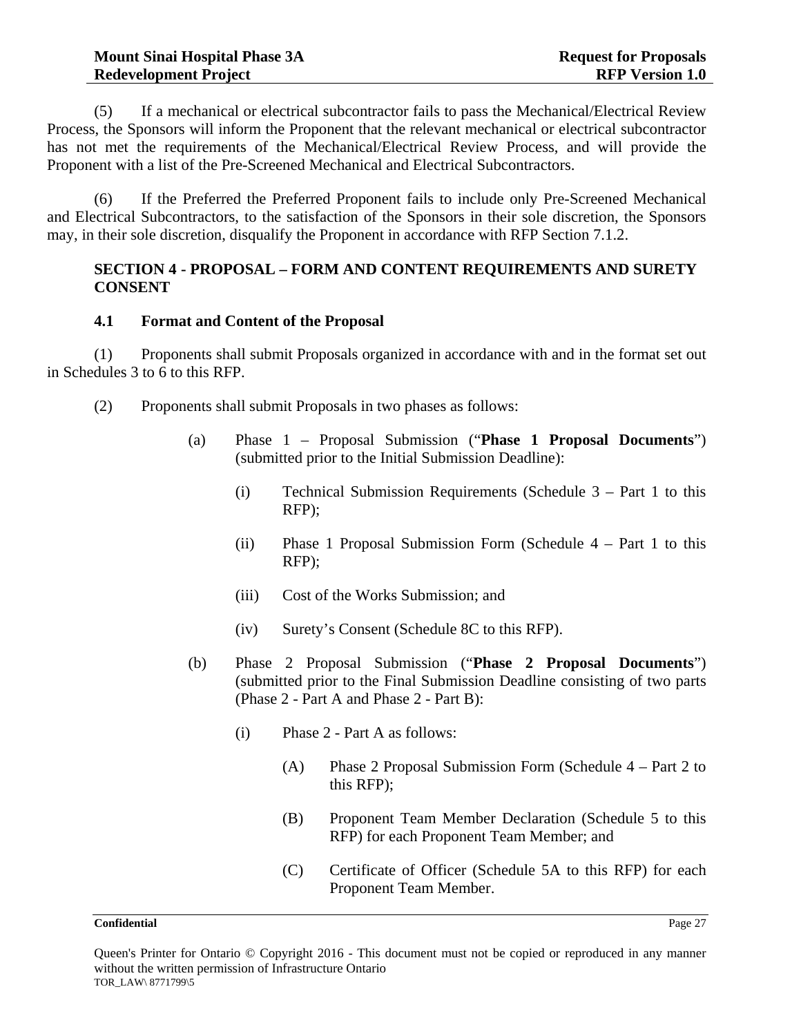(5) If a mechanical or electrical subcontractor fails to pass the Mechanical/Electrical Review Process, the Sponsors will inform the Proponent that the relevant mechanical or electrical subcontractor has not met the requirements of the Mechanical/Electrical Review Process, and will provide the Proponent with a list of the Pre-Screened Mechanical and Electrical Subcontractors.

(6) If the Preferred the Preferred Proponent fails to include only Pre-Screened Mechanical and Electrical Subcontractors, to the satisfaction of the Sponsors in their sole discretion, the Sponsors may, in their sole discretion, disqualify the Proponent in accordance with RFP Section 7.1.2.

## SECTION 4 - PROPOSAL – FORM AND CONTENT REQUIREMENTS AND SURETY CONSENT

### 4.1 Format and Content of the Proposal

(1) Proponents shall submit Proposals organized in accordance with and in the format set out in Schedules 3 to 6 to this RFP.

(2) Proponents shall submit Proposals in two phases as follows:

- (a) Phase 1 – Proposal Submission ("**Phase 1 Proposal Documents**") (submitted prior to the Initial Submission Deadline):
  - (i) Technical Submission Requirements (Schedule 3 – Part 1 to this RFP);
  - (ii) Phase 1 Proposal Submission Form (Schedule 4 – Part 1 to this RFP);
  - (iii) Cost of the Works Submission; and
  - (iv) Surety's Consent (Schedule 8C to this RFP).
- (b) Phase 2 Proposal Submission ("**Phase 2 Proposal Documents**") (submitted prior to the Final Submission Deadline consisting of two parts (Phase 2 - Part A and Phase 2 - Part B):
  - (i) Phase 2 - Part A as follows:
    - (A) Phase 2 Proposal Submission Form (Schedule 4 – Part 2 to this RFP);
    - (B) Proponent Team Member Declaration (Schedule 5 to this RFP) for each Proponent Team Member; and
    - (C) Certificate of Officer (Schedule 5A to this RFP) for each Proponent Team Member.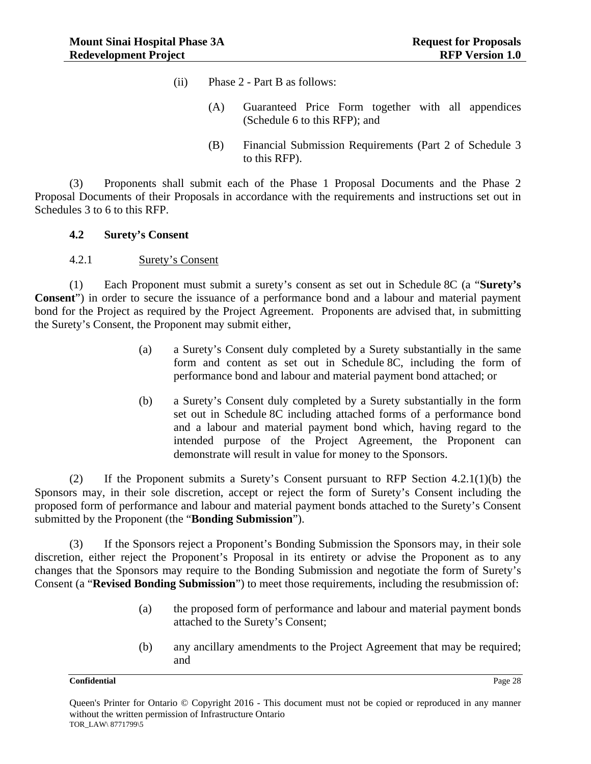(ii) Phase 2 - Part B as follows:

(A) Guaranteed Price Form together with all appendices (Schedule 6 to this RFP); and

(B) Financial Submission Requirements (Part 2 of Schedule 3 to this RFP).

(3) Proponents shall submit each of the Phase 1 Proposal Documents and the Phase 2 Proposal Documents of their Proposals in accordance with the requirements and instructions set out in Schedules 3 to 6 to this RFP.

## 4.2 Surety's Consent

### 4.2.1 Surety's Consent

(1) Each Proponent must submit a surety's consent as set out in Schedule 8C (a "**Surety's Consent**") in order to secure the issuance of a performance bond and a labour and material payment bond for the Project as required by the Project Agreement. Proponents are advised that, in submitting the Surety's Consent, the Proponent may submit either,

(a) a Surety's Consent duly completed by a Surety substantially in the same form and content as set out in Schedule 8C, including the form of performance bond and labour and material payment bond attached; or

(b) a Surety's Consent duly completed by a Surety substantially in the form set out in Schedule 8C including attached forms of a performance bond and a labour and material payment bond which, having regard to the intended purpose of the Project Agreement, the Proponent can demonstrate will result in value for money to the Sponsors.

(2) If the Proponent submits a Surety's Consent pursuant to RFP Section 4.2.1(1)(b) the Sponsors may, in their sole discretion, accept or reject the form of Surety's Consent including the proposed form of performance and labour and material payment bonds attached to the Surety's Consent submitted by the Proponent (the "**Bonding Submission**").

(3) If the Sponsors reject a Proponent's Bonding Submission the Sponsors may, in their sole discretion, either reject the Proponent's Proposal in its entirety or advise the Proponent as to any changes that the Sponsors may require to the Bonding Submission and negotiate the form of Surety's Consent (a "**Revised Bonding Submission**") to meet those requirements, including the resubmission of:

(a) the proposed form of performance and labour and material payment bonds attached to the Surety's Consent;

(b) any ancillary amendments to the Project Agreement that may be required; and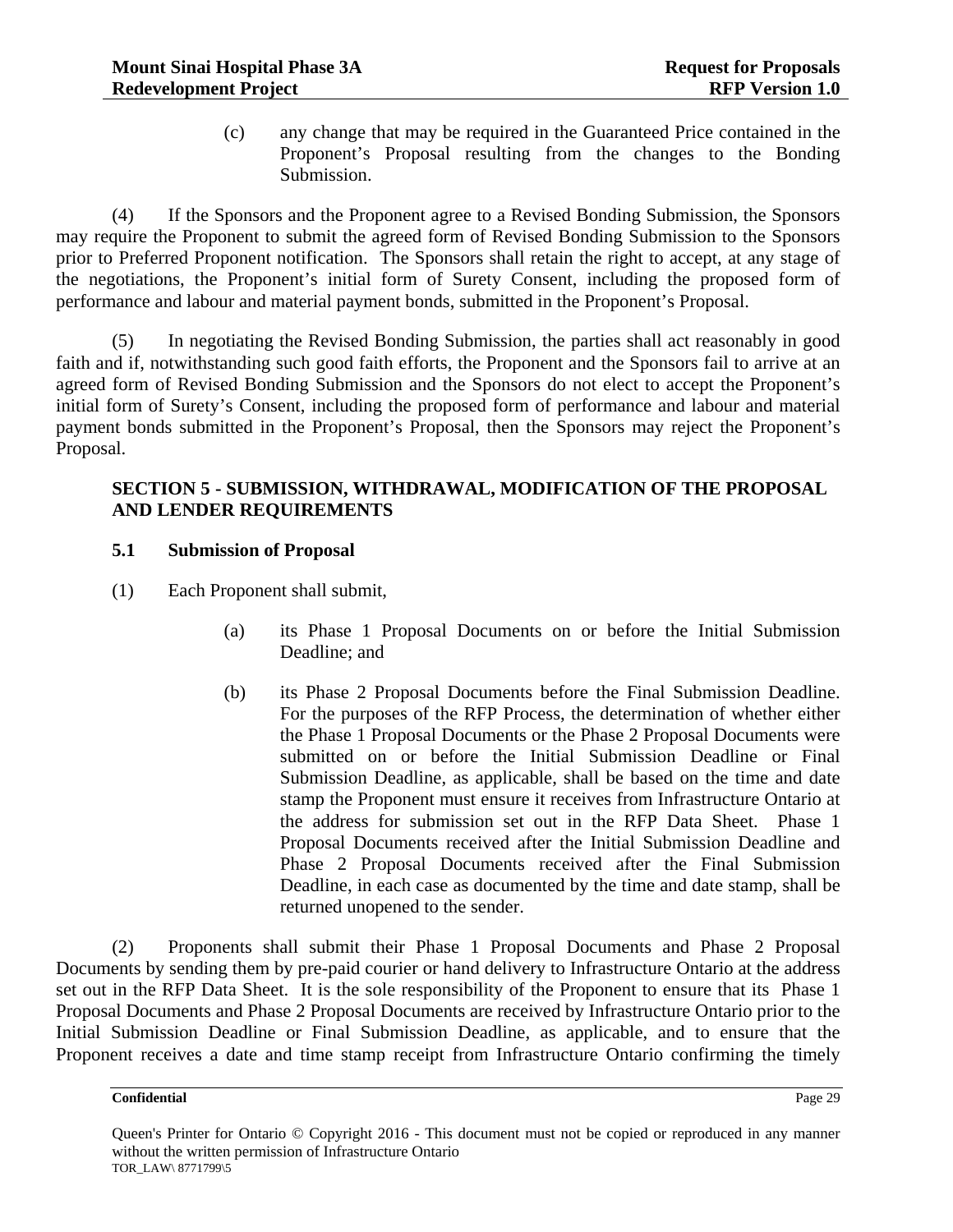(c) any change that may be required in the Guaranteed Price contained in the Proponent's Proposal resulting from the changes to the Bonding Submission.

(4) If the Sponsors and the Proponent agree to a Revised Bonding Submission, the Sponsors may require the Proponent to submit the agreed form of Revised Bonding Submission to the Sponsors prior to Preferred Proponent notification. The Sponsors shall retain the right to accept, at any stage of the negotiations, the Proponent's initial form of Surety Consent, including the proposed form of performance and labour and material payment bonds, submitted in the Proponent's Proposal.

(5) In negotiating the Revised Bonding Submission, the parties shall act reasonably in good faith and if, notwithstanding such good faith efforts, the Proponent and the Sponsors fail to arrive at an agreed form of Revised Bonding Submission and the Sponsors do not elect to accept the Proponent's initial form of Surety's Consent, including the proposed form of performance and labour and material payment bonds submitted in the Proponent's Proposal, then the Sponsors may reject the Proponent's Proposal.

## SECTION 5 - SUBMISSION, WITHDRAWAL, MODIFICATION OF THE PROPOSAL AND LENDER REQUIREMENTS

### 5.1 Submission of Proposal

(1) Each Proponent shall submit,

(a) its Phase 1 Proposal Documents on or before the Initial Submission Deadline; and

(b) its Phase 2 Proposal Documents before the Final Submission Deadline. For the purposes of the RFP Process, the determination of whether either the Phase 1 Proposal Documents or the Phase 2 Proposal Documents were submitted on or before the Initial Submission Deadline or Final Submission Deadline, as applicable, shall be based on the time and date stamp the Proponent must ensure it receives from Infrastructure Ontario at the address for submission set out in the RFP Data Sheet. Phase 1 Proposal Documents received after the Initial Submission Deadline and Phase 2 Proposal Documents received after the Final Submission Deadline, in each case as documented by the time and date stamp, shall be returned unopened to the sender.

(2) Proponents shall submit their Phase 1 Proposal Documents and Phase 2 Proposal Documents by sending them by pre-paid courier or hand delivery to Infrastructure Ontario at the address set out in the RFP Data Sheet. It is the sole responsibility of the Proponent to ensure that its Phase 1 Proposal Documents and Phase 2 Proposal Documents are received by Infrastructure Ontario prior to the Initial Submission Deadline or Final Submission Deadline, as applicable, and to ensure that the Proponent receives a date and time stamp receipt from Infrastructure Ontario confirming the timely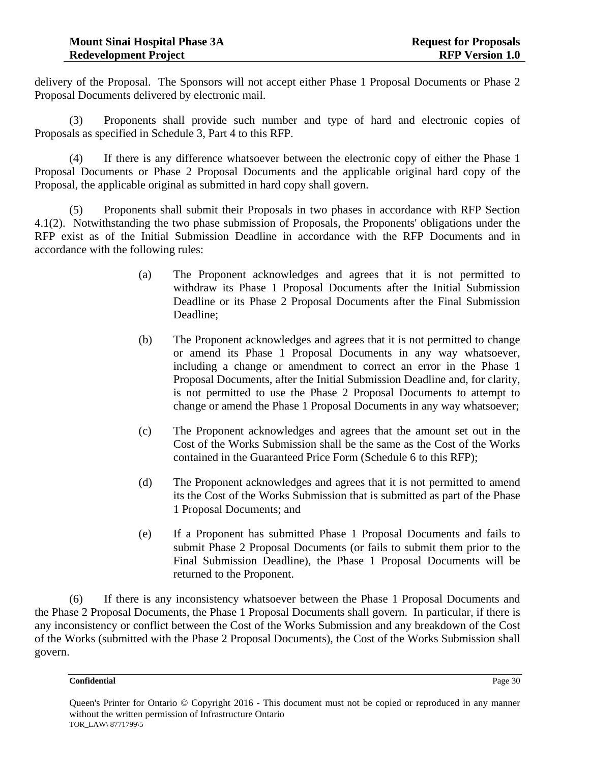delivery of the Proposal. The Sponsors will not accept either Phase 1 Proposal Documents or Phase 2 Proposal Documents delivered by electronic mail.

(3) Proponents shall provide such number and type of hard and electronic copies of Proposals as specified in Schedule 3, Part 4 to this RFP.

(4) If there is any difference whatsoever between the electronic copy of either the Phase 1 Proposal Documents or Phase 2 Proposal Documents and the applicable original hard copy of the Proposal, the applicable original as submitted in hard copy shall govern.

(5) Proponents shall submit their Proposals in two phases in accordance with RFP Section 4.1(2). Notwithstanding the two phase submission of Proposals, the Proponents' obligations under the RFP exist as of the Initial Submission Deadline in accordance with the RFP Documents and in accordance with the following rules:

(a) The Proponent acknowledges and agrees that it is not permitted to withdraw its Phase 1 Proposal Documents after the Initial Submission Deadline or its Phase 2 Proposal Documents after the Final Submission Deadline;

(b) The Proponent acknowledges and agrees that it is not permitted to change or amend its Phase 1 Proposal Documents in any way whatsoever, including a change or amendment to correct an error in the Phase 1 Proposal Documents, after the Initial Submission Deadline and, for clarity, is not permitted to use the Phase 2 Proposal Documents to attempt to change or amend the Phase 1 Proposal Documents in any way whatsoever;

(c) The Proponent acknowledges and agrees that the amount set out in the Cost of the Works Submission shall be the same as the Cost of the Works contained in the Guaranteed Price Form (Schedule 6 to this RFP);

(d) The Proponent acknowledges and agrees that it is not permitted to amend its the Cost of the Works Submission that is submitted as part of the Phase 1 Proposal Documents; and

(e) If a Proponent has submitted Phase 1 Proposal Documents and fails to submit Phase 2 Proposal Documents (or fails to submit them prior to the Final Submission Deadline), the Phase 1 Proposal Documents will be returned to the Proponent.

(6) If there is any inconsistency whatsoever between the Phase 1 Proposal Documents and the Phase 2 Proposal Documents, the Phase 1 Proposal Documents shall govern. In particular, if there is any inconsistency or conflict between the Cost of the Works Submission and any breakdown of the Cost of the Works (submitted with the Phase 2 Proposal Documents), the Cost of the Works Submission shall govern.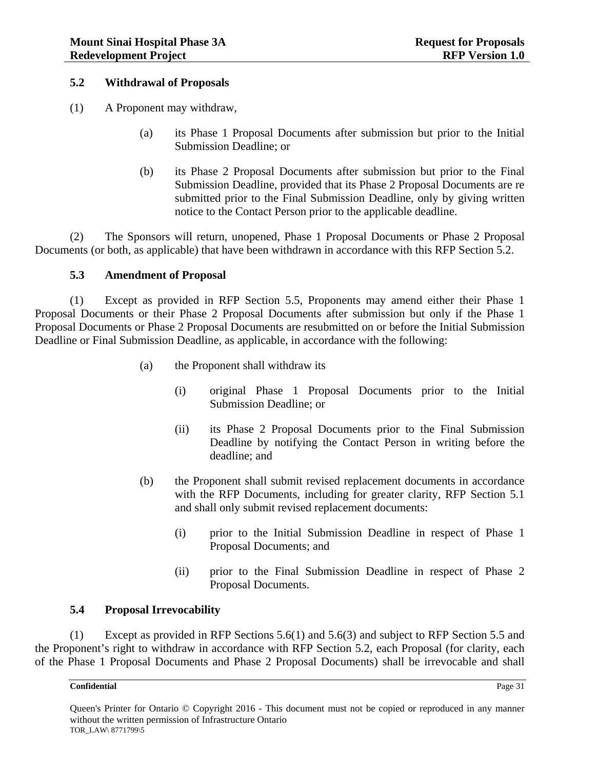### 5.2 Withdrawal of Proposals

(1) A Proponent may withdraw,

> (a) its Phase 1 Proposal Documents after submission but prior to the Initial Submission Deadline; or
>
> (b) its Phase 2 Proposal Documents after submission but prior to the Final Submission Deadline, provided that its Phase 2 Proposal Documents are re submitted prior to the Final Submission Deadline, only by giving written notice to the Contact Person prior to the applicable deadline.

(2) The Sponsors will return, unopened, Phase 1 Proposal Documents or Phase 2 Proposal Documents (or both, as applicable) that have been withdrawn in accordance with this RFP Section 5.2.

### 5.3 Amendment of Proposal

(1) Except as provided in RFP Section 5.5, Proponents may amend either their Phase 1 Proposal Documents or their Phase 2 Proposal Documents after submission but only if the Phase 1 Proposal Documents or Phase 2 Proposal Documents are resubmitted on or before the Initial Submission Deadline or Final Submission Deadline, as applicable, in accordance with the following:

> (a) the Proponent shall withdraw its
>
> > (i) original Phase 1 Proposal Documents prior to the Initial Submission Deadline; or
> >
> > (ii) its Phase 2 Proposal Documents prior to the Final Submission Deadline by notifying the Contact Person in writing before the deadline; and
>
> (b) the Proponent shall submit revised replacement documents in accordance with the RFP Documents, including for greater clarity, RFP Section 5.1 and shall only submit revised replacement documents:
>
> > (i) prior to the Initial Submission Deadline in respect of Phase 1 Proposal Documents; and
> >
> > (ii) prior to the Final Submission Deadline in respect of Phase 2 Proposal Documents.

### 5.4 Proposal Irrevocability

(1) Except as provided in RFP Sections 5.6(1) and 5.6(3) and subject to RFP Section 5.5 and the Proponent's right to withdraw in accordance with RFP Section 5.2, each Proposal (for clarity, each of the Phase 1 Proposal Documents and Phase 2 Proposal Documents) shall be irrevocable and shall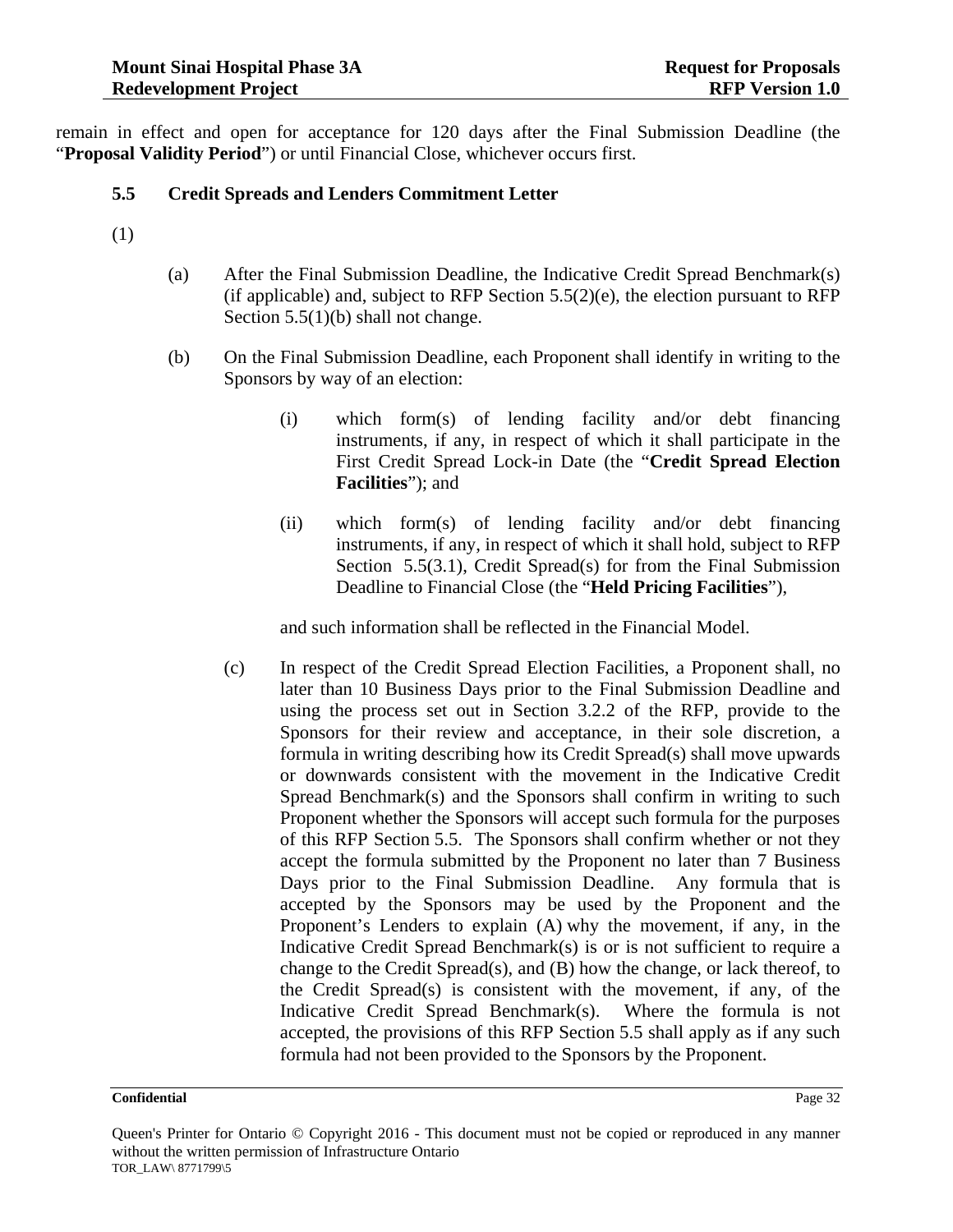remain in effect and open for acceptance for 120 days after the Final Submission Deadline (the "**Proposal Validity Period**") or until Financial Close, whichever occurs first.

### 5.5 Credit Spreads and Lenders Commitment Letter

(1)

(a) After the Final Submission Deadline, the Indicative Credit Spread Benchmark(s) (if applicable) and, subject to RFP Section 5.5(2)(e), the election pursuant to RFP Section 5.5(1)(b) shall not change.

(b) On the Final Submission Deadline, each Proponent shall identify in writing to the Sponsors by way of an election:

(i) which form(s) of lending facility and/or debt financing instruments, if any, in respect of which it shall participate in the First Credit Spread Lock-in Date (the "**Credit Spread Election Facilities**"); and

(ii) which form(s) of lending facility and/or debt financing instruments, if any, in respect of which it shall hold, subject to RFP Section 5.5(3.1), Credit Spread(s) for from the Final Submission Deadline to Financial Close (the "**Held Pricing Facilities**"),

and such information shall be reflected in the Financial Model.

(c) In respect of the Credit Spread Election Facilities, a Proponent shall, no later than 10 Business Days prior to the Final Submission Deadline and using the process set out in Section 3.2.2 of the RFP, provide to the Sponsors for their review and acceptance, in their sole discretion, a formula in writing describing how its Credit Spread(s) shall move upwards or downwards consistent with the movement in the Indicative Credit Spread Benchmark(s) and the Sponsors shall confirm in writing to such Proponent whether the Sponsors will accept such formula for the purposes of this RFP Section 5.5. The Sponsors shall confirm whether or not they accept the formula submitted by the Proponent no later than 7 Business Days prior to the Final Submission Deadline. Any formula that is accepted by the Sponsors may be used by the Proponent and the Proponent's Lenders to explain (A) why the movement, if any, in the Indicative Credit Spread Benchmark(s) is or is not sufficient to require a change to the Credit Spread(s), and (B) how the change, or lack thereof, to the Credit Spread(s) is consistent with the movement, if any, of the Indicative Credit Spread Benchmark(s). Where the formula is not accepted, the provisions of this RFP Section 5.5 shall apply as if any such formula had not been provided to the Sponsors by the Proponent.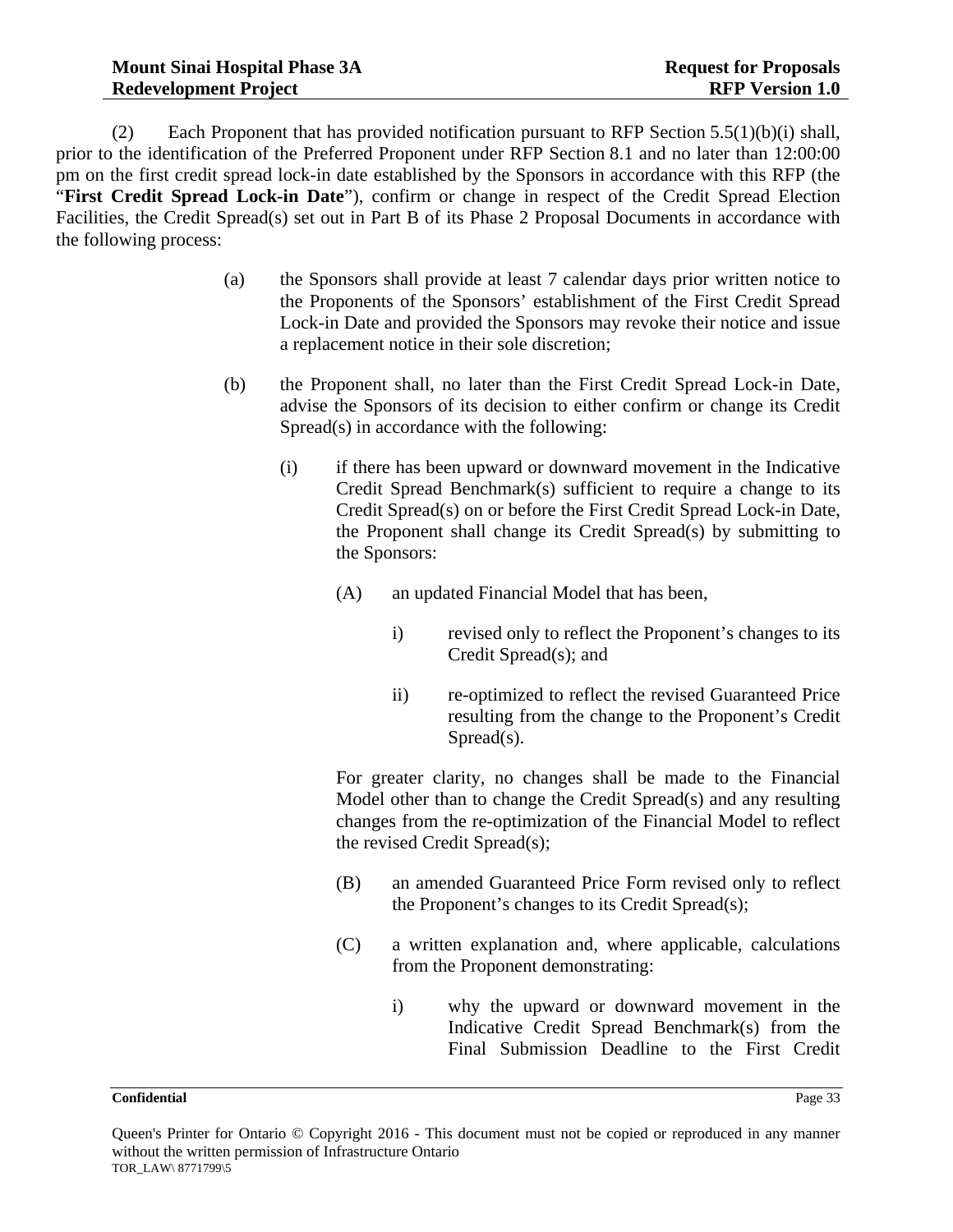(2) Each Proponent that has provided notification pursuant to RFP Section 5.5(1)(b)(i) shall, prior to the identification of the Preferred Proponent under RFP Section 8.1 and no later than 12:00:00 pm on the first credit spread lock-in date established by the Sponsors in accordance with this RFP (the "**First Credit Spread Lock-in Date**"), confirm or change in respect of the Credit Spread Election Facilities, the Credit Spread(s) set out in Part B of its Phase 2 Proposal Documents in accordance with the following process:

(a) the Sponsors shall provide at least 7 calendar days prior written notice to the Proponents of the Sponsors' establishment of the First Credit Spread Lock-in Date and provided the Sponsors may revoke their notice and issue a replacement notice in their sole discretion;

(b) the Proponent shall, no later than the First Credit Spread Lock-in Date, advise the Sponsors of its decision to either confirm or change its Credit Spread(s) in accordance with the following:

(i) if there has been upward or downward movement in the Indicative Credit Spread Benchmark(s) sufficient to require a change to its Credit Spread(s) on or before the First Credit Spread Lock-in Date, the Proponent shall change its Credit Spread(s) by submitting to the Sponsors:

(A) an updated Financial Model that has been,

i) revised only to reflect the Proponent's changes to its Credit Spread(s); and

ii) re-optimized to reflect the revised Guaranteed Price resulting from the change to the Proponent's Credit Spread(s).

For greater clarity, no changes shall be made to the Financial Model other than to change the Credit Spread(s) and any resulting changes from the re-optimization of the Financial Model to reflect the revised Credit Spread(s);

(B) an amended Guaranteed Price Form revised only to reflect the Proponent's changes to its Credit Spread(s);

(C) a written explanation and, where applicable, calculations from the Proponent demonstrating:

i) why the upward or downward movement in the Indicative Credit Spread Benchmark(s) from the Final Submission Deadline to the First Credit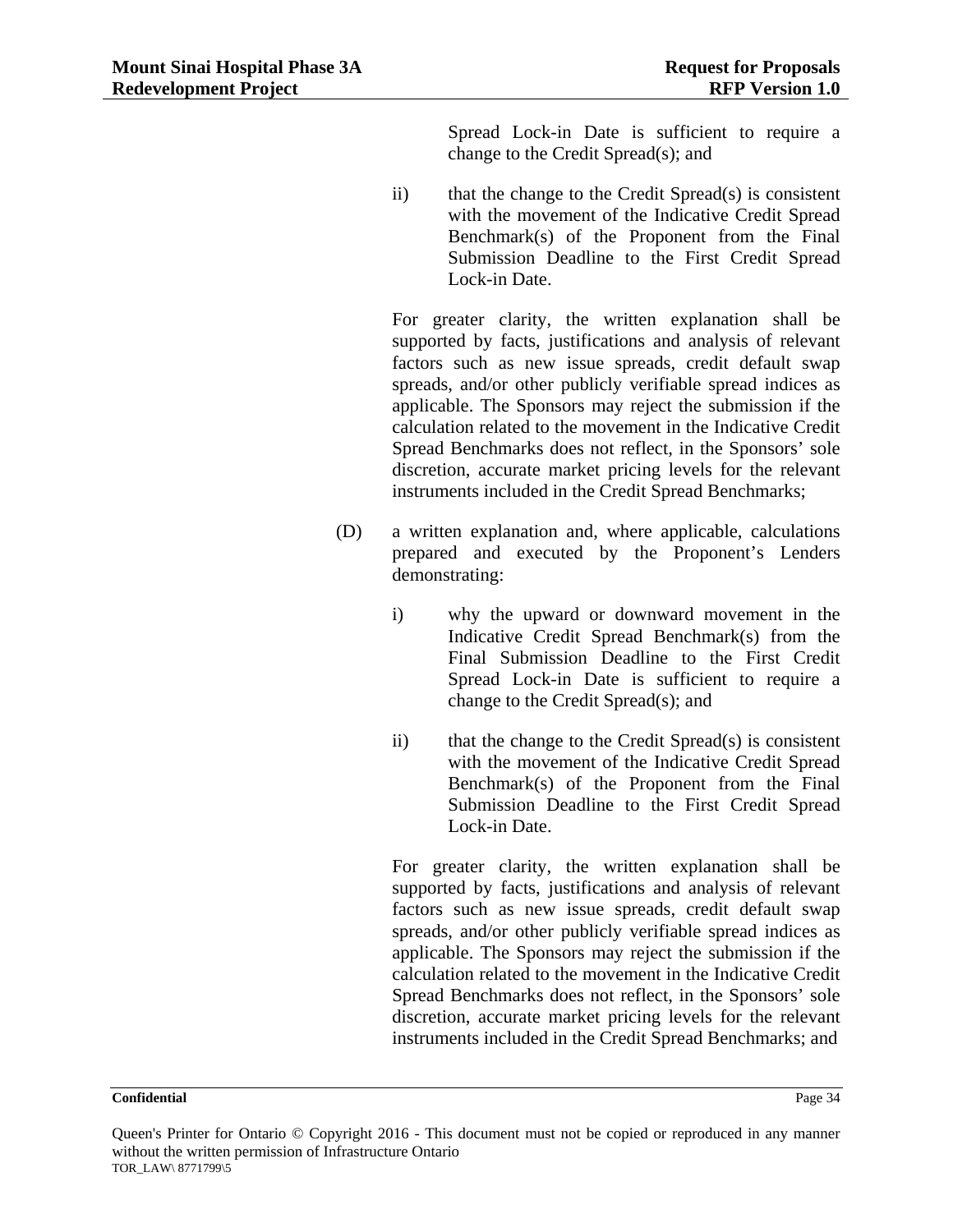Spread Lock-in Date is sufficient to require a change to the Credit Spread(s); and

ii) that the change to the Credit Spread(s) is consistent with the movement of the Indicative Credit Spread Benchmark(s) of the Proponent from the Final Submission Deadline to the First Credit Spread Lock-in Date.

For greater clarity, the written explanation shall be supported by facts, justifications and analysis of relevant factors such as new issue spreads, credit default swap spreads, and/or other publicly verifiable spread indices as applicable. The Sponsors may reject the submission if the calculation related to the movement in the Indicative Credit Spread Benchmarks does not reflect, in the Sponsors' sole discretion, accurate market pricing levels for the relevant instruments included in the Credit Spread Benchmarks;

(D) a written explanation and, where applicable, calculations prepared and executed by the Proponent's Lenders demonstrating:

i) why the upward or downward movement in the Indicative Credit Spread Benchmark(s) from the Final Submission Deadline to the First Credit Spread Lock-in Date is sufficient to require a change to the Credit Spread(s); and

ii) that the change to the Credit Spread(s) is consistent with the movement of the Indicative Credit Spread Benchmark(s) of the Proponent from the Final Submission Deadline to the First Credit Spread Lock-in Date.

For greater clarity, the written explanation shall be supported by facts, justifications and analysis of relevant factors such as new issue spreads, credit default swap spreads, and/or other publicly verifiable spread indices as applicable. The Sponsors may reject the submission if the calculation related to the movement in the Indicative Credit Spread Benchmarks does not reflect, in the Sponsors' sole discretion, accurate market pricing levels for the relevant instruments included in the Credit Spread Benchmarks; and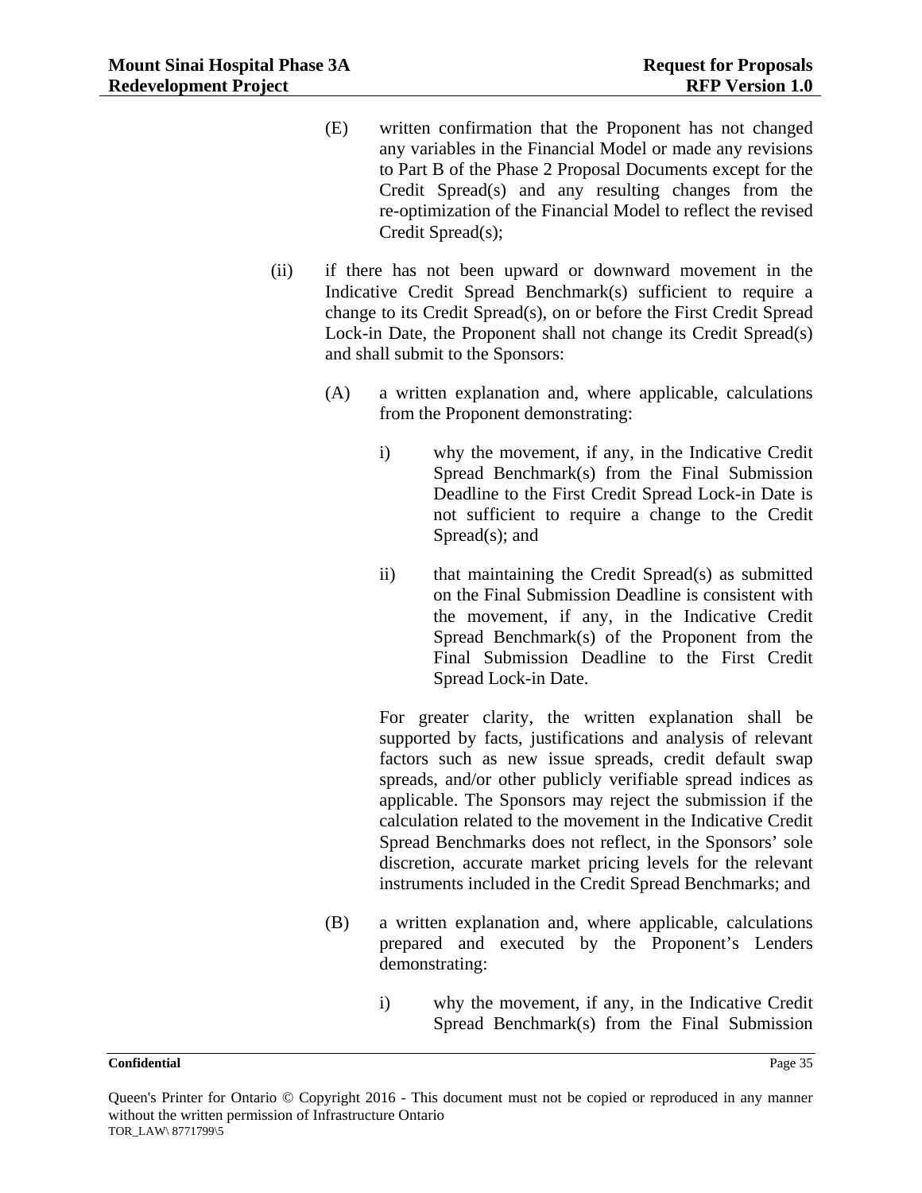(E) written confirmation that the Proponent has not changed any variables in the Financial Model or made any revisions to Part B of the Phase 2 Proposal Documents except for the Credit Spread(s) and any resulting changes from the re-optimization of the Financial Model to reflect the revised Credit Spread(s);

(ii) if there has not been upward or downward movement in the Indicative Credit Spread Benchmark(s) sufficient to require a change to its Credit Spread(s), on or before the First Credit Spread Lock-in Date, the Proponent shall not change its Credit Spread(s) and shall submit to the Sponsors:

(A) a written explanation and, where applicable, calculations from the Proponent demonstrating:

i) why the movement, if any, in the Indicative Credit Spread Benchmark(s) from the Final Submission Deadline to the First Credit Spread Lock-in Date is not sufficient to require a change to the Credit Spread(s); and

ii) that maintaining the Credit Spread(s) as submitted on the Final Submission Deadline is consistent with the movement, if any, in the Indicative Credit Spread Benchmark(s) of the Proponent from the Final Submission Deadline to the First Credit Spread Lock-in Date.

For greater clarity, the written explanation shall be supported by facts, justifications and analysis of relevant factors such as new issue spreads, credit default swap spreads, and/or other publicly verifiable spread indices as applicable. The Sponsors may reject the submission if the calculation related to the movement in the Indicative Credit Spread Benchmarks does not reflect, in the Sponsors' sole discretion, accurate market pricing levels for the relevant instruments included in the Credit Spread Benchmarks; and

(B) a written explanation and, where applicable, calculations prepared and executed by the Proponent's Lenders demonstrating:

i) why the movement, if any, in the Indicative Credit Spread Benchmark(s) from the Final Submission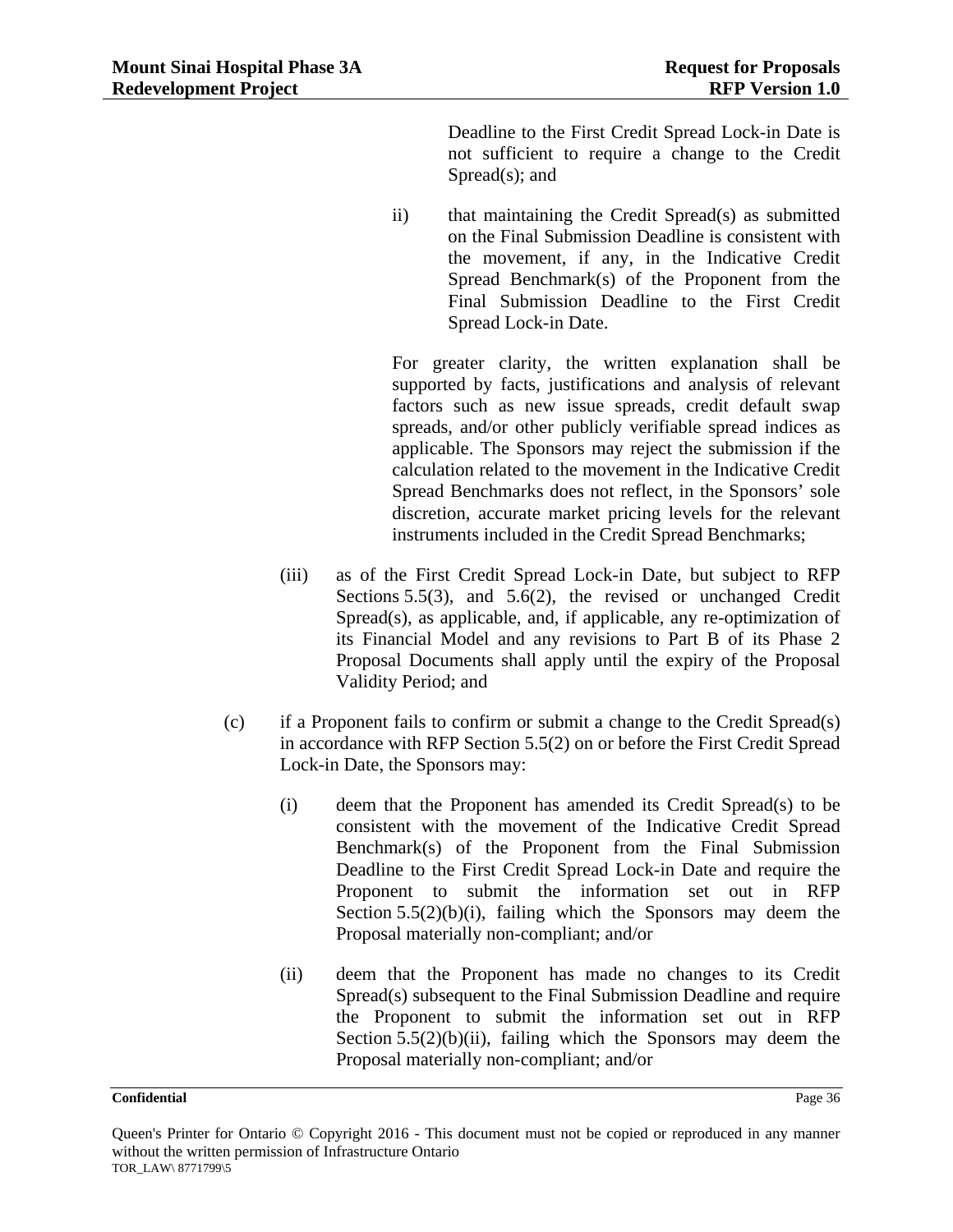Deadline to the First Credit Spread Lock-in Date is not sufficient to require a change to the Credit Spread(s); and

ii) that maintaining the Credit Spread(s) as submitted on the Final Submission Deadline is consistent with the movement, if any, in the Indicative Credit Spread Benchmark(s) of the Proponent from the Final Submission Deadline to the First Credit Spread Lock-in Date.

For greater clarity, the written explanation shall be supported by facts, justifications and analysis of relevant factors such as new issue spreads, credit default swap spreads, and/or other publicly verifiable spread indices as applicable. The Sponsors may reject the submission if the calculation related to the movement in the Indicative Credit Spread Benchmarks does not reflect, in the Sponsors' sole discretion, accurate market pricing levels for the relevant instruments included in the Credit Spread Benchmarks;

(iii) as of the First Credit Spread Lock-in Date, but subject to RFP Sections 5.5(3), and 5.6(2), the revised or unchanged Credit Spread(s), as applicable, and, if applicable, any re-optimization of its Financial Model and any revisions to Part B of its Phase 2 Proposal Documents shall apply until the expiry of the Proposal Validity Period; and

(c) if a Proponent fails to confirm or submit a change to the Credit Spread(s) in accordance with RFP Section 5.5(2) on or before the First Credit Spread Lock-in Date, the Sponsors may:

(i) deem that the Proponent has amended its Credit Spread(s) to be consistent with the movement of the Indicative Credit Spread Benchmark(s) of the Proponent from the Final Submission Deadline to the First Credit Spread Lock-in Date and require the Proponent to submit the information set out in RFP Section 5.5(2)(b)(i), failing which the Sponsors may deem the Proposal materially non-compliant; and/or

(ii) deem that the Proponent has made no changes to its Credit Spread(s) subsequent to the Final Submission Deadline and require the Proponent to submit the information set out in RFP Section 5.5(2)(b)(ii), failing which the Sponsors may deem the Proposal materially non-compliant; and/or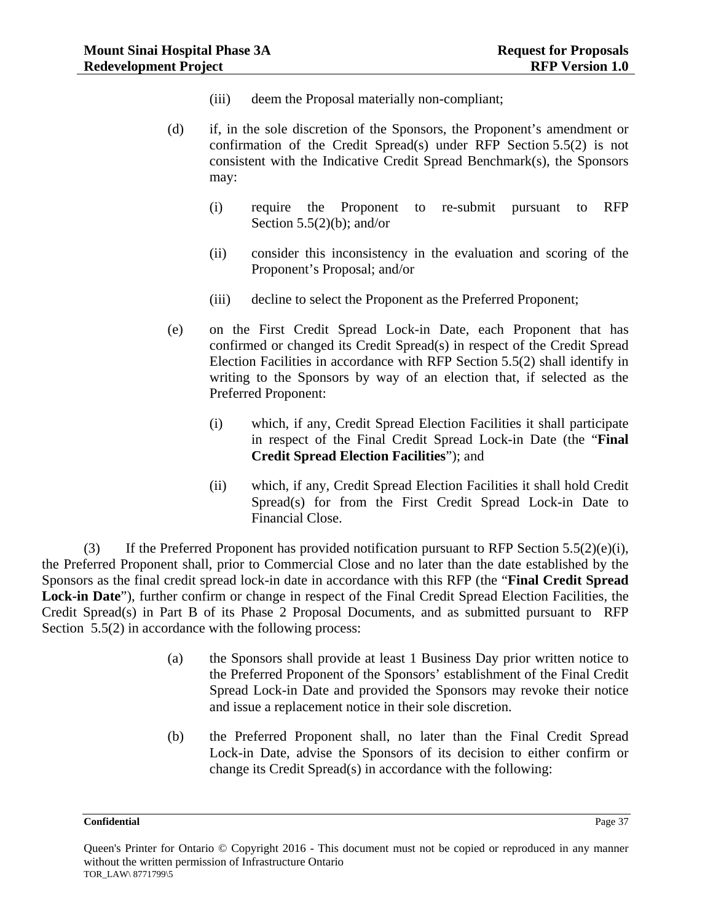(iii) deem the Proposal materially non-compliant;

(d) if, in the sole discretion of the Sponsors, the Proponent's amendment or confirmation of the Credit Spread(s) under RFP Section 5.5(2) is not consistent with the Indicative Credit Spread Benchmark(s), the Sponsors may:

(i) require the Proponent to re-submit pursuant to RFP Section 5.5(2)(b); and/or

(ii) consider this inconsistency in the evaluation and scoring of the Proponent's Proposal; and/or

(iii) decline to select the Proponent as the Preferred Proponent;

(e) on the First Credit Spread Lock-in Date, each Proponent that has confirmed or changed its Credit Spread(s) in respect of the Credit Spread Election Facilities in accordance with RFP Section 5.5(2) shall identify in writing to the Sponsors by way of an election that, if selected as the Preferred Proponent:

(i) which, if any, Credit Spread Election Facilities it shall participate in respect of the Final Credit Spread Lock-in Date (the "**Final Credit Spread Election Facilities**"); and

(ii) which, if any, Credit Spread Election Facilities it shall hold Credit Spread(s) for from the First Credit Spread Lock-in Date to Financial Close.

(3) If the Preferred Proponent has provided notification pursuant to RFP Section 5.5(2)(e)(i), the Preferred Proponent shall, prior to Commercial Close and no later than the date established by the Sponsors as the final credit spread lock-in date in accordance with this RFP (the "**Final Credit Spread Lock-in Date**"), further confirm or change in respect of the Final Credit Spread Election Facilities, the Credit Spread(s) in Part B of its Phase 2 Proposal Documents, and as submitted pursuant to RFP Section 5.5(2) in accordance with the following process:

(a) the Sponsors shall provide at least 1 Business Day prior written notice to the Preferred Proponent of the Sponsors' establishment of the Final Credit Spread Lock-in Date and provided the Sponsors may revoke their notice and issue a replacement notice in their sole discretion.

(b) the Preferred Proponent shall, no later than the Final Credit Spread Lock-in Date, advise the Sponsors of its decision to either confirm or change its Credit Spread(s) in accordance with the following: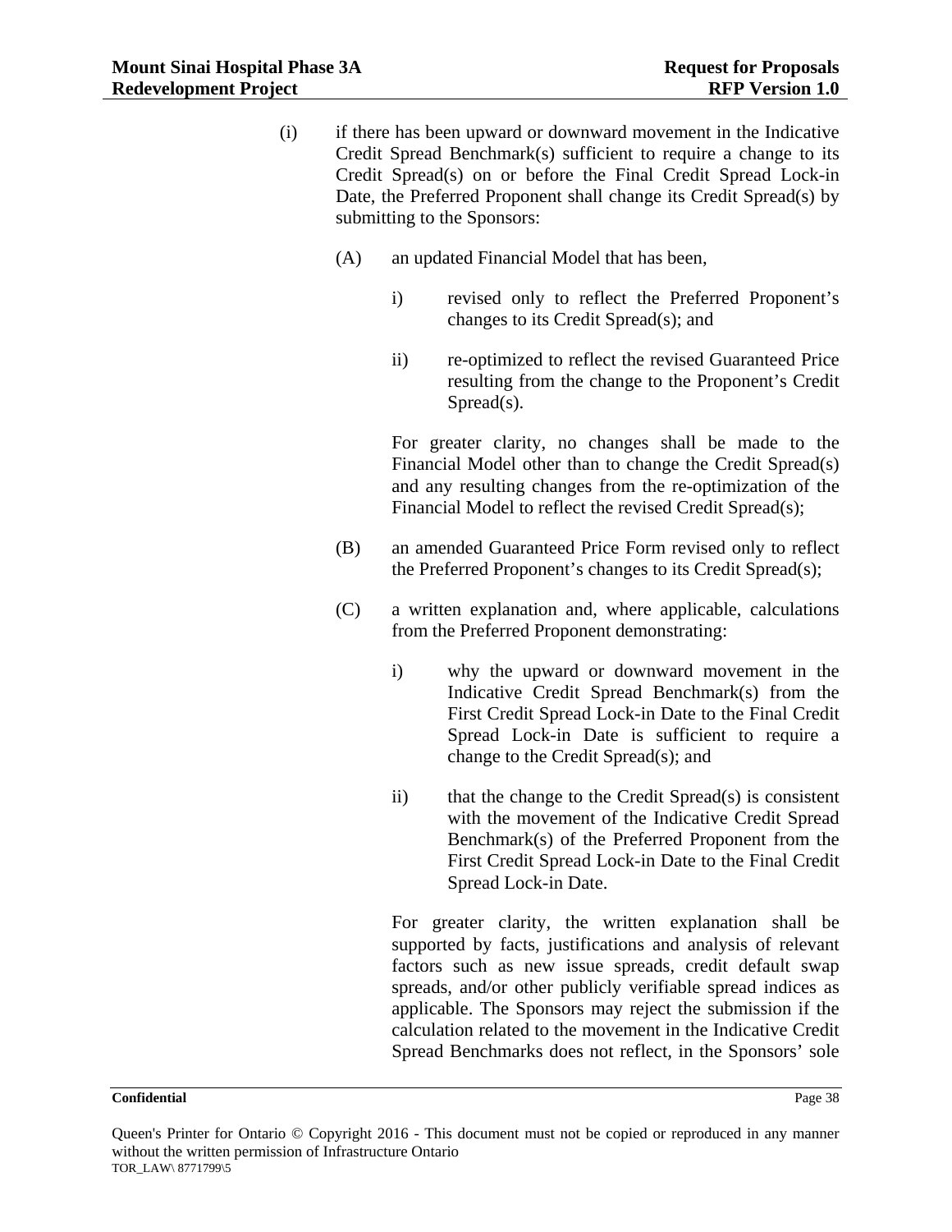(i) if there has been upward or downward movement in the Indicative Credit Spread Benchmark(s) sufficient to require a change to its Credit Spread(s) on or before the Final Credit Spread Lock-in Date, the Preferred Proponent shall change its Credit Spread(s) by submitting to the Sponsors:

   (A) an updated Financial Model that has been,

      i) revised only to reflect the Preferred Proponent's changes to its Credit Spread(s); and

      ii) re-optimized to reflect the revised Guaranteed Price resulting from the change to the Proponent's Credit Spread(s).

   For greater clarity, no changes shall be made to the Financial Model other than to change the Credit Spread(s) and any resulting changes from the re-optimization of the Financial Model to reflect the revised Credit Spread(s);

   (B) an amended Guaranteed Price Form revised only to reflect the Preferred Proponent's changes to its Credit Spread(s);

   (C) a written explanation and, where applicable, calculations from the Preferred Proponent demonstrating:

      i) why the upward or downward movement in the Indicative Credit Spread Benchmark(s) from the First Credit Spread Lock-in Date to the Final Credit Spread Lock-in Date is sufficient to require a change to the Credit Spread(s); and

      ii) that the change to the Credit Spread(s) is consistent with the movement of the Indicative Credit Spread Benchmark(s) of the Preferred Proponent from the First Credit Spread Lock-in Date to the Final Credit Spread Lock-in Date.

   For greater clarity, the written explanation shall be supported by facts, justifications and analysis of relevant factors such as new issue spreads, credit default swap spreads, and/or other publicly verifiable spread indices as applicable. The Sponsors may reject the submission if the calculation related to the movement in the Indicative Credit Spread Benchmarks does not reflect, in the Sponsors' sole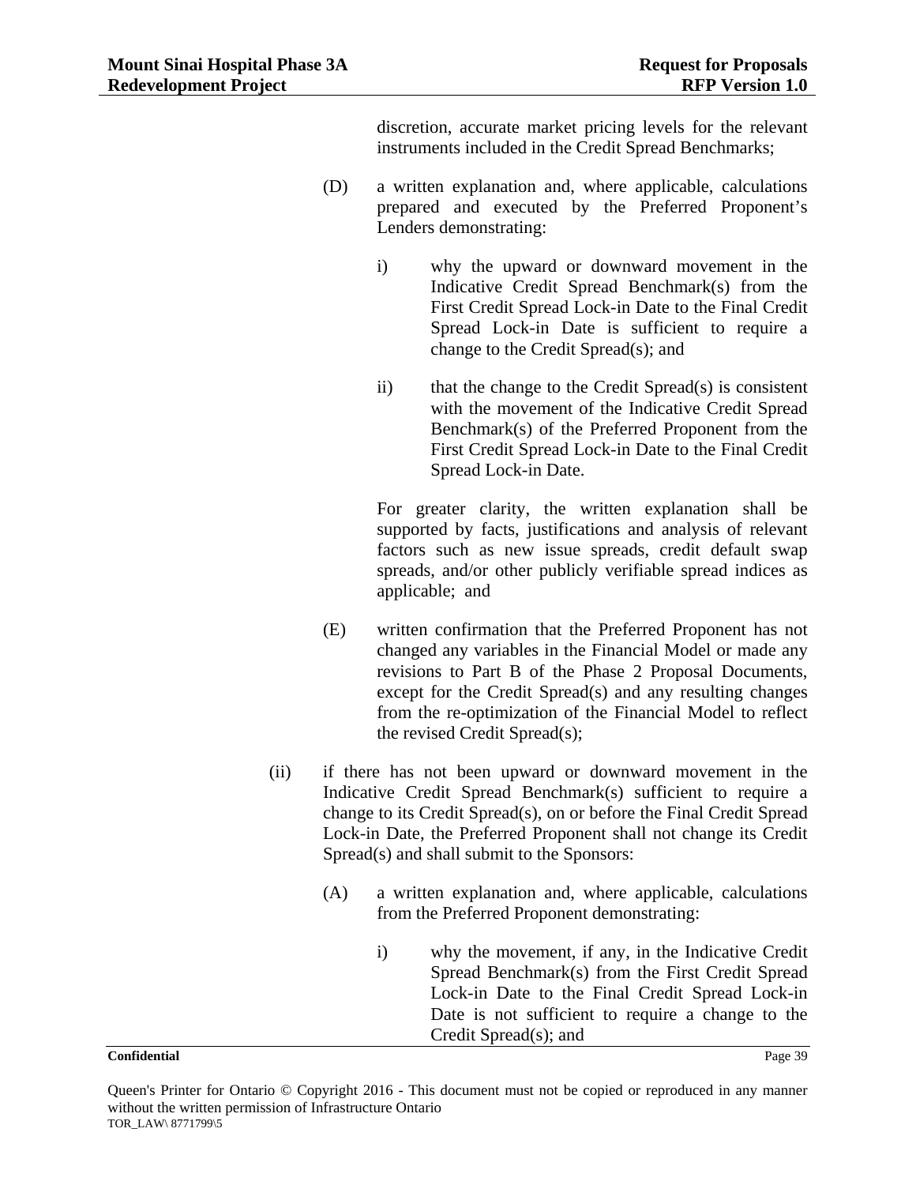discretion, accurate market pricing levels for the relevant instruments included in the Credit Spread Benchmarks;

(D) a written explanation and, where applicable, calculations prepared and executed by the Preferred Proponent's Lenders demonstrating:

i) why the upward or downward movement in the Indicative Credit Spread Benchmark(s) from the First Credit Spread Lock-in Date to the Final Credit Spread Lock-in Date is sufficient to require a change to the Credit Spread(s); and

ii) that the change to the Credit Spread(s) is consistent with the movement of the Indicative Credit Spread Benchmark(s) of the Preferred Proponent from the First Credit Spread Lock-in Date to the Final Credit Spread Lock-in Date.

For greater clarity, the written explanation shall be supported by facts, justifications and analysis of relevant factors such as new issue spreads, credit default swap spreads, and/or other publicly verifiable spread indices as applicable; and

(E) written confirmation that the Preferred Proponent has not changed any variables in the Financial Model or made any revisions to Part B of the Phase 2 Proposal Documents, except for the Credit Spread(s) and any resulting changes from the re-optimization of the Financial Model to reflect the revised Credit Spread(s);

(ii) if there has not been upward or downward movement in the Indicative Credit Spread Benchmark(s) sufficient to require a change to its Credit Spread(s), on or before the Final Credit Spread Lock-in Date, the Preferred Proponent shall not change its Credit Spread(s) and shall submit to the Sponsors:

(A) a written explanation and, where applicable, calculations from the Preferred Proponent demonstrating:

i) why the movement, if any, in the Indicative Credit Spread Benchmark(s) from the First Credit Spread Lock-in Date to the Final Credit Spread Lock-in Date is not sufficient to require a change to the Credit Spread(s); and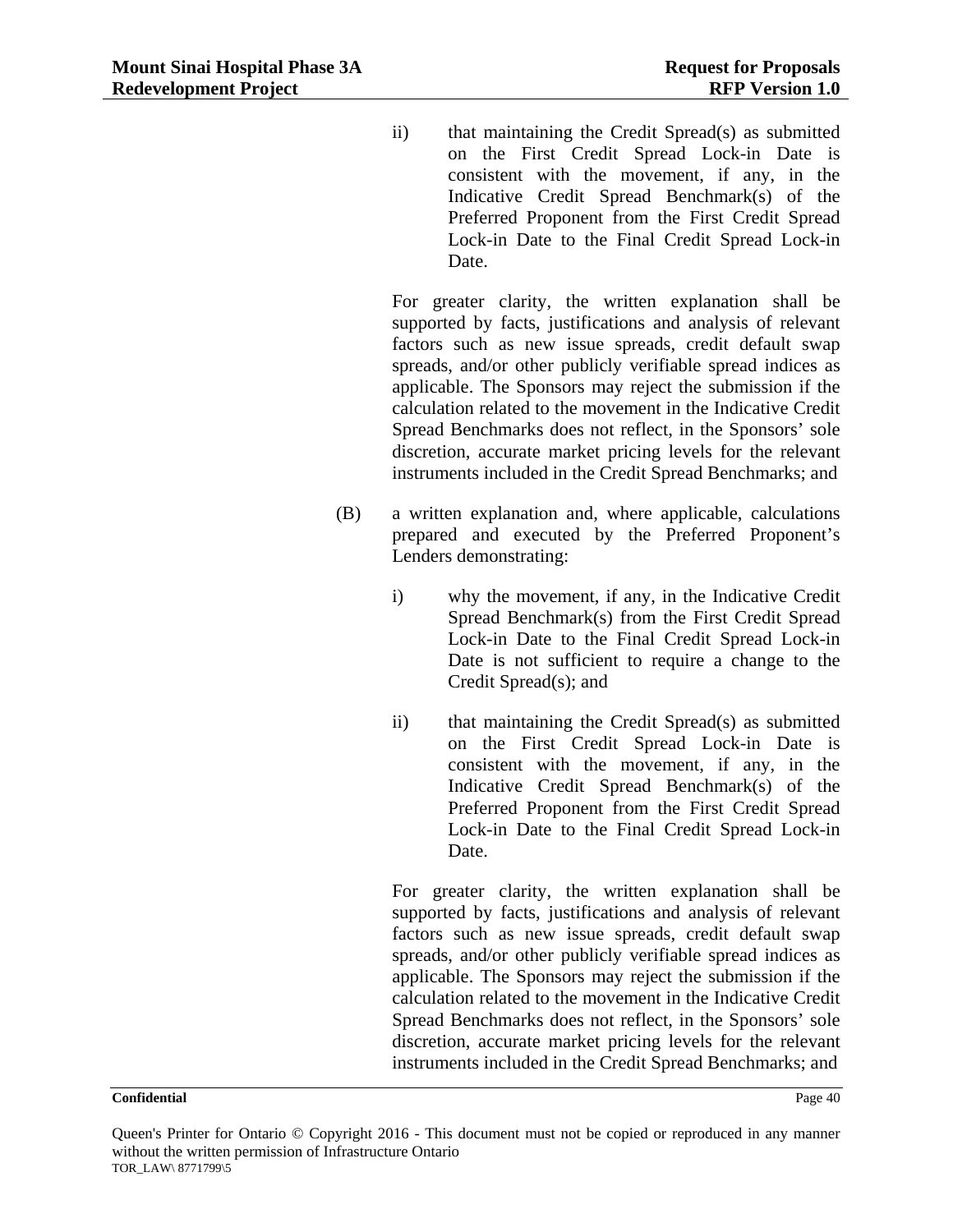ii) that maintaining the Credit Spread(s) as submitted on the First Credit Spread Lock-in Date is consistent with the movement, if any, in the Indicative Credit Spread Benchmark(s) of the Preferred Proponent from the First Credit Spread Lock-in Date to the Final Credit Spread Lock-in Date.

For greater clarity, the written explanation shall be supported by facts, justifications and analysis of relevant factors such as new issue spreads, credit default swap spreads, and/or other publicly verifiable spread indices as applicable. The Sponsors may reject the submission if the calculation related to the movement in the Indicative Credit Spread Benchmarks does not reflect, in the Sponsors' sole discretion, accurate market pricing levels for the relevant instruments included in the Credit Spread Benchmarks; and

(B) a written explanation and, where applicable, calculations prepared and executed by the Preferred Proponent's Lenders demonstrating:

i) why the movement, if any, in the Indicative Credit Spread Benchmark(s) from the First Credit Spread Lock-in Date to the Final Credit Spread Lock-in Date is not sufficient to require a change to the Credit Spread(s); and

ii) that maintaining the Credit Spread(s) as submitted on the First Credit Spread Lock-in Date is consistent with the movement, if any, in the Indicative Credit Spread Benchmark(s) of the Preferred Proponent from the First Credit Spread Lock-in Date to the Final Credit Spread Lock-in Date.

For greater clarity, the written explanation shall be supported by facts, justifications and analysis of relevant factors such as new issue spreads, credit default swap spreads, and/or other publicly verifiable spread indices as applicable. The Sponsors may reject the submission if the calculation related to the movement in the Indicative Credit Spread Benchmarks does not reflect, in the Sponsors' sole discretion, accurate market pricing levels for the relevant instruments included in the Credit Spread Benchmarks; and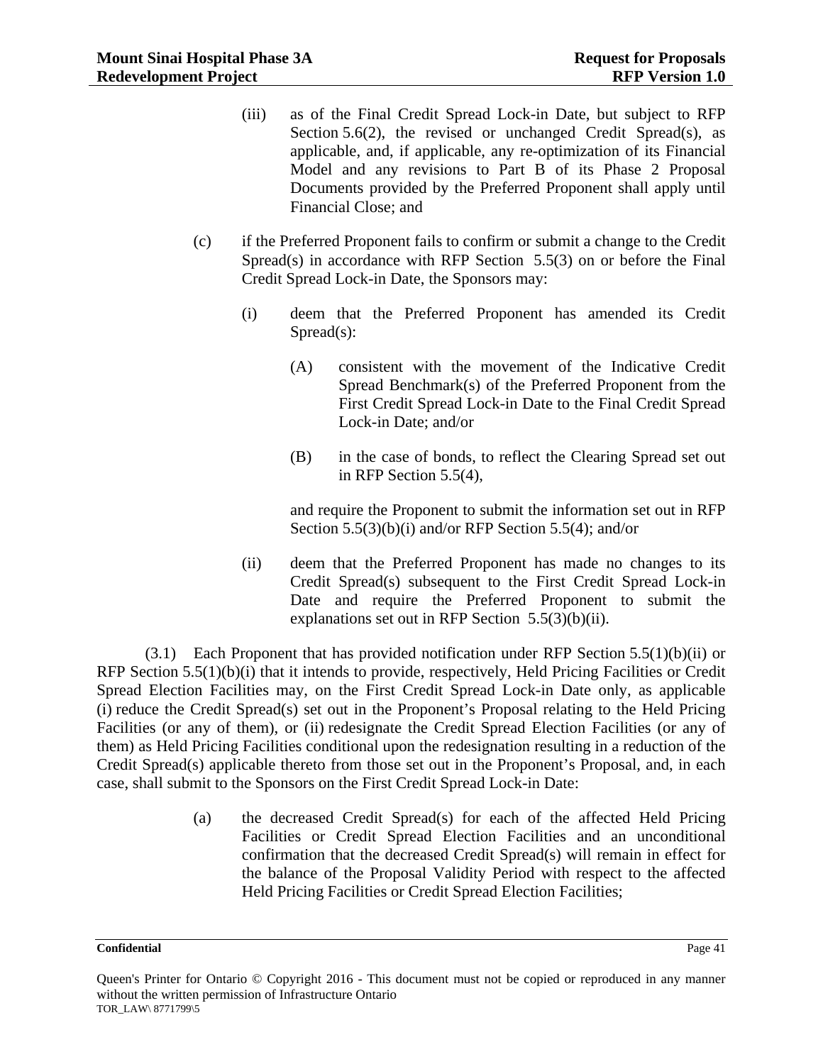(iii) as of the Final Credit Spread Lock-in Date, but subject to RFP Section 5.6(2), the revised or unchanged Credit Spread(s), as applicable, and, if applicable, any re-optimization of its Financial Model and any revisions to Part B of its Phase 2 Proposal Documents provided by the Preferred Proponent shall apply until Financial Close; and

(c) if the Preferred Proponent fails to confirm or submit a change to the Credit Spread(s) in accordance with RFP Section 5.5(3) on or before the Final Credit Spread Lock-in Date, the Sponsors may:

(i) deem that the Preferred Proponent has amended its Credit Spread(s):

(A) consistent with the movement of the Indicative Credit Spread Benchmark(s) of the Preferred Proponent from the First Credit Spread Lock-in Date to the Final Credit Spread Lock-in Date; and/or

(B) in the case of bonds, to reflect the Clearing Spread set out in RFP Section 5.5(4),

and require the Proponent to submit the information set out in RFP Section 5.5(3)(b)(i) and/or RFP Section 5.5(4); and/or

(ii) deem that the Preferred Proponent has made no changes to its Credit Spread(s) subsequent to the First Credit Spread Lock-in Date and require the Preferred Proponent to submit the explanations set out in RFP Section 5.5(3)(b)(ii).

(3.1) Each Proponent that has provided notification under RFP Section 5.5(1)(b)(ii) or RFP Section 5.5(1)(b)(i) that it intends to provide, respectively, Held Pricing Facilities or Credit Spread Election Facilities may, on the First Credit Spread Lock-in Date only, as applicable (i) reduce the Credit Spread(s) set out in the Proponent's Proposal relating to the Held Pricing Facilities (or any of them), or (ii) redesignate the Credit Spread Election Facilities (or any of them) as Held Pricing Facilities conditional upon the redesignation resulting in a reduction of the Credit Spread(s) applicable thereto from those set out in the Proponent's Proposal, and, in each case, shall submit to the Sponsors on the First Credit Spread Lock-in Date:

(a) the decreased Credit Spread(s) for each of the affected Held Pricing Facilities or Credit Spread Election Facilities and an unconditional confirmation that the decreased Credit Spread(s) will remain in effect for the balance of the Proposal Validity Period with respect to the affected Held Pricing Facilities or Credit Spread Election Facilities;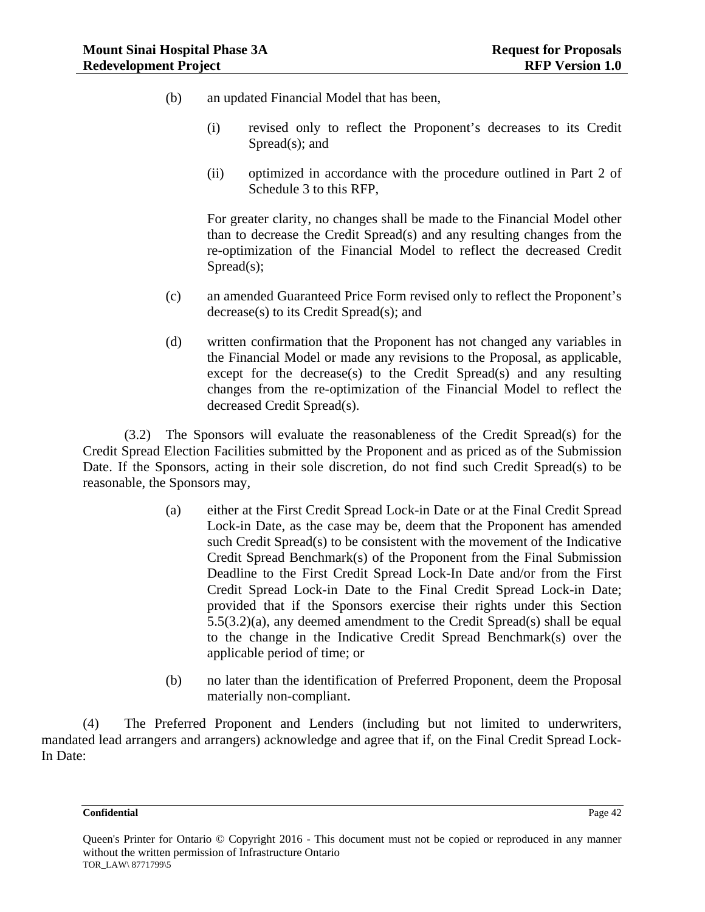(b) an updated Financial Model that has been,

(i) revised only to reflect the Proponent's decreases to its Credit Spread(s); and

(ii) optimized in accordance with the procedure outlined in Part 2 of Schedule 3 to this RFP,

For greater clarity, no changes shall be made to the Financial Model other than to decrease the Credit Spread(s) and any resulting changes from the re-optimization of the Financial Model to reflect the decreased Credit Spread(s);

(c) an amended Guaranteed Price Form revised only to reflect the Proponent's decrease(s) to its Credit Spread(s); and

(d) written confirmation that the Proponent has not changed any variables in the Financial Model or made any revisions to the Proposal, as applicable, except for the decrease(s) to the Credit Spread(s) and any resulting changes from the re-optimization of the Financial Model to reflect the decreased Credit Spread(s).

(3.2) The Sponsors will evaluate the reasonableness of the Credit Spread(s) for the Credit Spread Election Facilities submitted by the Proponent and as priced as of the Submission Date. If the Sponsors, acting in their sole discretion, do not find such Credit Spread(s) to be reasonable, the Sponsors may,

(a) either at the First Credit Spread Lock-in Date or at the Final Credit Spread Lock-in Date, as the case may be, deem that the Proponent has amended such Credit Spread(s) to be consistent with the movement of the Indicative Credit Spread Benchmark(s) of the Proponent from the Final Submission Deadline to the First Credit Spread Lock-In Date and/or from the First Credit Spread Lock-in Date to the Final Credit Spread Lock-in Date; provided that if the Sponsors exercise their rights under this Section 5.5(3.2)(a), any deemed amendment to the Credit Spread(s) shall be equal to the change in the Indicative Credit Spread Benchmark(s) over the applicable period of time; or

(b) no later than the identification of Preferred Proponent, deem the Proposal materially non-compliant.

(4) The Preferred Proponent and Lenders (including but not limited to underwriters, mandated lead arrangers and arrangers) acknowledge and agree that if, on the Final Credit Spread Lock-In Date: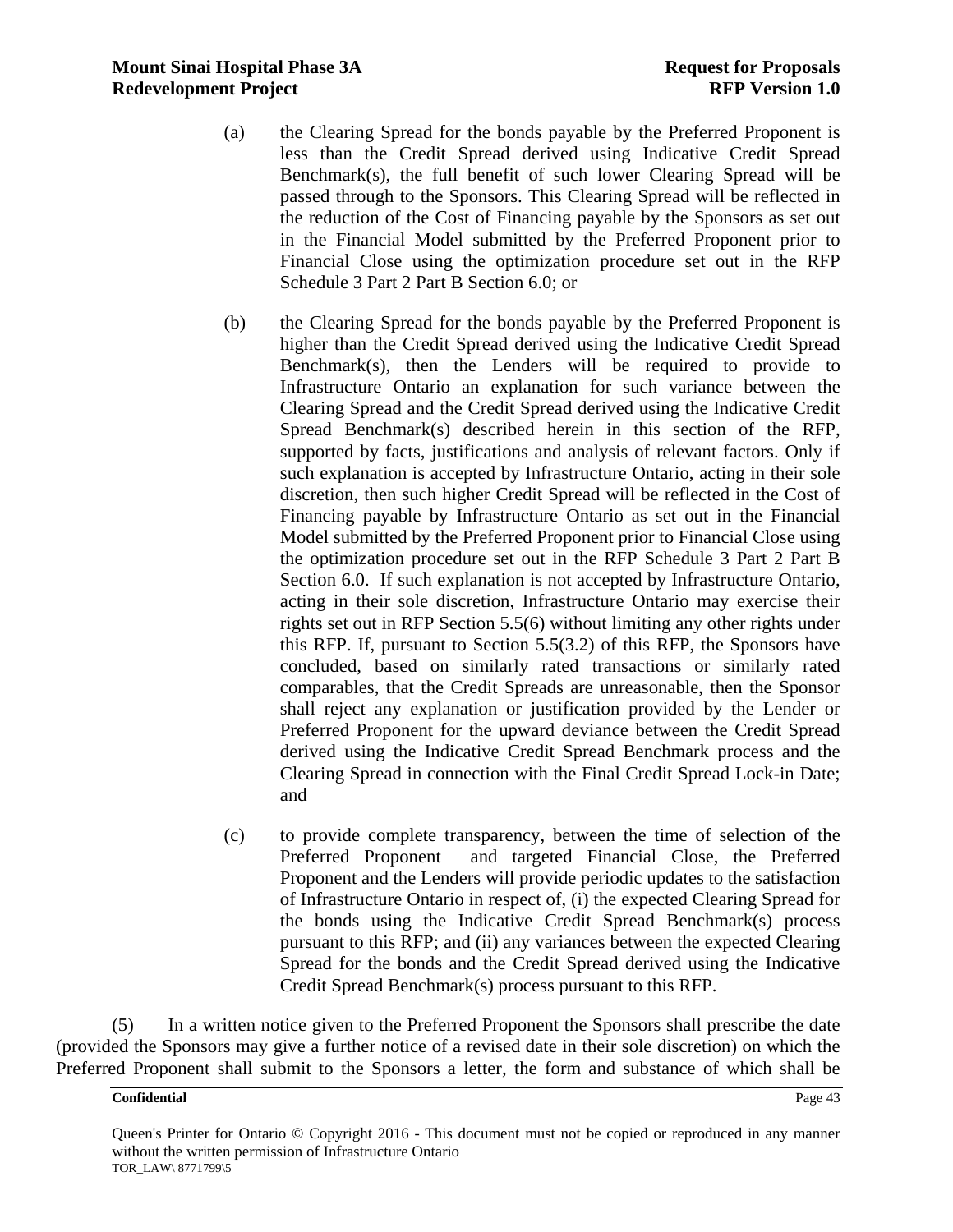(a) the Clearing Spread for the bonds payable by the Preferred Proponent is less than the Credit Spread derived using Indicative Credit Spread Benchmark(s), the full benefit of such lower Clearing Spread will be passed through to the Sponsors. This Clearing Spread will be reflected in the reduction of the Cost of Financing payable by the Sponsors as set out in the Financial Model submitted by the Preferred Proponent prior to Financial Close using the optimization procedure set out in the RFP Schedule 3 Part 2 Part B Section 6.0; or

(b) the Clearing Spread for the bonds payable by the Preferred Proponent is higher than the Credit Spread derived using the Indicative Credit Spread Benchmark(s), then the Lenders will be required to provide to Infrastructure Ontario an explanation for such variance between the Clearing Spread and the Credit Spread derived using the Indicative Credit Spread Benchmark(s) described herein in this section of the RFP, supported by facts, justifications and analysis of relevant factors. Only if such explanation is accepted by Infrastructure Ontario, acting in their sole discretion, then such higher Credit Spread will be reflected in the Cost of Financing payable by Infrastructure Ontario as set out in the Financial Model submitted by the Preferred Proponent prior to Financial Close using the optimization procedure set out in the RFP Schedule 3 Part 2 Part B Section 6.0. If such explanation is not accepted by Infrastructure Ontario, acting in their sole discretion, Infrastructure Ontario may exercise their rights set out in RFP Section 5.5(6) without limiting any other rights under this RFP. If, pursuant to Section 5.5(3.2) of this RFP, the Sponsors have concluded, based on similarly rated transactions or similarly rated comparables, that the Credit Spreads are unreasonable, then the Sponsor shall reject any explanation or justification provided by the Lender or Preferred Proponent for the upward deviance between the Credit Spread derived using the Indicative Credit Spread Benchmark process and the Clearing Spread in connection with the Final Credit Spread Lock-in Date; and

(c) to provide complete transparency, between the time of selection of the Preferred Proponent and targeted Financial Close, the Preferred Proponent and the Lenders will provide periodic updates to the satisfaction of Infrastructure Ontario in respect of, (i) the expected Clearing Spread for the bonds using the Indicative Credit Spread Benchmark(s) process pursuant to this RFP; and (ii) any variances between the expected Clearing Spread for the bonds and the Credit Spread derived using the Indicative Credit Spread Benchmark(s) process pursuant to this RFP.

(5) In a written notice given to the Preferred Proponent the Sponsors shall prescribe the date (provided the Sponsors may give a further notice of a revised date in their sole discretion) on which the Preferred Proponent shall submit to the Sponsors a letter, the form and substance of which shall be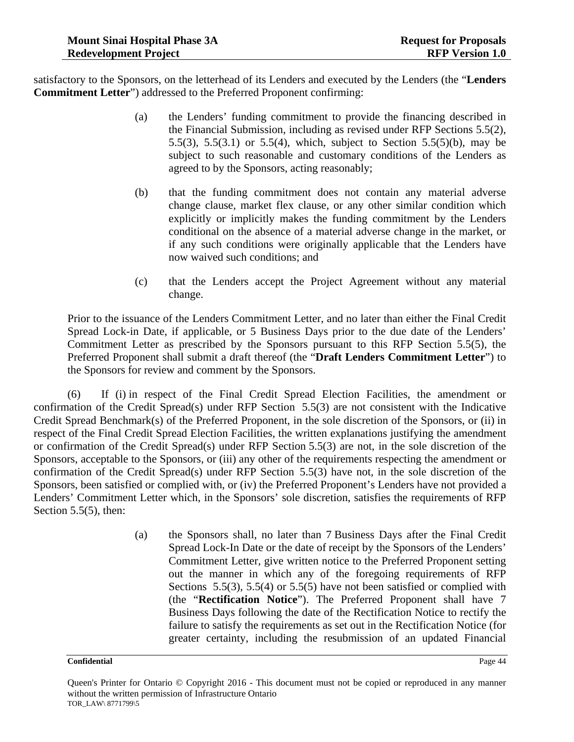satisfactory to the Sponsors, on the letterhead of its Lenders and executed by the Lenders (the "**Lenders Commitment Letter**") addressed to the Preferred Proponent confirming:

(a) the Lenders' funding commitment to provide the financing described in the Financial Submission, including as revised under RFP Sections 5.5(2), 5.5(3), 5.5(3.1) or 5.5(4), which, subject to Section 5.5(5)(b), may be subject to such reasonable and customary conditions of the Lenders as agreed to by the Sponsors, acting reasonably;

(b) that the funding commitment does not contain any material adverse change clause, market flex clause, or any other similar condition which explicitly or implicitly makes the funding commitment by the Lenders conditional on the absence of a material adverse change in the market, or if any such conditions were originally applicable that the Lenders have now waived such conditions; and

(c) that the Lenders accept the Project Agreement without any material change.

Prior to the issuance of the Lenders Commitment Letter, and no later than either the Final Credit Spread Lock-in Date, if applicable, or 5 Business Days prior to the due date of the Lenders' Commitment Letter as prescribed by the Sponsors pursuant to this RFP Section 5.5(5), the Preferred Proponent shall submit a draft thereof (the "**Draft Lenders Commitment Letter**") to the Sponsors for review and comment by the Sponsors.

(6) If (i) in respect of the Final Credit Spread Election Facilities, the amendment or confirmation of the Credit Spread(s) under RFP Section 5.5(3) are not consistent with the Indicative Credit Spread Benchmark(s) of the Preferred Proponent, in the sole discretion of the Sponsors, or (ii) in respect of the Final Credit Spread Election Facilities, the written explanations justifying the amendment or confirmation of the Credit Spread(s) under RFP Section 5.5(3) are not, in the sole discretion of the Sponsors, acceptable to the Sponsors, or (iii) any other of the requirements respecting the amendment or confirmation of the Credit Spread(s) under RFP Section 5.5(3) have not, in the sole discretion of the Sponsors, been satisfied or complied with, or (iv) the Preferred Proponent's Lenders have not provided a Lenders' Commitment Letter which, in the Sponsors' sole discretion, satisfies the requirements of RFP Section 5.5(5), then:

(a) the Sponsors shall, no later than 7 Business Days after the Final Credit Spread Lock-In Date or the date of receipt by the Sponsors of the Lenders' Commitment Letter, give written notice to the Preferred Proponent setting out the manner in which any of the foregoing requirements of RFP Sections 5.5(3), 5.5(4) or 5.5(5) have not been satisfied or complied with (the "**Rectification Notice**"). The Preferred Proponent shall have 7 Business Days following the date of the Rectification Notice to rectify the failure to satisfy the requirements as set out in the Rectification Notice (for greater certainty, including the resubmission of an updated Financial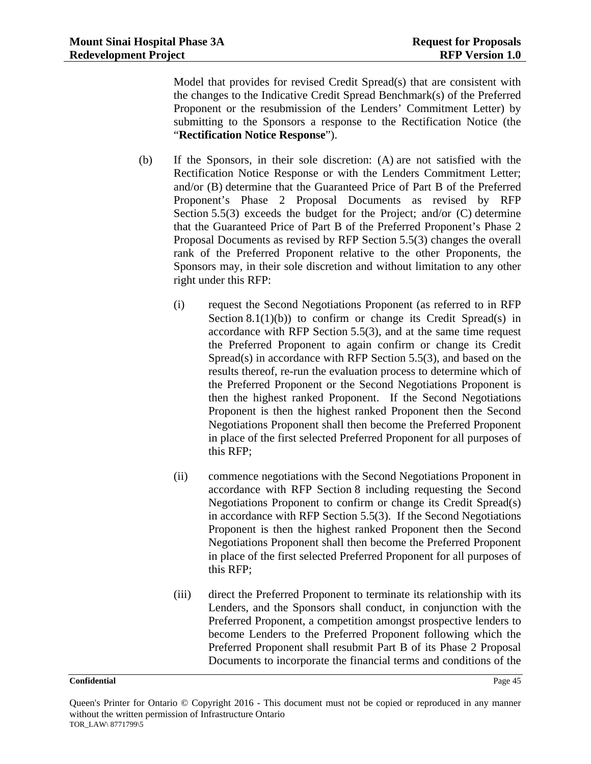Model that provides for revised Credit Spread(s) that are consistent with the changes to the Indicative Credit Spread Benchmark(s) of the Preferred Proponent or the resubmission of the Lenders' Commitment Letter) by submitting to the Sponsors a response to the Rectification Notice (the "**Rectification Notice Response**").

(b) If the Sponsors, in their sole discretion: (A) are not satisfied with the Rectification Notice Response or with the Lenders Commitment Letter; and/or (B) determine that the Guaranteed Price of Part B of the Preferred Proponent's Phase 2 Proposal Documents as revised by RFP Section 5.5(3) exceeds the budget for the Project; and/or (C) determine that the Guaranteed Price of Part B of the Preferred Proponent's Phase 2 Proposal Documents as revised by RFP Section 5.5(3) changes the overall rank of the Preferred Proponent relative to the other Proponents, the Sponsors may, in their sole discretion and without limitation to any other right under this RFP:

(i) request the Second Negotiations Proponent (as referred to in RFP Section 8.1(1)(b)) to confirm or change its Credit Spread(s) in accordance with RFP Section 5.5(3), and at the same time request the Preferred Proponent to again confirm or change its Credit Spread(s) in accordance with RFP Section 5.5(3), and based on the results thereof, re-run the evaluation process to determine which of the Preferred Proponent or the Second Negotiations Proponent is then the highest ranked Proponent. If the Second Negotiations Proponent is then the highest ranked Proponent then the Second Negotiations Proponent shall then become the Preferred Proponent in place of the first selected Preferred Proponent for all purposes of this RFP;

(ii) commence negotiations with the Second Negotiations Proponent in accordance with RFP Section 8 including requesting the Second Negotiations Proponent to confirm or change its Credit Spread(s) in accordance with RFP Section 5.5(3). If the Second Negotiations Proponent is then the highest ranked Proponent then the Second Negotiations Proponent shall then become the Preferred Proponent in place of the first selected Preferred Proponent for all purposes of this RFP;

(iii) direct the Preferred Proponent to terminate its relationship with its Lenders, and the Sponsors shall conduct, in conjunction with the Preferred Proponent, a competition amongst prospective lenders to become Lenders to the Preferred Proponent following which the Preferred Proponent shall resubmit Part B of its Phase 2 Proposal Documents to incorporate the financial terms and conditions of the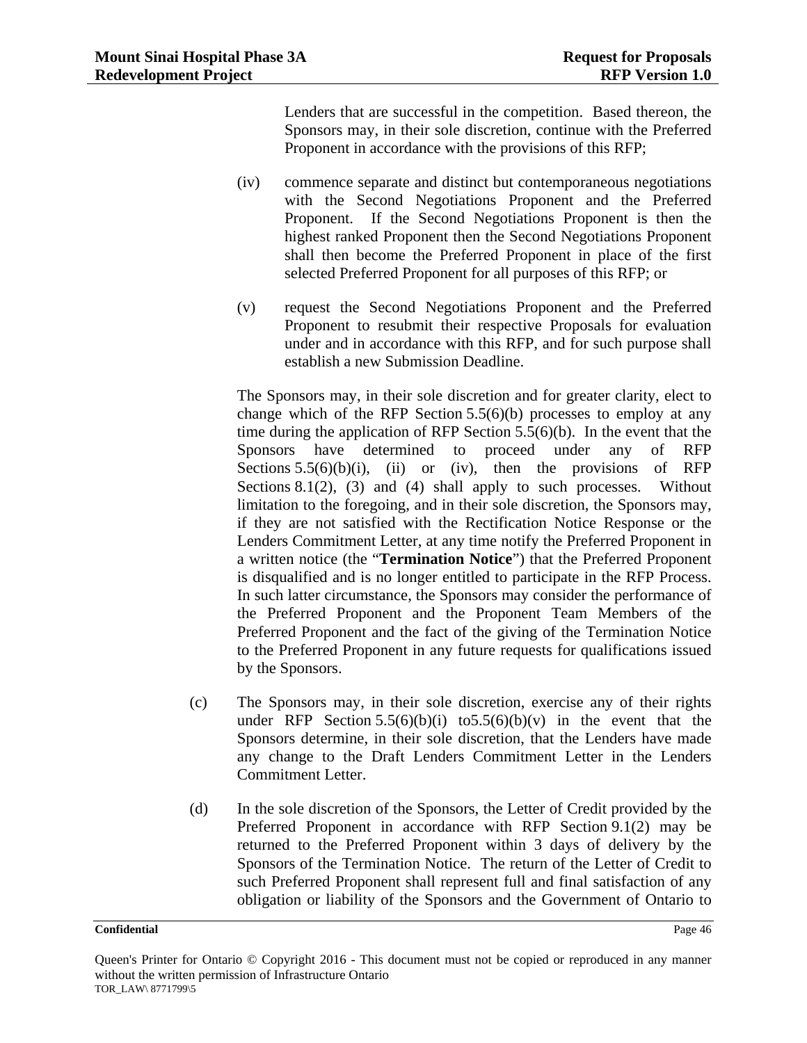Lenders that are successful in the competition. Based thereon, the Sponsors may, in their sole discretion, continue with the Preferred Proponent in accordance with the provisions of this RFP;

(iv) commence separate and distinct but contemporaneous negotiations with the Second Negotiations Proponent and the Preferred Proponent. If the Second Negotiations Proponent is then the highest ranked Proponent then the Second Negotiations Proponent shall then become the Preferred Proponent in place of the first selected Preferred Proponent for all purposes of this RFP; or

(v) request the Second Negotiations Proponent and the Preferred Proponent to resubmit their respective Proposals for evaluation under and in accordance with this RFP, and for such purpose shall establish a new Submission Deadline.

The Sponsors may, in their sole discretion and for greater clarity, elect to change which of the RFP Section 5.5(6)(b) processes to employ at any time during the application of RFP Section 5.5(6)(b). In the event that the Sponsors have determined to proceed under any of RFP Sections 5.5(6)(b)(i), (ii) or (iv), then the provisions of RFP Sections 8.1(2), (3) and (4) shall apply to such processes. Without limitation to the foregoing, and in their sole discretion, the Sponsors may, if they are not satisfied with the Rectification Notice Response or the Lenders Commitment Letter, at any time notify the Preferred Proponent in a written notice (the "**Termination Notice**") that the Preferred Proponent is disqualified and is no longer entitled to participate in the RFP Process. In such latter circumstance, the Sponsors may consider the performance of the Preferred Proponent and the Proponent Team Members of the Preferred Proponent and the fact of the giving of the Termination Notice to the Preferred Proponent in any future requests for qualifications issued by the Sponsors.

(c) The Sponsors may, in their sole discretion, exercise any of their rights under RFP Section 5.5(6)(b)(i) to5.5(6)(b)(v) in the event that the Sponsors determine, in their sole discretion, that the Lenders have made any change to the Draft Lenders Commitment Letter in the Lenders Commitment Letter.

(d) In the sole discretion of the Sponsors, the Letter of Credit provided by the Preferred Proponent in accordance with RFP Section 9.1(2) may be returned to the Preferred Proponent within 3 days of delivery by the Sponsors of the Termination Notice. The return of the Letter of Credit to such Preferred Proponent shall represent full and final satisfaction of any obligation or liability of the Sponsors and the Government of Ontario to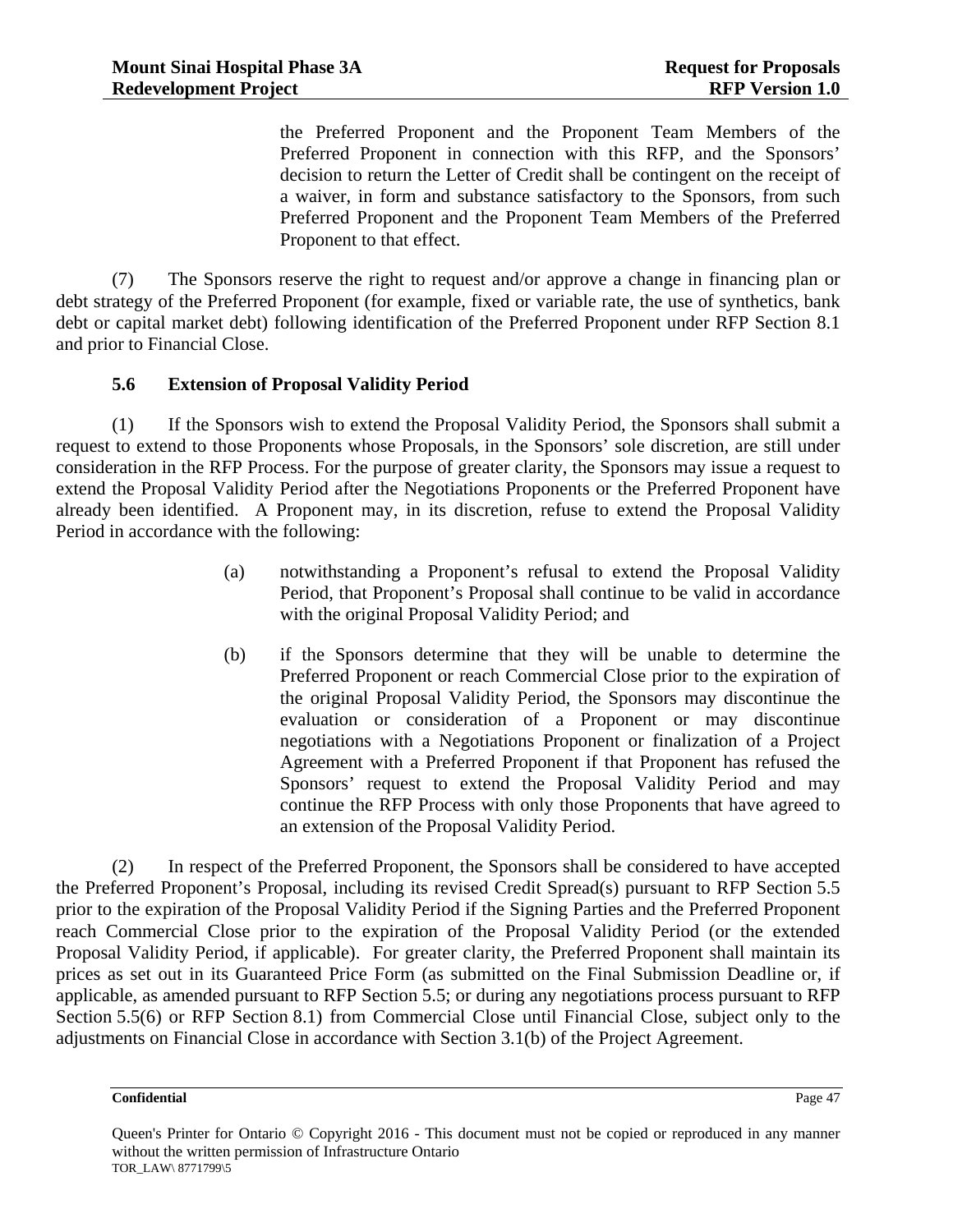the Preferred Proponent and the Proponent Team Members of the Preferred Proponent in connection with this RFP, and the Sponsors' decision to return the Letter of Credit shall be contingent on the receipt of a waiver, in form and substance satisfactory to the Sponsors, from such Preferred Proponent and the Proponent Team Members of the Preferred Proponent to that effect.

(7) The Sponsors reserve the right to request and/or approve a change in financing plan or debt strategy of the Preferred Proponent (for example, fixed or variable rate, the use of synthetics, bank debt or capital market debt) following identification of the Preferred Proponent under RFP Section 8.1 and prior to Financial Close.

### 5.6 Extension of Proposal Validity Period

(1) If the Sponsors wish to extend the Proposal Validity Period, the Sponsors shall submit a request to extend to those Proponents whose Proposals, in the Sponsors' sole discretion, are still under consideration in the RFP Process. For the purpose of greater clarity, the Sponsors may issue a request to extend the Proposal Validity Period after the Negotiations Proponents or the Preferred Proponent have already been identified. A Proponent may, in its discretion, refuse to extend the Proposal Validity Period in accordance with the following:

(a) notwithstanding a Proponent's refusal to extend the Proposal Validity Period, that Proponent's Proposal shall continue to be valid in accordance with the original Proposal Validity Period; and

(b) if the Sponsors determine that they will be unable to determine the Preferred Proponent or reach Commercial Close prior to the expiration of the original Proposal Validity Period, the Sponsors may discontinue the evaluation or consideration of a Proponent or may discontinue negotiations with a Negotiations Proponent or finalization of a Project Agreement with a Preferred Proponent if that Proponent has refused the Sponsors' request to extend the Proposal Validity Period and may continue the RFP Process with only those Proponents that have agreed to an extension of the Proposal Validity Period.

(2) In respect of the Preferred Proponent, the Sponsors shall be considered to have accepted the Preferred Proponent's Proposal, including its revised Credit Spread(s) pursuant to RFP Section 5.5 prior to the expiration of the Proposal Validity Period if the Signing Parties and the Preferred Proponent reach Commercial Close prior to the expiration of the Proposal Validity Period (or the extended Proposal Validity Period, if applicable). For greater clarity, the Preferred Proponent shall maintain its prices as set out in its Guaranteed Price Form (as submitted on the Final Submission Deadline or, if applicable, as amended pursuant to RFP Section 5.5; or during any negotiations process pursuant to RFP Section 5.5(6) or RFP Section 8.1) from Commercial Close until Financial Close, subject only to the adjustments on Financial Close in accordance with Section 3.1(b) of the Project Agreement.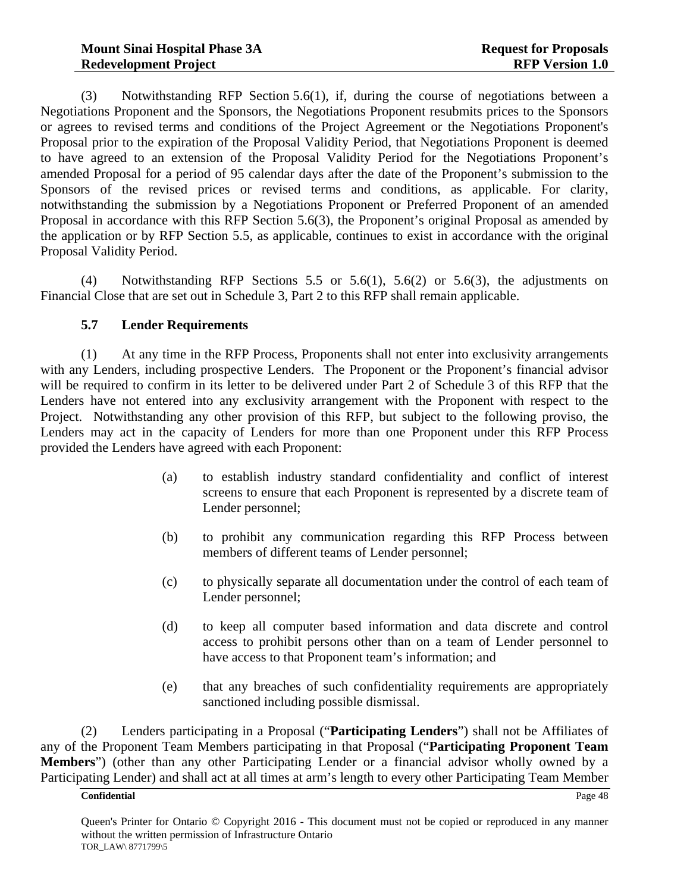(3) Notwithstanding RFP Section 5.6(1), if, during the course of negotiations between a Negotiations Proponent and the Sponsors, the Negotiations Proponent resubmits prices to the Sponsors or agrees to revised terms and conditions of the Project Agreement or the Negotiations Proponent's Proposal prior to the expiration of the Proposal Validity Period, that Negotiations Proponent is deemed to have agreed to an extension of the Proposal Validity Period for the Negotiations Proponent's amended Proposal for a period of 95 calendar days after the date of the Proponent's submission to the Sponsors of the revised prices or revised terms and conditions, as applicable. For clarity, notwithstanding the submission by a Negotiations Proponent or Preferred Proponent of an amended Proposal in accordance with this RFP Section 5.6(3), the Proponent's original Proposal as amended by the application or by RFP Section 5.5, as applicable, continues to exist in accordance with the original Proposal Validity Period.

(4) Notwithstanding RFP Sections 5.5 or 5.6(1), 5.6(2) or 5.6(3), the adjustments on Financial Close that are set out in Schedule 3, Part 2 to this RFP shall remain applicable.

### 5.7 Lender Requirements

(1) At any time in the RFP Process, Proponents shall not enter into exclusivity arrangements with any Lenders, including prospective Lenders. The Proponent or the Proponent's financial advisor will be required to confirm in its letter to be delivered under Part 2 of Schedule 3 of this RFP that the Lenders have not entered into any exclusivity arrangement with the Proponent with respect to the Project. Notwithstanding any other provision of this RFP, but subject to the following proviso, the Lenders may act in the capacity of Lenders for more than one Proponent under this RFP Process provided the Lenders have agreed with each Proponent:

(a) to establish industry standard confidentiality and conflict of interest screens to ensure that each Proponent is represented by a discrete team of Lender personnel;

(b) to prohibit any communication regarding this RFP Process between members of different teams of Lender personnel;

(c) to physically separate all documentation under the control of each team of Lender personnel;

(d) to keep all computer based information and data discrete and control access to prohibit persons other than on a team of Lender personnel to have access to that Proponent team's information; and

(e) that any breaches of such confidentiality requirements are appropriately sanctioned including possible dismissal.

(2) Lenders participating in a Proposal ("**Participating Lenders**") shall not be Affiliates of any of the Proponent Team Members participating in that Proposal ("**Participating Proponent Team Members**") (other than any other Participating Lender or a financial advisor wholly owned by a Participating Lender) and shall act at all times at arm's length to every other Participating Team Member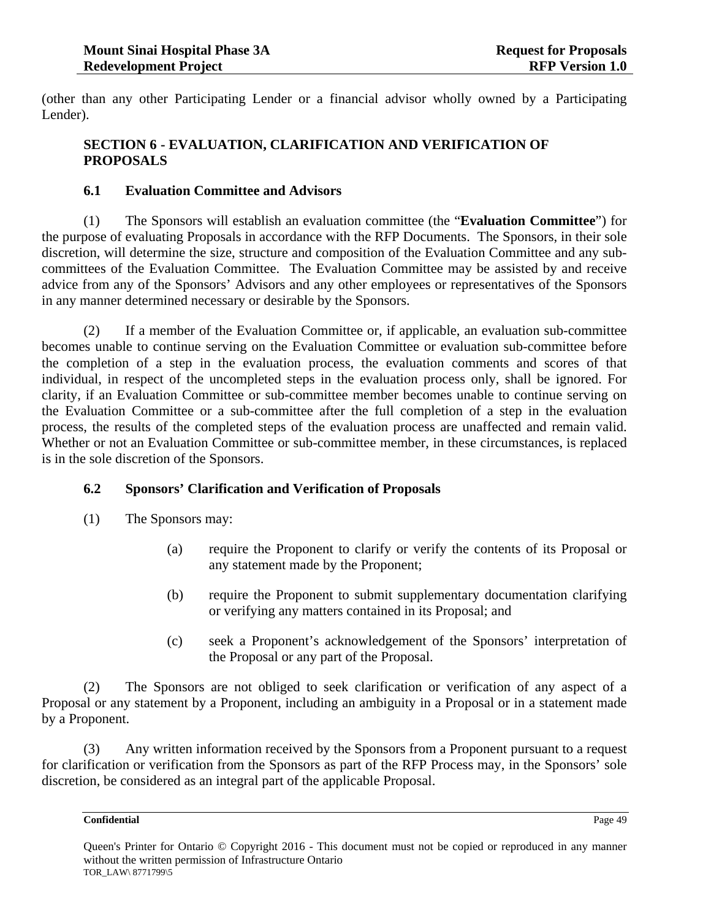(other than any other Participating Lender or a financial advisor wholly owned by a Participating Lender).

## SECTION 6 - EVALUATION, CLARIFICATION AND VERIFICATION OF PROPOSALS

### 6.1 Evaluation Committee and Advisors

(1) The Sponsors will establish an evaluation committee (the "**Evaluation Committee**") for the purpose of evaluating Proposals in accordance with the RFP Documents. The Sponsors, in their sole discretion, will determine the size, structure and composition of the Evaluation Committee and any sub-committees of the Evaluation Committee. The Evaluation Committee may be assisted by and receive advice from any of the Sponsors' Advisors and any other employees or representatives of the Sponsors in any manner determined necessary or desirable by the Sponsors.

(2) If a member of the Evaluation Committee or, if applicable, an evaluation sub-committee becomes unable to continue serving on the Evaluation Committee or evaluation sub-committee before the completion of a step in the evaluation process, the evaluation comments and scores of that individual, in respect of the uncompleted steps in the evaluation process only, shall be ignored. For clarity, if an Evaluation Committee or sub-committee member becomes unable to continue serving on the Evaluation Committee or a sub-committee after the full completion of a step in the evaluation process, the results of the completed steps of the evaluation process are unaffected and remain valid. Whether or not an Evaluation Committee or sub-committee member, in these circumstances, is replaced is in the sole discretion of the Sponsors.

### 6.2 Sponsors' Clarification and Verification of Proposals

(1) The Sponsors may:

(a) require the Proponent to clarify or verify the contents of its Proposal or any statement made by the Proponent;

(b) require the Proponent to submit supplementary documentation clarifying or verifying any matters contained in its Proposal; and

(c) seek a Proponent's acknowledgement of the Sponsors' interpretation of the Proposal or any part of the Proposal.

(2) The Sponsors are not obliged to seek clarification or verification of any aspect of a Proposal or any statement by a Proponent, including an ambiguity in a Proposal or in a statement made by a Proponent.

(3) Any written information received by the Sponsors from a Proponent pursuant to a request for clarification or verification from the Sponsors as part of the RFP Process may, in the Sponsors' sole discretion, be considered as an integral part of the applicable Proposal.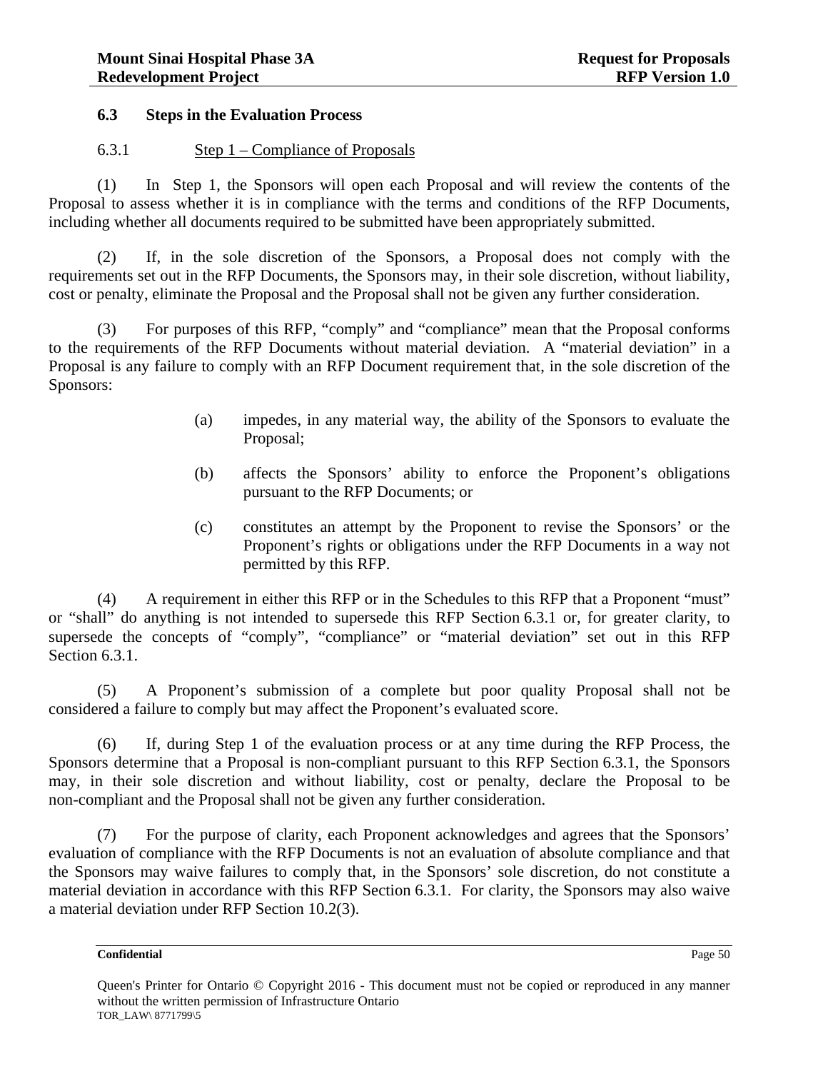### 6.3 Steps in the Evaluation Process

6.3.1 Step 1 – Compliance of Proposals

(1) In Step 1, the Sponsors will open each Proposal and will review the contents of the Proposal to assess whether it is in compliance with the terms and conditions of the RFP Documents, including whether all documents required to be submitted have been appropriately submitted.

(2) If, in the sole discretion of the Sponsors, a Proposal does not comply with the requirements set out in the RFP Documents, the Sponsors may, in their sole discretion, without liability, cost or penalty, eliminate the Proposal and the Proposal shall not be given any further consideration.

(3) For purposes of this RFP, "comply" and "compliance" mean that the Proposal conforms to the requirements of the RFP Documents without material deviation. A "material deviation" in a Proposal is any failure to comply with an RFP Document requirement that, in the sole discretion of the Sponsors:

(a) impedes, in any material way, the ability of the Sponsors to evaluate the Proposal;

(b) affects the Sponsors' ability to enforce the Proponent's obligations pursuant to the RFP Documents; or

(c) constitutes an attempt by the Proponent to revise the Sponsors' or the Proponent's rights or obligations under the RFP Documents in a way not permitted by this RFP.

(4) A requirement in either this RFP or in the Schedules to this RFP that a Proponent "must" or "shall" do anything is not intended to supersede this RFP Section 6.3.1 or, for greater clarity, to supersede the concepts of "comply", "compliance" or "material deviation" set out in this RFP Section 6.3.1.

(5) A Proponent's submission of a complete but poor quality Proposal shall not be considered a failure to comply but may affect the Proponent's evaluated score.

(6) If, during Step 1 of the evaluation process or at any time during the RFP Process, the Sponsors determine that a Proposal is non-compliant pursuant to this RFP Section 6.3.1, the Sponsors may, in their sole discretion and without liability, cost or penalty, declare the Proposal to be non-compliant and the Proposal shall not be given any further consideration.

(7) For the purpose of clarity, each Proponent acknowledges and agrees that the Sponsors' evaluation of compliance with the RFP Documents is not an evaluation of absolute compliance and that the Sponsors may waive failures to comply that, in the Sponsors' sole discretion, do not constitute a material deviation in accordance with this RFP Section 6.3.1. For clarity, the Sponsors may also waive a material deviation under RFP Section 10.2(3).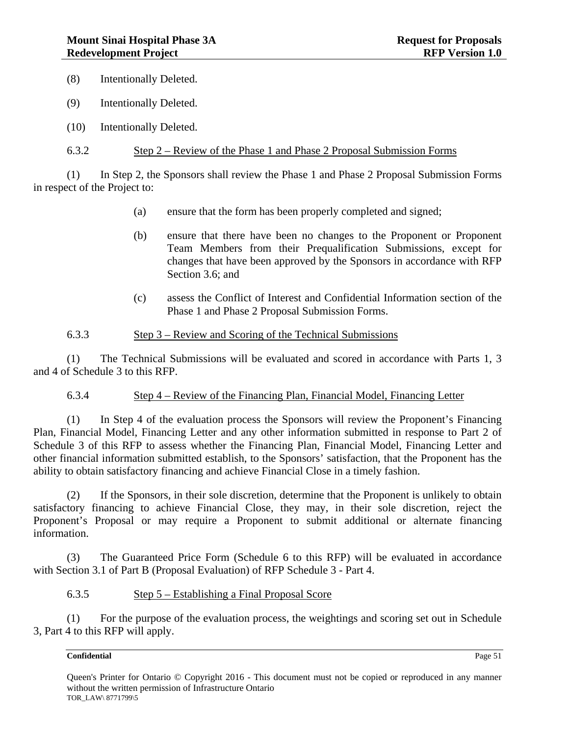(8) Intentionally Deleted.

(9) Intentionally Deleted.

(10) Intentionally Deleted.

6.3.2 Step 2 – Review of the Phase 1 and Phase 2 Proposal Submission Forms

(1) In Step 2, the Sponsors shall review the Phase 1 and Phase 2 Proposal Submission Forms in respect of the Project to:

(a) ensure that the form has been properly completed and signed;

(b) ensure that there have been no changes to the Proponent or Proponent Team Members from their Prequalification Submissions, except for changes that have been approved by the Sponsors in accordance with RFP Section 3.6; and

(c) assess the Conflict of Interest and Confidential Information section of the Phase 1 and Phase 2 Proposal Submission Forms.

6.3.3 Step 3 – Review and Scoring of the Technical Submissions

(1) The Technical Submissions will be evaluated and scored in accordance with Parts 1, 3 and 4 of Schedule 3 to this RFP.

6.3.4 Step 4 – Review of the Financing Plan, Financial Model, Financing Letter

(1) In Step 4 of the evaluation process the Sponsors will review the Proponent's Financing Plan, Financial Model, Financing Letter and any other information submitted in response to Part 2 of Schedule 3 of this RFP to assess whether the Financing Plan, Financial Model, Financing Letter and other financial information submitted establish, to the Sponsors' satisfaction, that the Proponent has the ability to obtain satisfactory financing and achieve Financial Close in a timely fashion.

(2) If the Sponsors, in their sole discretion, determine that the Proponent is unlikely to obtain satisfactory financing to achieve Financial Close, they may, in their sole discretion, reject the Proponent's Proposal or may require a Proponent to submit additional or alternate financing information.

(3) The Guaranteed Price Form (Schedule 6 to this RFP) will be evaluated in accordance with Section 3.1 of Part B (Proposal Evaluation) of RFP Schedule 3 - Part 4.

6.3.5 Step 5 – Establishing a Final Proposal Score

(1) For the purpose of the evaluation process, the weightings and scoring set out in Schedule 3, Part 4 to this RFP will apply.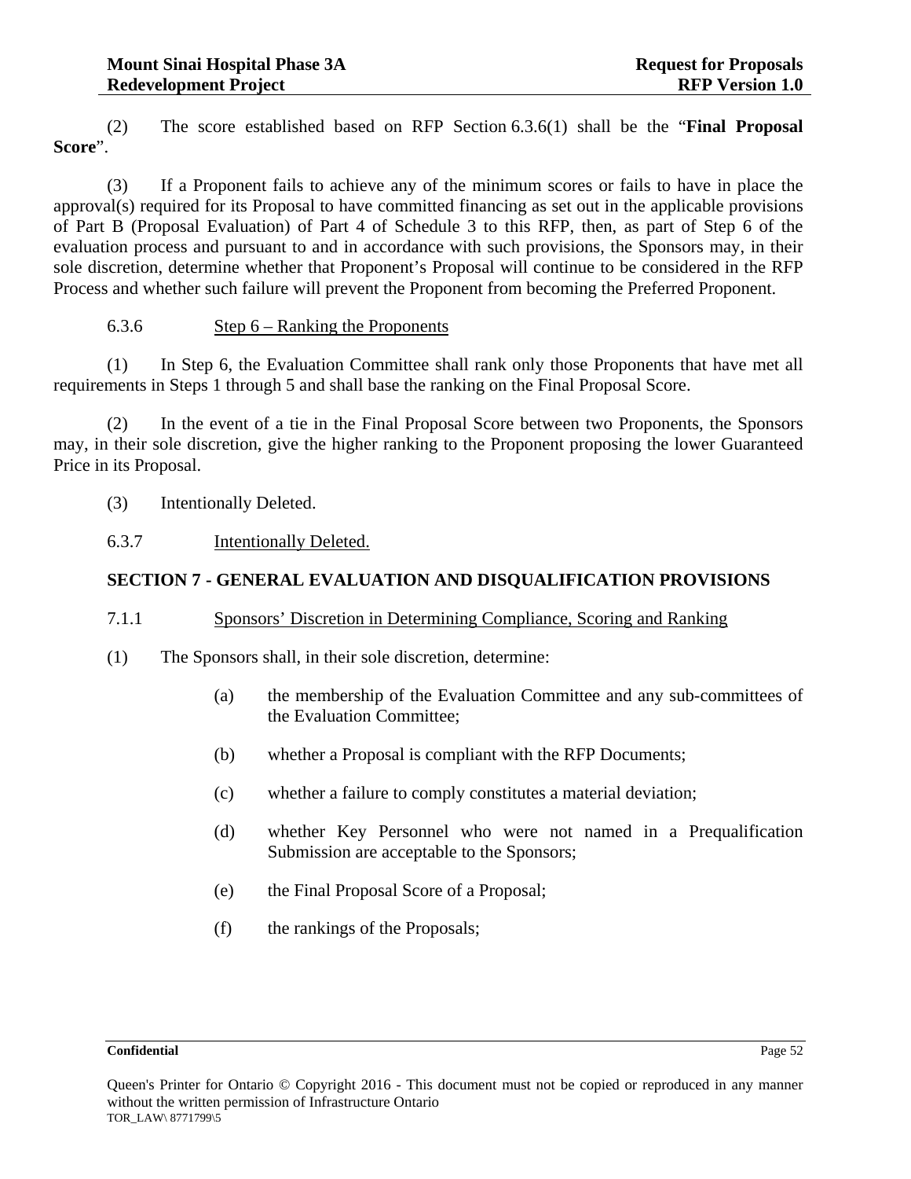(2) The score established based on RFP Section 6.3.6(1) shall be the "**Final Proposal Score**".

(3) If a Proponent fails to achieve any of the minimum scores or fails to have in place the approval(s) required for its Proposal to have committed financing as set out in the applicable provisions of Part B (Proposal Evaluation) of Part 4 of Schedule 3 to this RFP, then, as part of Step 6 of the evaluation process and pursuant to and in accordance with such provisions, the Sponsors may, in their sole discretion, determine whether that Proponent's Proposal will continue to be considered in the RFP Process and whether such failure will prevent the Proponent from becoming the Preferred Proponent.

6.3.6 Step 6 – Ranking the Proponents

(1) In Step 6, the Evaluation Committee shall rank only those Proponents that have met all requirements in Steps 1 through 5 and shall base the ranking on the Final Proposal Score.

(2) In the event of a tie in the Final Proposal Score between two Proponents, the Sponsors may, in their sole discretion, give the higher ranking to the Proponent proposing the lower Guaranteed Price in its Proposal.

(3) Intentionally Deleted.

6.3.7 Intentionally Deleted.

## SECTION 7 - GENERAL EVALUATION AND DISQUALIFICATION PROVISIONS

7.1.1 Sponsors' Discretion in Determining Compliance, Scoring and Ranking

(1) The Sponsors shall, in their sole discretion, determine:

(a) the membership of the Evaluation Committee and any sub-committees of the Evaluation Committee;

(b) whether a Proposal is compliant with the RFP Documents;

(c) whether a failure to comply constitutes a material deviation;

(d) whether Key Personnel who were not named in a Prequalification Submission are acceptable to the Sponsors;

(e) the Final Proposal Score of a Proposal;

(f) the rankings of the Proposals;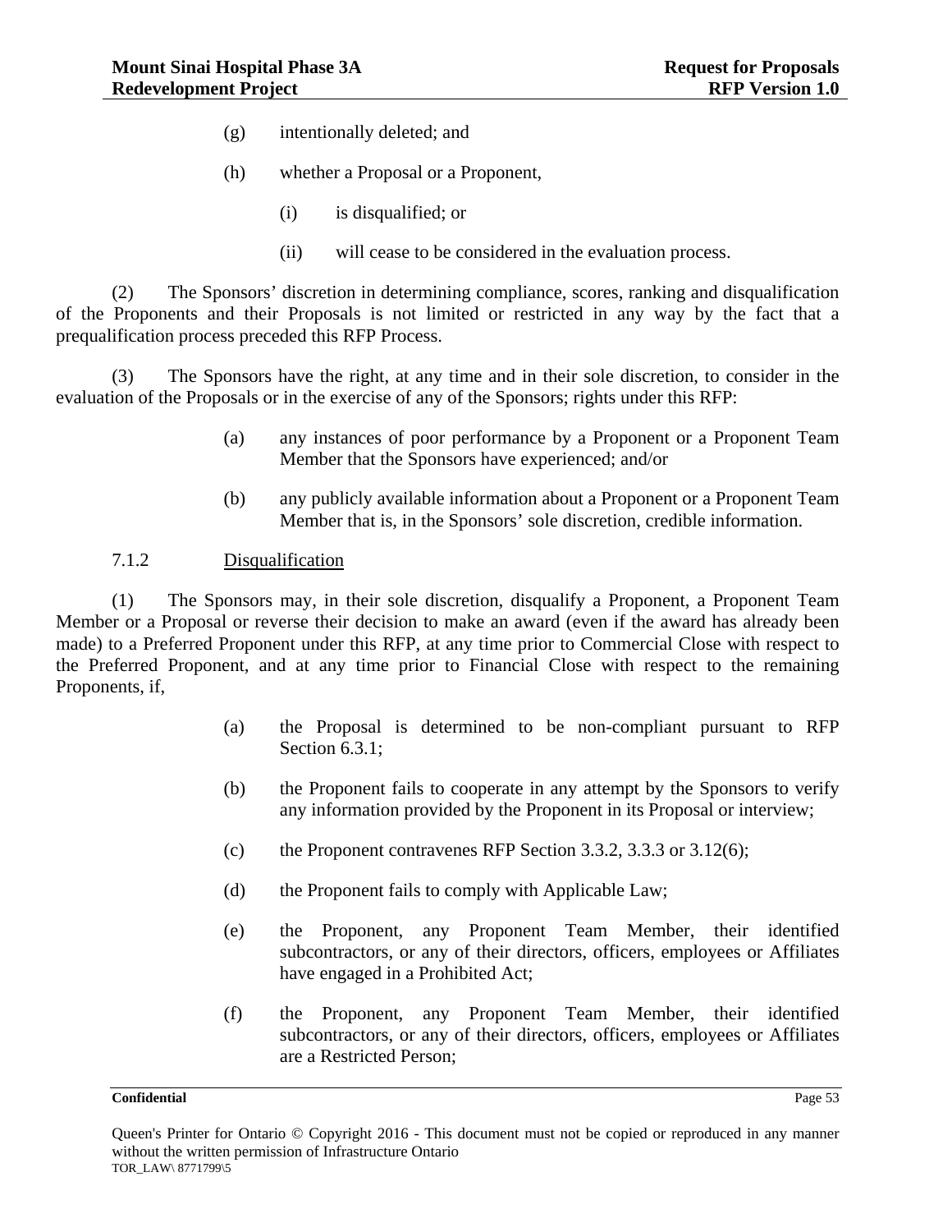(g) intentionally deleted; and

(h) whether a Proposal or a Proponent,

(i) is disqualified; or

(ii) will cease to be considered in the evaluation process.

(2) The Sponsors' discretion in determining compliance, scores, ranking and disqualification of the Proponents and their Proposals is not limited or restricted in any way by the fact that a prequalification process preceded this RFP Process.

(3) The Sponsors have the right, at any time and in their sole discretion, to consider in the evaluation of the Proposals or in the exercise of any of the Sponsors; rights under this RFP:

(a) any instances of poor performance by a Proponent or a Proponent Team Member that the Sponsors have experienced; and/or

(b) any publicly available information about a Proponent or a Proponent Team Member that is, in the Sponsors' sole discretion, credible information.

7.1.2 Disqualification

(1) The Sponsors may, in their sole discretion, disqualify a Proponent, a Proponent Team Member or a Proposal or reverse their decision to make an award (even if the award has already been made) to a Preferred Proponent under this RFP, at any time prior to Commercial Close with respect to the Preferred Proponent, and at any time prior to Financial Close with respect to the remaining Proponents, if,

(a) the Proposal is determined to be non-compliant pursuant to RFP Section 6.3.1;

(b) the Proponent fails to cooperate in any attempt by the Sponsors to verify any information provided by the Proponent in its Proposal or interview;

(c) the Proponent contravenes RFP Section 3.3.2, 3.3.3 or 3.12(6);

(d) the Proponent fails to comply with Applicable Law;

(e) the Proponent, any Proponent Team Member, their identified subcontractors, or any of their directors, officers, employees or Affiliates have engaged in a Prohibited Act;

(f) the Proponent, any Proponent Team Member, their identified subcontractors, or any of their directors, officers, employees or Affiliates are a Restricted Person;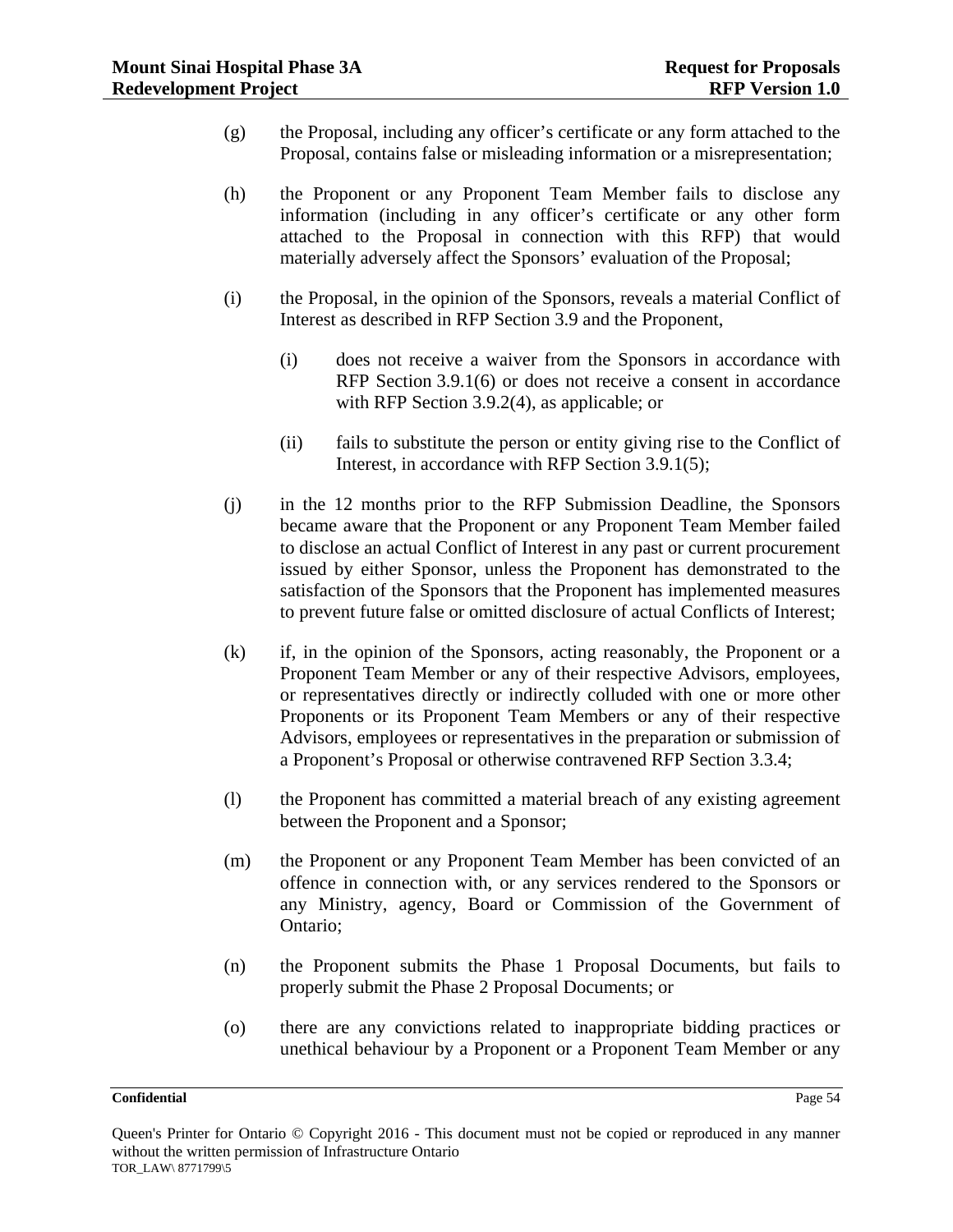(g) the Proposal, including any officer's certificate or any form attached to the Proposal, contains false or misleading information or a misrepresentation;

(h) the Proponent or any Proponent Team Member fails to disclose any information (including in any officer's certificate or any other form attached to the Proposal in connection with this RFP) that would materially adversely affect the Sponsors' evaluation of the Proposal;

(i) the Proposal, in the opinion of the Sponsors, reveals a material Conflict of Interest as described in RFP Section 3.9 and the Proponent,

  (i) does not receive a waiver from the Sponsors in accordance with RFP Section 3.9.1(6) or does not receive a consent in accordance with RFP Section 3.9.2(4), as applicable; or

  (ii) fails to substitute the person or entity giving rise to the Conflict of Interest, in accordance with RFP Section 3.9.1(5);

(j) in the 12 months prior to the RFP Submission Deadline, the Sponsors became aware that the Proponent or any Proponent Team Member failed to disclose an actual Conflict of Interest in any past or current procurement issued by either Sponsor, unless the Proponent has demonstrated to the satisfaction of the Sponsors that the Proponent has implemented measures to prevent future false or omitted disclosure of actual Conflicts of Interest;

(k) if, in the opinion of the Sponsors, acting reasonably, the Proponent or a Proponent Team Member or any of their respective Advisors, employees, or representatives directly or indirectly colluded with one or more other Proponents or its Proponent Team Members or any of their respective Advisors, employees or representatives in the preparation or submission of a Proponent's Proposal or otherwise contravened RFP Section 3.3.4;

(l) the Proponent has committed a material breach of any existing agreement between the Proponent and a Sponsor;

(m) the Proponent or any Proponent Team Member has been convicted of an offence in connection with, or any services rendered to the Sponsors or any Ministry, agency, Board or Commission of the Government of Ontario;

(n) the Proponent submits the Phase 1 Proposal Documents, but fails to properly submit the Phase 2 Proposal Documents; or

(o) there are any convictions related to inappropriate bidding practices or unethical behaviour by a Proponent or a Proponent Team Member or any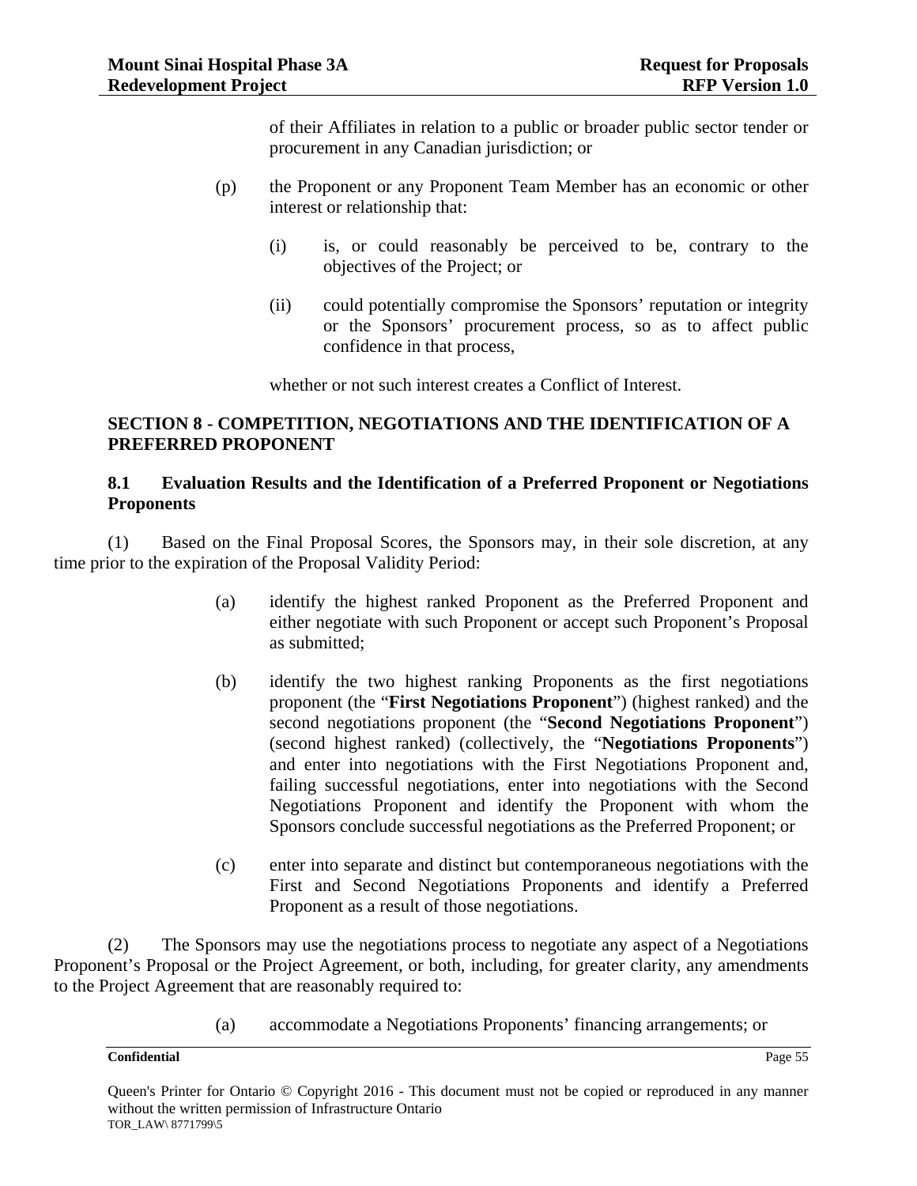of their Affiliates in relation to a public or broader public sector tender or procurement in any Canadian jurisdiction; or

(p) the Proponent or any Proponent Team Member has an economic or other interest or relationship that:

(i) is, or could reasonably be perceived to be, contrary to the objectives of the Project; or

(ii) could potentially compromise the Sponsors' reputation or integrity or the Sponsors' procurement process, so as to affect public confidence in that process,

whether or not such interest creates a Conflict of Interest.

## SECTION 8 - COMPETITION, NEGOTIATIONS AND THE IDENTIFICATION OF A PREFERRED PROPONENT

### 8.1 Evaluation Results and the Identification of a Preferred Proponent or Negotiations Proponents

(1) Based on the Final Proposal Scores, the Sponsors may, in their sole discretion, at any time prior to the expiration of the Proposal Validity Period:

(a) identify the highest ranked Proponent as the Preferred Proponent and either negotiate with such Proponent or accept such Proponent's Proposal as submitted;

(b) identify the two highest ranking Proponents as the first negotiations proponent (the "**First Negotiations Proponent**") (highest ranked) and the second negotiations proponent (the "**Second Negotiations Proponent**") (second highest ranked) (collectively, the "**Negotiations Proponents**") and enter into negotiations with the First Negotiations Proponent and, failing successful negotiations, enter into negotiations with the Second Negotiations Proponent and identify the Proponent with whom the Sponsors conclude successful negotiations as the Preferred Proponent; or

(c) enter into separate and distinct but contemporaneous negotiations with the First and Second Negotiations Proponents and identify a Preferred Proponent as a result of those negotiations.

(2) The Sponsors may use the negotiations process to negotiate any aspect of a Negotiations Proponent's Proposal or the Project Agreement, or both, including, for greater clarity, any amendments to the Project Agreement that are reasonably required to:

(a) accommodate a Negotiations Proponents' financing arrangements; or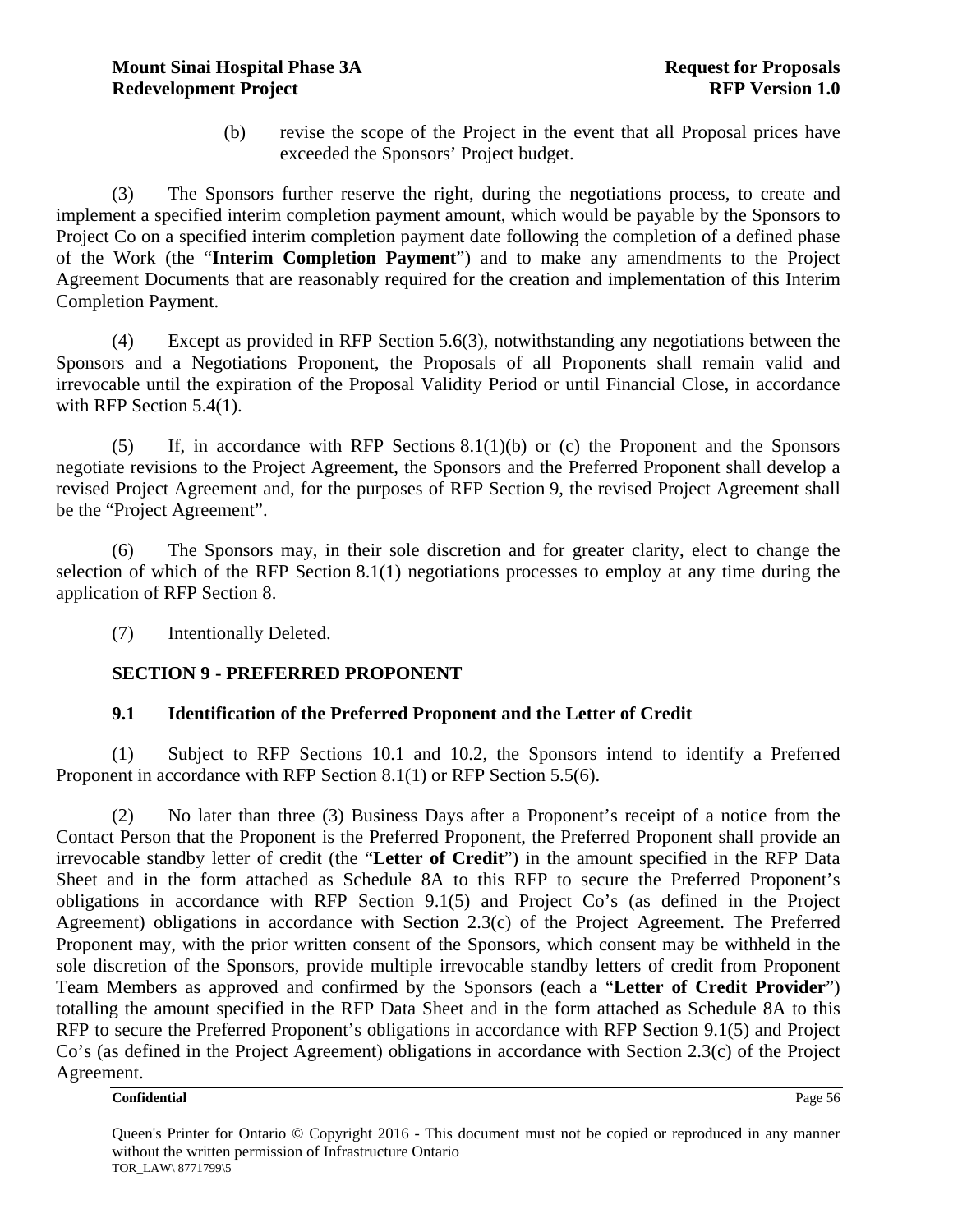(b) revise the scope of the Project in the event that all Proposal prices have exceeded the Sponsors' Project budget.

(3) The Sponsors further reserve the right, during the negotiations process, to create and implement a specified interim completion payment amount, which would be payable by the Sponsors to Project Co on a specified interim completion payment date following the completion of a defined phase of the Work (the "**Interim Completion Payment**") and to make any amendments to the Project Agreement Documents that are reasonably required for the creation and implementation of this Interim Completion Payment.

(4) Except as provided in RFP Section 5.6(3), notwithstanding any negotiations between the Sponsors and a Negotiations Proponent, the Proposals of all Proponents shall remain valid and irrevocable until the expiration of the Proposal Validity Period or until Financial Close, in accordance with RFP Section 5.4(1).

(5) If, in accordance with RFP Sections 8.1(1)(b) or (c) the Proponent and the Sponsors negotiate revisions to the Project Agreement, the Sponsors and the Preferred Proponent shall develop a revised Project Agreement and, for the purposes of RFP Section 9, the revised Project Agreement shall be the "Project Agreement".

(6) The Sponsors may, in their sole discretion and for greater clarity, elect to change the selection of which of the RFP Section 8.1(1) negotiations processes to employ at any time during the application of RFP Section 8.

(7) Intentionally Deleted.

## SECTION 9 - PREFERRED PROPONENT

### 9.1 Identification of the Preferred Proponent and the Letter of Credit

(1) Subject to RFP Sections 10.1 and 10.2, the Sponsors intend to identify a Preferred Proponent in accordance with RFP Section 8.1(1) or RFP Section 5.5(6).

(2) No later than three (3) Business Days after a Proponent's receipt of a notice from the Contact Person that the Proponent is the Preferred Proponent, the Preferred Proponent shall provide an irrevocable standby letter of credit (the "**Letter of Credit**") in the amount specified in the RFP Data Sheet and in the form attached as Schedule 8A to this RFP to secure the Preferred Proponent's obligations in accordance with RFP Section 9.1(5) and Project Co's (as defined in the Project Agreement) obligations in accordance with Section 2.3(c) of the Project Agreement. The Preferred Proponent may, with the prior written consent of the Sponsors, which consent may be withheld in the sole discretion of the Sponsors, provide multiple irrevocable standby letters of credit from Proponent Team Members as approved and confirmed by the Sponsors (each a "**Letter of Credit Provider**") totalling the amount specified in the RFP Data Sheet and in the form attached as Schedule 8A to this RFP to secure the Preferred Proponent's obligations in accordance with RFP Section 9.1(5) and Project Co's (as defined in the Project Agreement) obligations in accordance with Section 2.3(c) of the Project Agreement.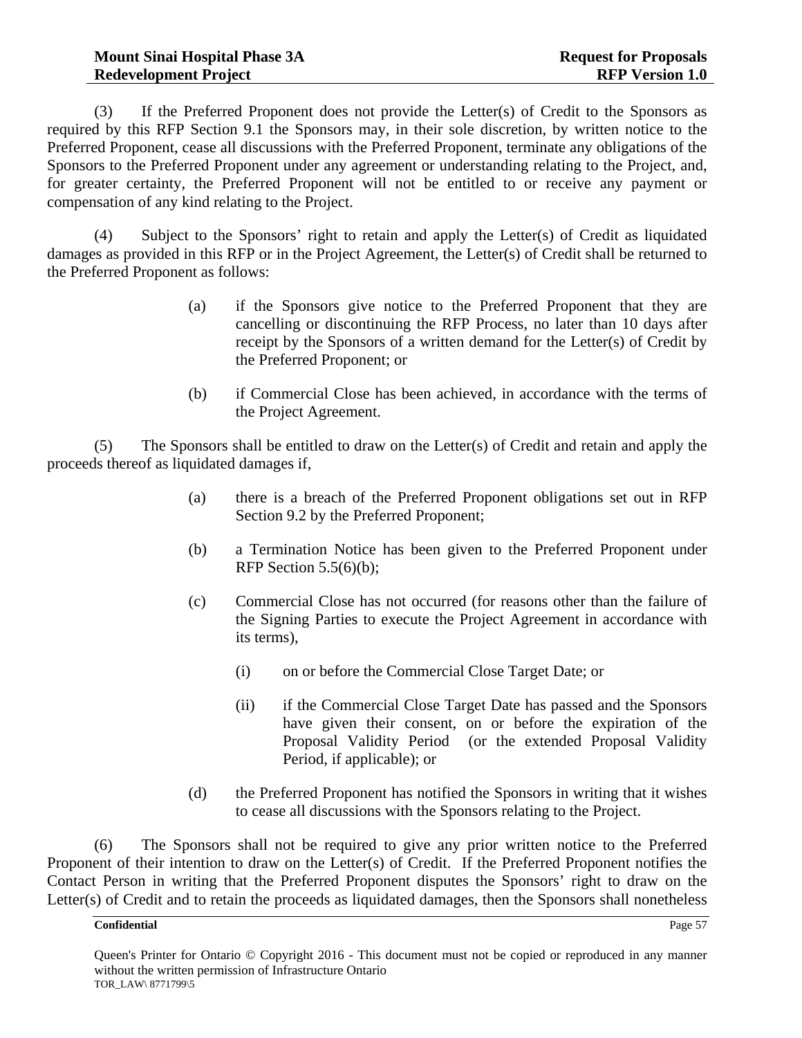(3) If the Preferred Proponent does not provide the Letter(s) of Credit to the Sponsors as required by this RFP Section 9.1 the Sponsors may, in their sole discretion, by written notice to the Preferred Proponent, cease all discussions with the Preferred Proponent, terminate any obligations of the Sponsors to the Preferred Proponent under any agreement or understanding relating to the Project, and, for greater certainty, the Preferred Proponent will not be entitled to or receive any payment or compensation of any kind relating to the Project.

(4) Subject to the Sponsors' right to retain and apply the Letter(s) of Credit as liquidated damages as provided in this RFP or in the Project Agreement, the Letter(s) of Credit shall be returned to the Preferred Proponent as follows:

> (a) if the Sponsors give notice to the Preferred Proponent that they are cancelling or discontinuing the RFP Process, no later than 10 days after receipt by the Sponsors of a written demand for the Letter(s) of Credit by the Preferred Proponent; or
>
> (b) if Commercial Close has been achieved, in accordance with the terms of the Project Agreement.

(5) The Sponsors shall be entitled to draw on the Letter(s) of Credit and retain and apply the proceeds thereof as liquidated damages if,

> (a) there is a breach of the Preferred Proponent obligations set out in RFP Section 9.2 by the Preferred Proponent;
>
> (b) a Termination Notice has been given to the Preferred Proponent under RFP Section 5.5(6)(b);
>
> (c) Commercial Close has not occurred (for reasons other than the failure of the Signing Parties to execute the Project Agreement in accordance with its terms),
>
> > (i) on or before the Commercial Close Target Date; or
> >
> > (ii) if the Commercial Close Target Date has passed and the Sponsors have given their consent, on or before the expiration of the Proposal Validity Period (or the extended Proposal Validity Period, if applicable); or
>
> (d) the Preferred Proponent has notified the Sponsors in writing that it wishes to cease all discussions with the Sponsors relating to the Project.

(6) The Sponsors shall not be required to give any prior written notice to the Preferred Proponent of their intention to draw on the Letter(s) of Credit. If the Preferred Proponent notifies the Contact Person in writing that the Preferred Proponent disputes the Sponsors' right to draw on the Letter(s) of Credit and to retain the proceeds as liquidated damages, then the Sponsors shall nonetheless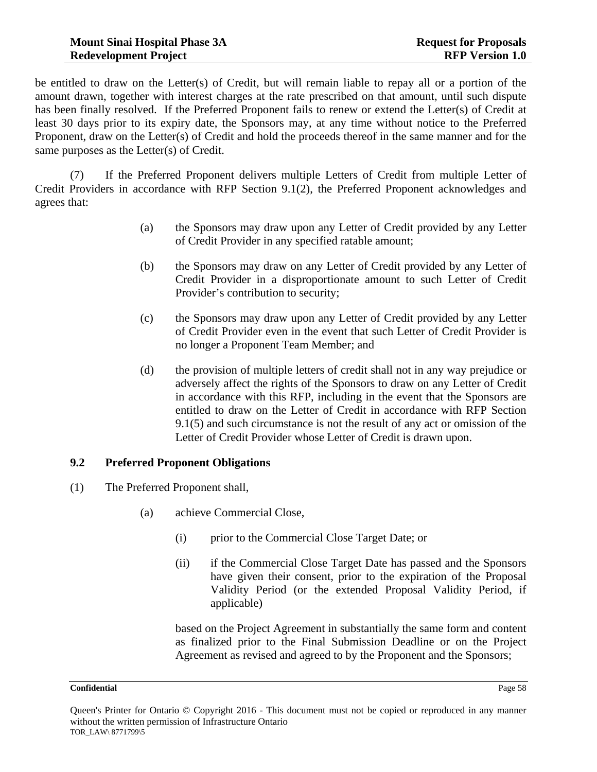be entitled to draw on the Letter(s) of Credit, but will remain liable to repay all or a portion of the amount drawn, together with interest charges at the rate prescribed on that amount, until such dispute has been finally resolved. If the Preferred Proponent fails to renew or extend the Letter(s) of Credit at least 30 days prior to its expiry date, the Sponsors may, at any time without notice to the Preferred Proponent, draw on the Letter(s) of Credit and hold the proceeds thereof in the same manner and for the same purposes as the Letter(s) of Credit.

(7) If the Preferred Proponent delivers multiple Letters of Credit from multiple Letter of Credit Providers in accordance with RFP Section 9.1(2), the Preferred Proponent acknowledges and agrees that:

(a) the Sponsors may draw upon any Letter of Credit provided by any Letter of Credit Provider in any specified ratable amount;

(b) the Sponsors may draw on any Letter of Credit provided by any Letter of Credit Provider in a disproportionate amount to such Letter of Credit Provider's contribution to security;

(c) the Sponsors may draw upon any Letter of Credit provided by any Letter of Credit Provider even in the event that such Letter of Credit Provider is no longer a Proponent Team Member; and

(d) the provision of multiple letters of credit shall not in any way prejudice or adversely affect the rights of the Sponsors to draw on any Letter of Credit in accordance with this RFP, including in the event that the Sponsors are entitled to draw on the Letter of Credit in accordance with RFP Section 9.1(5) and such circumstance is not the result of any act or omission of the Letter of Credit Provider whose Letter of Credit is drawn upon.

### 9.2 Preferred Proponent Obligations

(1) The Preferred Proponent shall,

(a) achieve Commercial Close,

(i) prior to the Commercial Close Target Date; or

(ii) if the Commercial Close Target Date has passed and the Sponsors have given their consent, prior to the expiration of the Proposal Validity Period (or the extended Proposal Validity Period, if applicable)

based on the Project Agreement in substantially the same form and content as finalized prior to the Final Submission Deadline or on the Project Agreement as revised and agreed to by the Proponent and the Sponsors;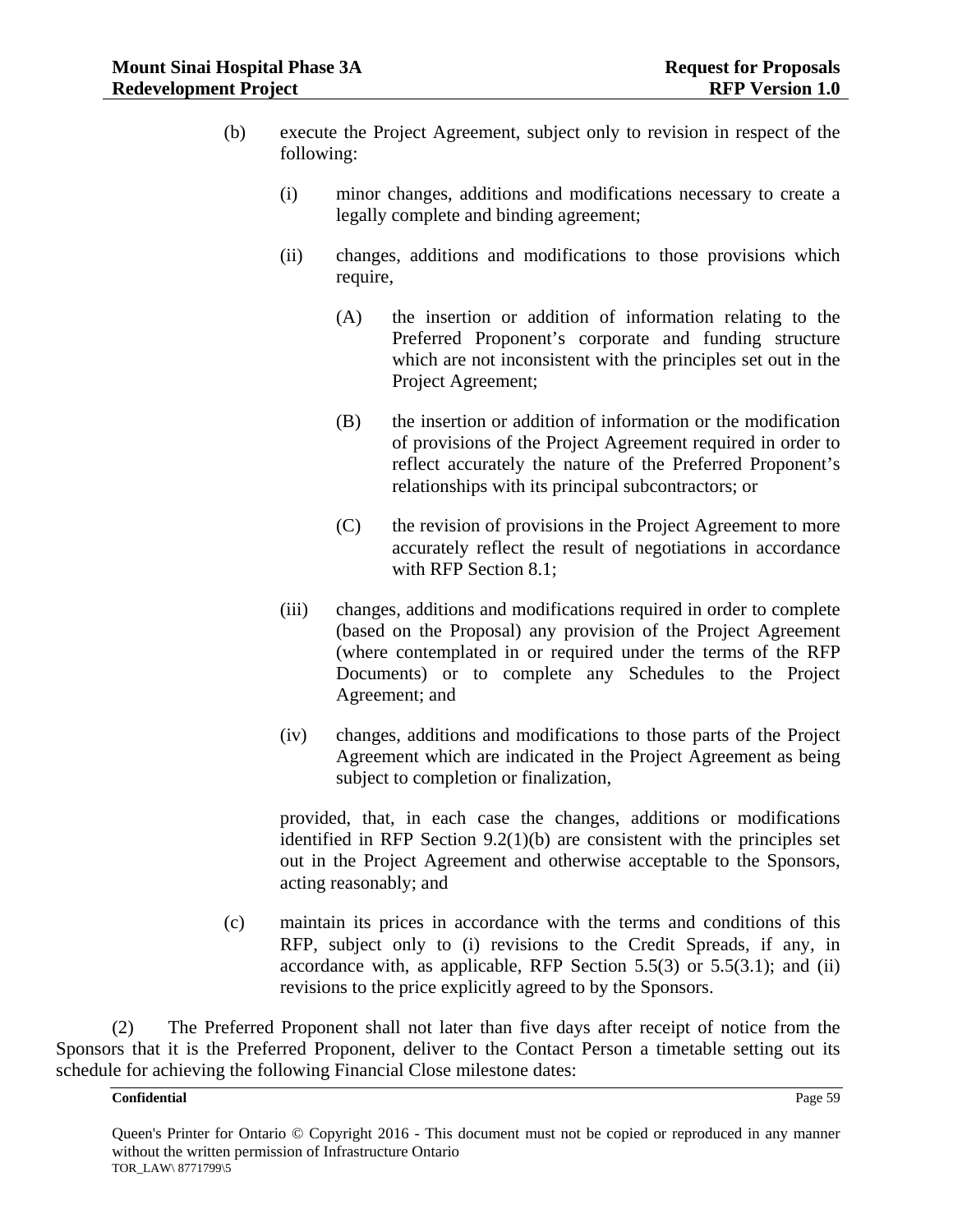(b) execute the Project Agreement, subject only to revision in respect of the following:

   (i) minor changes, additions and modifications necessary to create a legally complete and binding agreement;

   (ii) changes, additions and modifications to those provisions which require,

      (A) the insertion or addition of information relating to the Preferred Proponent's corporate and funding structure which are not inconsistent with the principles set out in the Project Agreement;

      (B) the insertion or addition of information or the modification of provisions of the Project Agreement required in order to reflect accurately the nature of the Preferred Proponent's relationships with its principal subcontractors; or

      (C) the revision of provisions in the Project Agreement to more accurately reflect the result of negotiations in accordance with RFP Section 8.1;

   (iii) changes, additions and modifications required in order to complete (based on the Proposal) any provision of the Project Agreement (where contemplated in or required under the terms of the RFP Documents) or to complete any Schedules to the Project Agreement; and

   (iv) changes, additions and modifications to those parts of the Project Agreement which are indicated in the Project Agreement as being subject to completion or finalization,

   provided, that, in each case the changes, additions or modifications identified in RFP Section 9.2(1)(b) are consistent with the principles set out in the Project Agreement and otherwise acceptable to the Sponsors, acting reasonably; and

(c) maintain its prices in accordance with the terms and conditions of this RFP, subject only to (i) revisions to the Credit Spreads, if any, in accordance with, as applicable, RFP Section 5.5(3) or 5.5(3.1); and (ii) revisions to the price explicitly agreed to by the Sponsors.

(2) The Preferred Proponent shall not later than five days after receipt of notice from the Sponsors that it is the Preferred Proponent, deliver to the Contact Person a timetable setting out its schedule for achieving the following Financial Close milestone dates: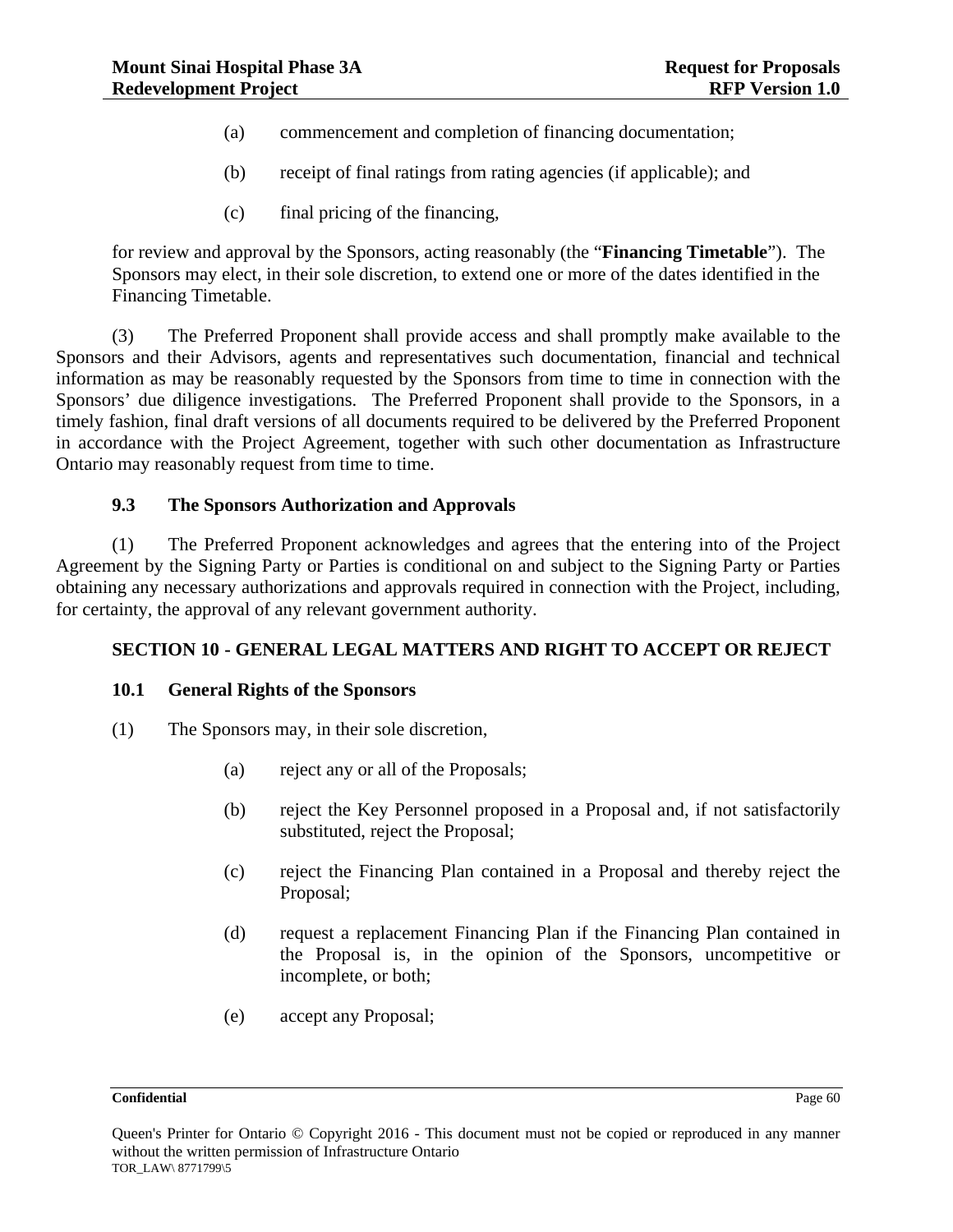(a) commencement and completion of financing documentation;

(b) receipt of final ratings from rating agencies (if applicable); and

(c) final pricing of the financing,

for review and approval by the Sponsors, acting reasonably (the "**Financing Timetable**"). The Sponsors may elect, in their sole discretion, to extend one or more of the dates identified in the Financing Timetable.

(3) The Preferred Proponent shall provide access and shall promptly make available to the Sponsors and their Advisors, agents and representatives such documentation, financial and technical information as may be reasonably requested by the Sponsors from time to time in connection with the Sponsors' due diligence investigations. The Preferred Proponent shall provide to the Sponsors, in a timely fashion, final draft versions of all documents required to be delivered by the Preferred Proponent in accordance with the Project Agreement, together with such other documentation as Infrastructure Ontario may reasonably request from time to time.

### 9.3 The Sponsors Authorization and Approvals

(1) The Preferred Proponent acknowledges and agrees that the entering into of the Project Agreement by the Signing Party or Parties is conditional on and subject to the Signing Party or Parties obtaining any necessary authorizations and approvals required in connection with the Project, including, for certainty, the approval of any relevant government authority.

## SECTION 10 - GENERAL LEGAL MATTERS AND RIGHT TO ACCEPT OR REJECT

### 10.1 General Rights of the Sponsors

(1) The Sponsors may, in their sole discretion,

(a) reject any or all of the Proposals;

(b) reject the Key Personnel proposed in a Proposal and, if not satisfactorily substituted, reject the Proposal;

(c) reject the Financing Plan contained in a Proposal and thereby reject the Proposal;

(d) request a replacement Financing Plan if the Financing Plan contained in the Proposal is, in the opinion of the Sponsors, uncompetitive or incomplete, or both;

(e) accept any Proposal;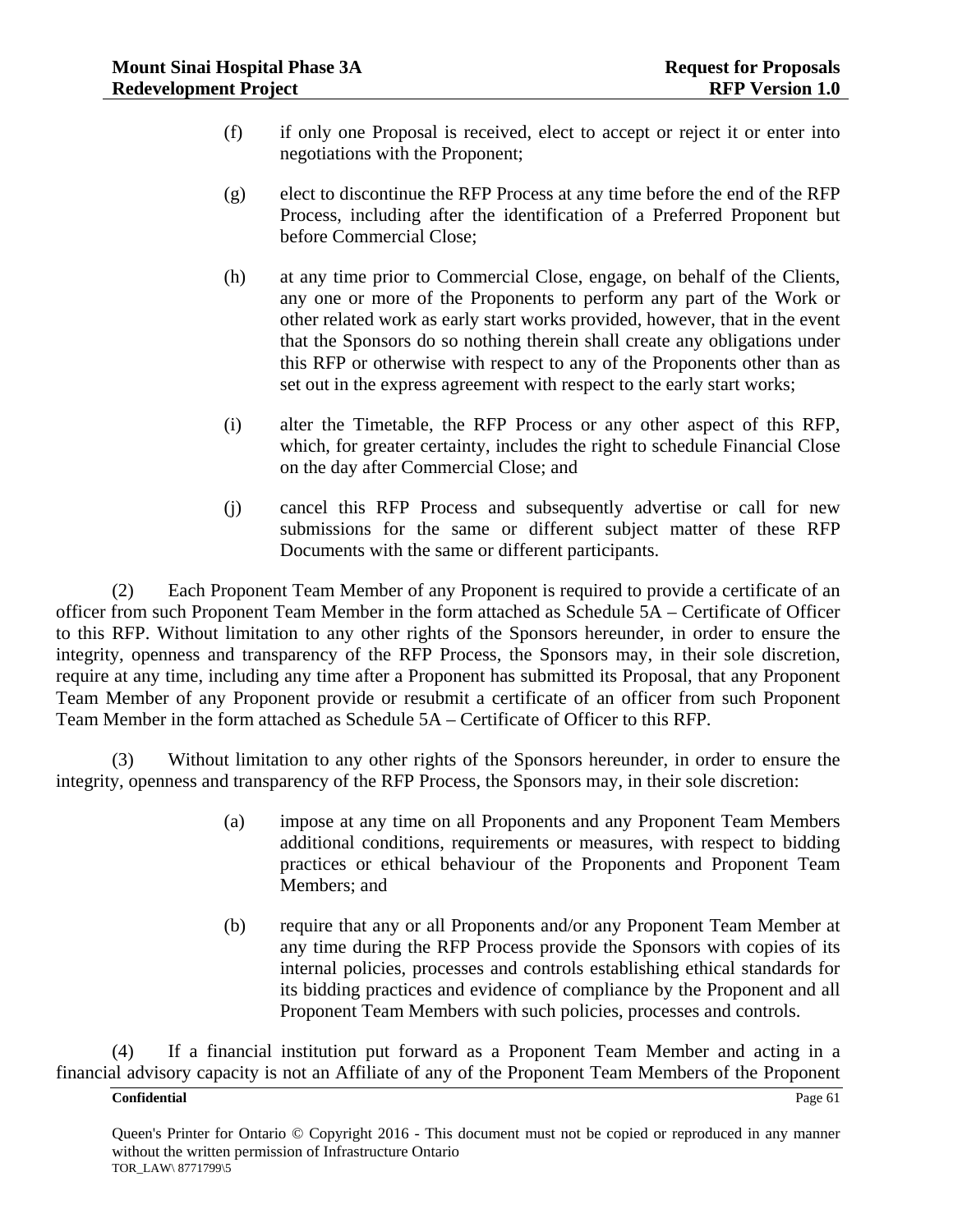(f) if only one Proposal is received, elect to accept or reject it or enter into negotiations with the Proponent;

(g) elect to discontinue the RFP Process at any time before the end of the RFP Process, including after the identification of a Preferred Proponent but before Commercial Close;

(h) at any time prior to Commercial Close, engage, on behalf of the Clients, any one or more of the Proponents to perform any part of the Work or other related work as early start works provided, however, that in the event that the Sponsors do so nothing therein shall create any obligations under this RFP or otherwise with respect to any of the Proponents other than as set out in the express agreement with respect to the early start works;

(i) alter the Timetable, the RFP Process or any other aspect of this RFP, which, for greater certainty, includes the right to schedule Financial Close on the day after Commercial Close; and

(j) cancel this RFP Process and subsequently advertise or call for new submissions for the same or different subject matter of these RFP Documents with the same or different participants.

(2) Each Proponent Team Member of any Proponent is required to provide a certificate of an officer from such Proponent Team Member in the form attached as Schedule 5A – Certificate of Officer to this RFP. Without limitation to any other rights of the Sponsors hereunder, in order to ensure the integrity, openness and transparency of the RFP Process, the Sponsors may, in their sole discretion, require at any time, including any time after a Proponent has submitted its Proposal, that any Proponent Team Member of any Proponent provide or resubmit a certificate of an officer from such Proponent Team Member in the form attached as Schedule 5A – Certificate of Officer to this RFP.

(3) Without limitation to any other rights of the Sponsors hereunder, in order to ensure the integrity, openness and transparency of the RFP Process, the Sponsors may, in their sole discretion:

(a) impose at any time on all Proponents and any Proponent Team Members additional conditions, requirements or measures, with respect to bidding practices or ethical behaviour of the Proponents and Proponent Team Members; and

(b) require that any or all Proponents and/or any Proponent Team Member at any time during the RFP Process provide the Sponsors with copies of its internal policies, processes and controls establishing ethical standards for its bidding practices and evidence of compliance by the Proponent and all Proponent Team Members with such policies, processes and controls.

(4) If a financial institution put forward as a Proponent Team Member and acting in a financial advisory capacity is not an Affiliate of any of the Proponent Team Members of the Proponent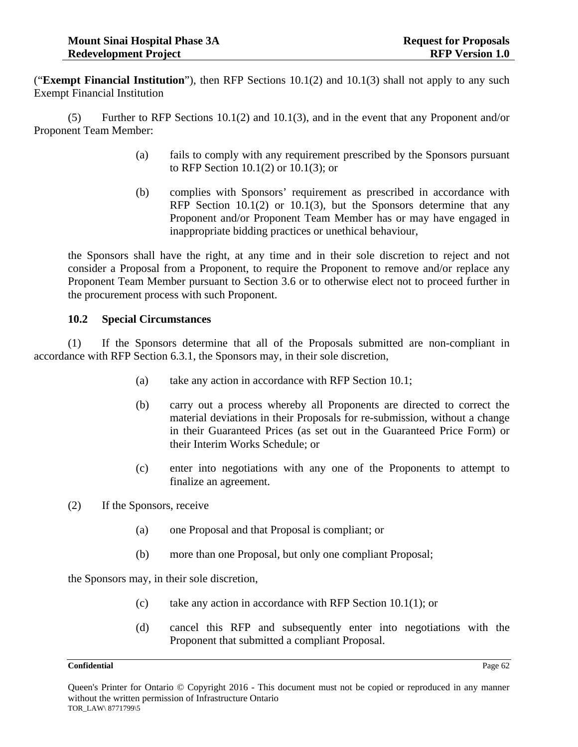(“**Exempt Financial Institution**”), then RFP Sections 10.1(2) and 10.1(3) shall not apply to any such Exempt Financial Institution

(5) Further to RFP Sections 10.1(2) and 10.1(3), and in the event that any Proponent and/or Proponent Team Member:

(a) fails to comply with any requirement prescribed by the Sponsors pursuant to RFP Section 10.1(2) or 10.1(3); or

(b) complies with Sponsors’ requirement as prescribed in accordance with RFP Section 10.1(2) or 10.1(3), but the Sponsors determine that any Proponent and/or Proponent Team Member has or may have engaged in inappropriate bidding practices or unethical behaviour,

the Sponsors shall have the right, at any time and in their sole discretion to reject and not consider a Proposal from a Proponent, to require the Proponent to remove and/or replace any Proponent Team Member pursuant to Section 3.6 or to otherwise elect not to proceed further in the procurement process with such Proponent.

### 10.2 Special Circumstances

(1) If the Sponsors determine that all of the Proposals submitted are non-compliant in accordance with RFP Section 6.3.1, the Sponsors may, in their sole discretion,

(a) take any action in accordance with RFP Section 10.1;

(b) carry out a process whereby all Proponents are directed to correct the material deviations in their Proposals for re-submission, without a change in their Guaranteed Prices (as set out in the Guaranteed Price Form) or their Interim Works Schedule; or

(c) enter into negotiations with any one of the Proponents to attempt to finalize an agreement.

(2) If the Sponsors, receive

(a) one Proposal and that Proposal is compliant; or

(b) more than one Proposal, but only one compliant Proposal;

the Sponsors may, in their sole discretion,

(c) take any action in accordance with RFP Section 10.1(1); or

(d) cancel this RFP and subsequently enter into negotiations with the Proponent that submitted a compliant Proposal.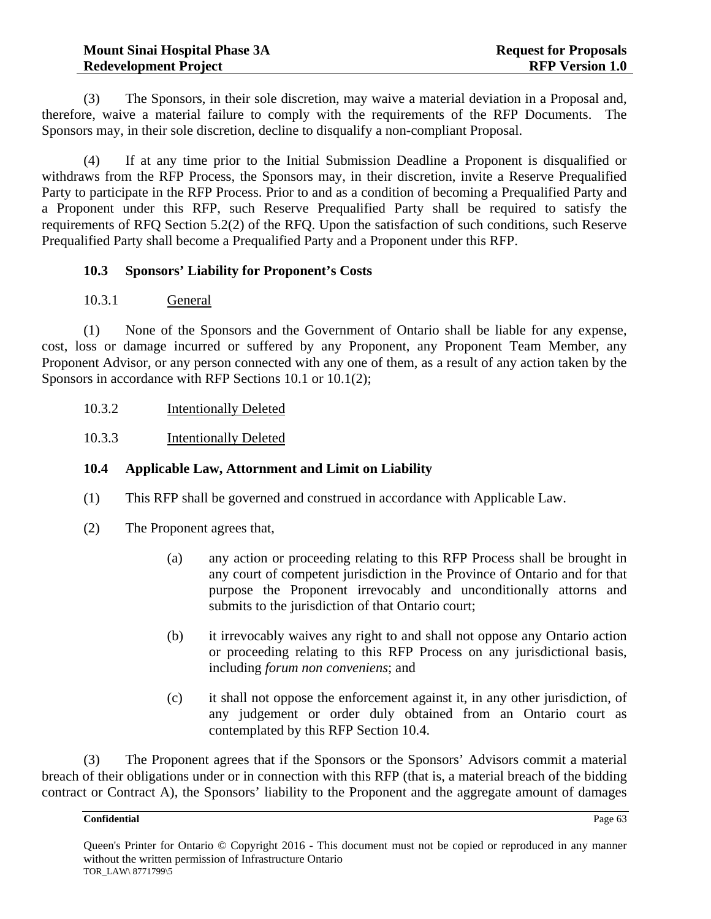(3) The Sponsors, in their sole discretion, may waive a material deviation in a Proposal and, therefore, waive a material failure to comply with the requirements of the RFP Documents. The Sponsors may, in their sole discretion, decline to disqualify a non-compliant Proposal.

(4) If at any time prior to the Initial Submission Deadline a Proponent is disqualified or withdraws from the RFP Process, the Sponsors may, in their discretion, invite a Reserve Prequalified Party to participate in the RFP Process. Prior to and as a condition of becoming a Prequalified Party and a Proponent under this RFP, such Reserve Prequalified Party shall be required to satisfy the requirements of RFQ Section 5.2(2) of the RFQ. Upon the satisfaction of such conditions, such Reserve Prequalified Party shall become a Prequalified Party and a Proponent under this RFP.

### 10.3 Sponsors' Liability for Proponent's Costs

#### 10.3.1 General

(1) None of the Sponsors and the Government of Ontario shall be liable for any expense, cost, loss or damage incurred or suffered by any Proponent, any Proponent Team Member, any Proponent Advisor, or any person connected with any one of them, as a result of any action taken by the Sponsors in accordance with RFP Sections 10.1 or 10.1(2);

#### 10.3.2 Intentionally Deleted

#### 10.3.3 Intentionally Deleted

### 10.4 Applicable Law, Attornment and Limit on Liability

(1) This RFP shall be governed and construed in accordance with Applicable Law.

(2) The Proponent agrees that,

(a) any action or proceeding relating to this RFP Process shall be brought in any court of competent jurisdiction in the Province of Ontario and for that purpose the Proponent irrevocably and unconditionally attorns and submits to the jurisdiction of that Ontario court;

(b) it irrevocably waives any right to and shall not oppose any Ontario action or proceeding relating to this RFP Process on any jurisdictional basis, including *forum non conveniens*; and

(c) it shall not oppose the enforcement against it, in any other jurisdiction, of any judgement or order duly obtained from an Ontario court as contemplated by this RFP Section 10.4.

(3) The Proponent agrees that if the Sponsors or the Sponsors' Advisors commit a material breach of their obligations under or in connection with this RFP (that is, a material breach of the bidding contract or Contract A), the Sponsors' liability to the Proponent and the aggregate amount of damages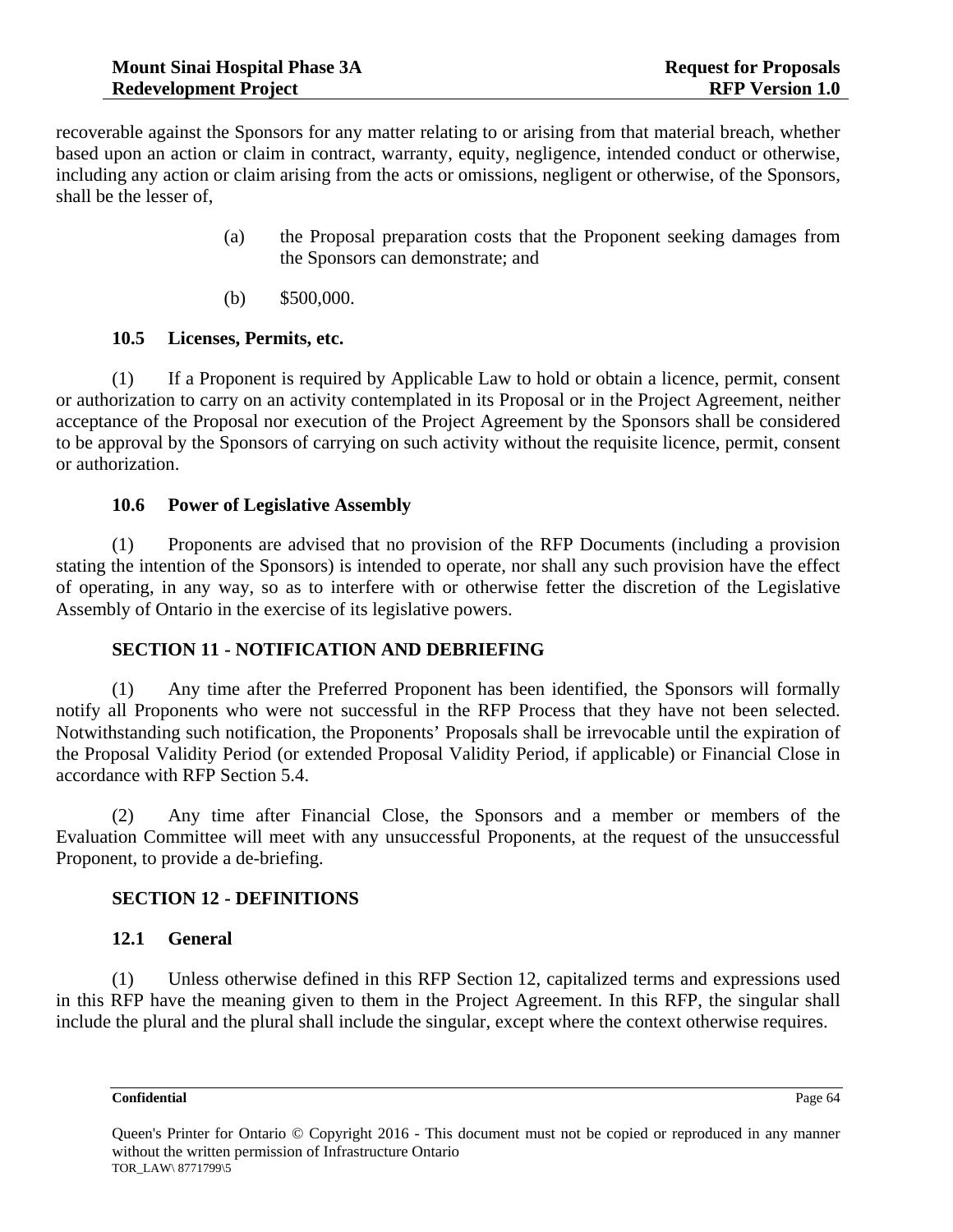recoverable against the Sponsors for any matter relating to or arising from that material breach, whether based upon an action or claim in contract, warranty, equity, negligence, intended conduct or otherwise, including any action or claim arising from the acts or omissions, negligent or otherwise, of the Sponsors, shall be the lesser of,

(a) the Proposal preparation costs that the Proponent seeking damages from the Sponsors can demonstrate; and

(b) $500,000.

### 10.5 Licenses, Permits, etc.

(1) If a Proponent is required by Applicable Law to hold or obtain a licence, permit, consent or authorization to carry on an activity contemplated in its Proposal or in the Project Agreement, neither acceptance of the Proposal nor execution of the Project Agreement by the Sponsors shall be considered to be approval by the Sponsors of carrying on such activity without the requisite licence, permit, consent or authorization.

### 10.6 Power of Legislative Assembly

(1) Proponents are advised that no provision of the RFP Documents (including a provision stating the intention of the Sponsors) is intended to operate, nor shall any such provision have the effect of operating, in any way, so as to interfere with or otherwise fetter the discretion of the Legislative Assembly of Ontario in the exercise of its legislative powers.

## SECTION 11 - NOTIFICATION AND DEBRIEFING

(1) Any time after the Preferred Proponent has been identified, the Sponsors will formally notify all Proponents who were not successful in the RFP Process that they have not been selected. Notwithstanding such notification, the Proponents' Proposals shall be irrevocable until the expiration of the Proposal Validity Period (or extended Proposal Validity Period, if applicable) or Financial Close in accordance with RFP Section 5.4.

(2) Any time after Financial Close, the Sponsors and a member or members of the Evaluation Committee will meet with any unsuccessful Proponents, at the request of the unsuccessful Proponent, to provide a de-briefing.

## SECTION 12 - DEFINITIONS

### 12.1 General

(1) Unless otherwise defined in this RFP Section 12, capitalized terms and expressions used in this RFP have the meaning given to them in the Project Agreement. In this RFP, the singular shall include the plural and the plural shall include the singular, except where the context otherwise requires.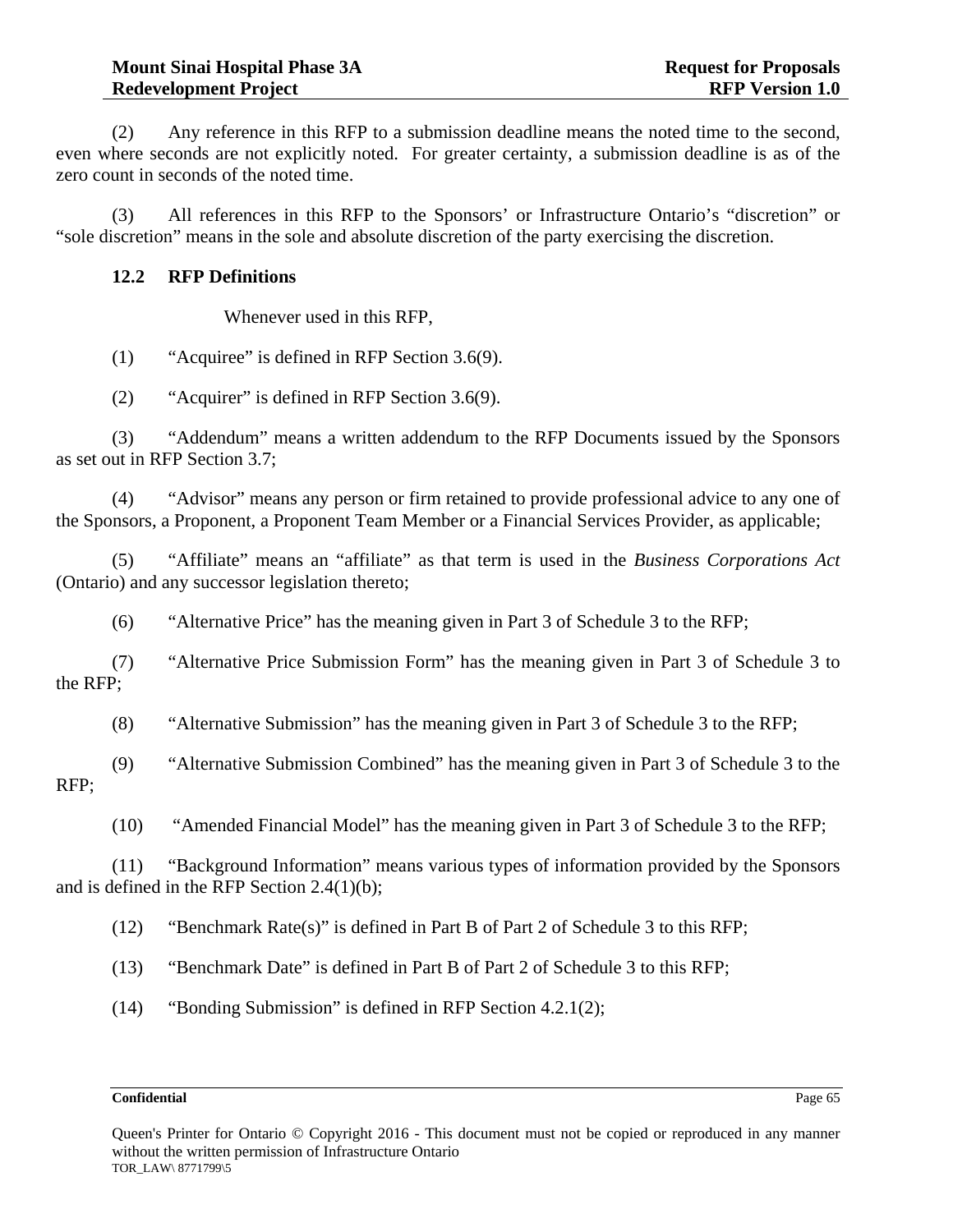(2) Any reference in this RFP to a submission deadline means the noted time to the second, even where seconds are not explicitly noted. For greater certainty, a submission deadline is as of the zero count in seconds of the noted time.

(3) All references in this RFP to the Sponsors' or Infrastructure Ontario's "discretion" or "sole discretion" means in the sole and absolute discretion of the party exercising the discretion.

### 12.2 RFP Definitions

Whenever used in this RFP,

(1) "Acquiree" is defined in RFP Section 3.6(9).

(2) "Acquirer" is defined in RFP Section 3.6(9).

(3) "Addendum" means a written addendum to the RFP Documents issued by the Sponsors as set out in RFP Section 3.7;

(4) "Advisor" means any person or firm retained to provide professional advice to any one of the Sponsors, a Proponent, a Proponent Team Member or a Financial Services Provider, as applicable;

(5) "Affiliate" means an "affiliate" as that term is used in the *Business Corporations Act* (Ontario) and any successor legislation thereto;

(6) "Alternative Price" has the meaning given in Part 3 of Schedule 3 to the RFP;

(7) "Alternative Price Submission Form" has the meaning given in Part 3 of Schedule 3 to the RFP;

(8) "Alternative Submission" has the meaning given in Part 3 of Schedule 3 to the RFP;

(9) "Alternative Submission Combined" has the meaning given in Part 3 of Schedule 3 to the RFP;

(10) "Amended Financial Model" has the meaning given in Part 3 of Schedule 3 to the RFP;

(11) "Background Information" means various types of information provided by the Sponsors and is defined in the RFP Section 2.4(1)(b);

(12) "Benchmark Rate(s)" is defined in Part B of Part 2 of Schedule 3 to this RFP;

(13) "Benchmark Date" is defined in Part B of Part 2 of Schedule 3 to this RFP;

(14) "Bonding Submission" is defined in RFP Section 4.2.1(2);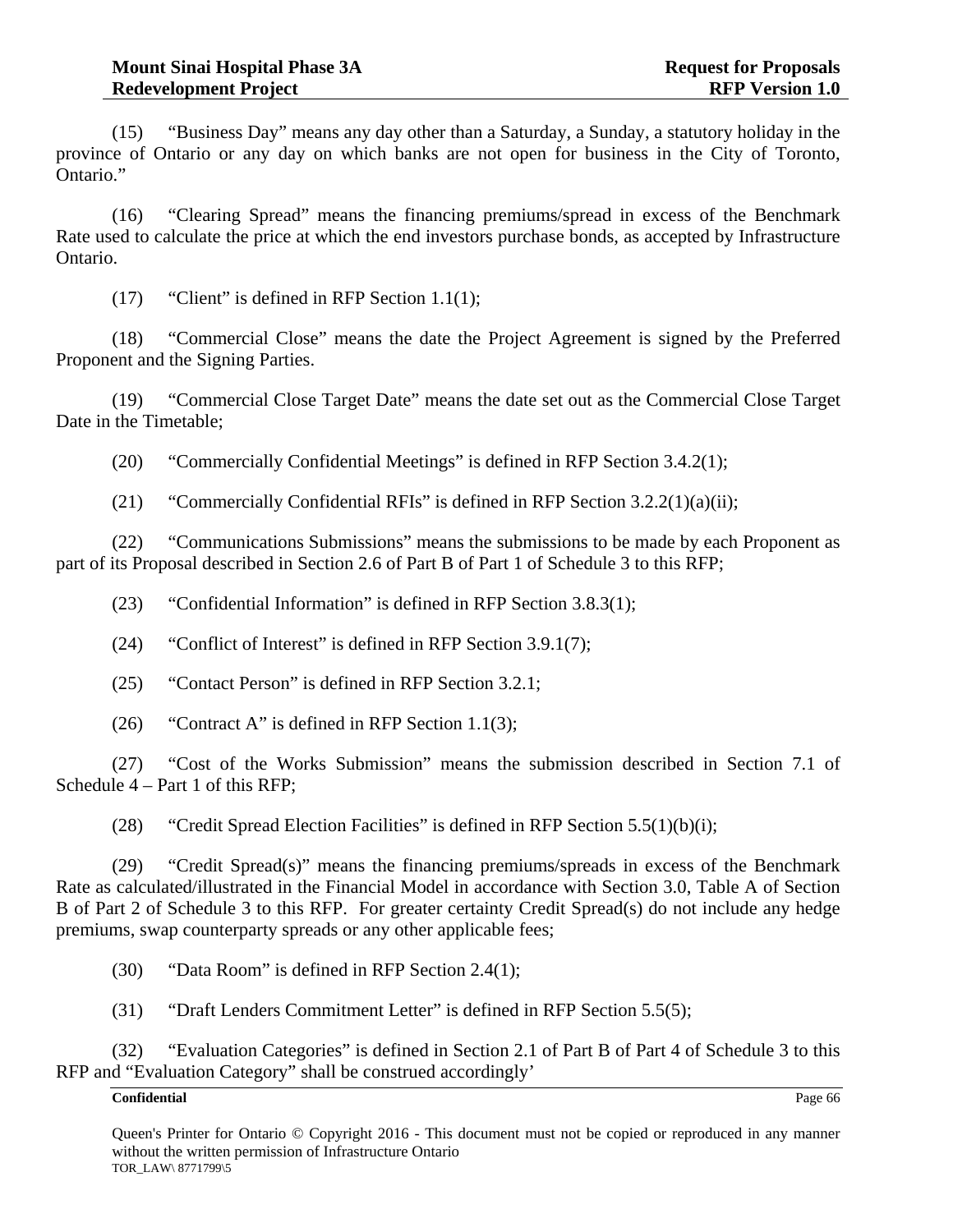(15) "Business Day" means any day other than a Saturday, a Sunday, a statutory holiday in the province of Ontario or any day on which banks are not open for business in the City of Toronto, Ontario."

(16) "Clearing Spread" means the financing premiums/spread in excess of the Benchmark Rate used to calculate the price at which the end investors purchase bonds, as accepted by Infrastructure Ontario.

(17) "Client" is defined in RFP Section 1.1(1);

(18) "Commercial Close" means the date the Project Agreement is signed by the Preferred Proponent and the Signing Parties.

(19) "Commercial Close Target Date" means the date set out as the Commercial Close Target Date in the Timetable;

(20) "Commercially Confidential Meetings" is defined in RFP Section 3.4.2(1);

(21) "Commercially Confidential RFIs" is defined in RFP Section 3.2.2(1)(a)(ii);

(22) "Communications Submissions" means the submissions to be made by each Proponent as part of its Proposal described in Section 2.6 of Part B of Part 1 of Schedule 3 to this RFP;

(23) "Confidential Information" is defined in RFP Section 3.8.3(1);

(24) "Conflict of Interest" is defined in RFP Section 3.9.1(7);

(25) "Contact Person" is defined in RFP Section 3.2.1;

(26) "Contract A" is defined in RFP Section 1.1(3);

(27) "Cost of the Works Submission" means the submission described in Section 7.1 of Schedule 4 – Part 1 of this RFP;

(28) "Credit Spread Election Facilities" is defined in RFP Section 5.5(1)(b)(i);

(29) "Credit Spread(s)" means the financing premiums/spreads in excess of the Benchmark Rate as calculated/illustrated in the Financial Model in accordance with Section 3.0, Table A of Section B of Part 2 of Schedule 3 to this RFP. For greater certainty Credit Spread(s) do not include any hedge premiums, swap counterparty spreads or any other applicable fees;

(30) "Data Room" is defined in RFP Section 2.4(1);

(31) "Draft Lenders Commitment Letter" is defined in RFP Section 5.5(5);

(32) "Evaluation Categories" is defined in Section 2.1 of Part B of Part 4 of Schedule 3 to this RFP and "Evaluation Category" shall be construed accordingly'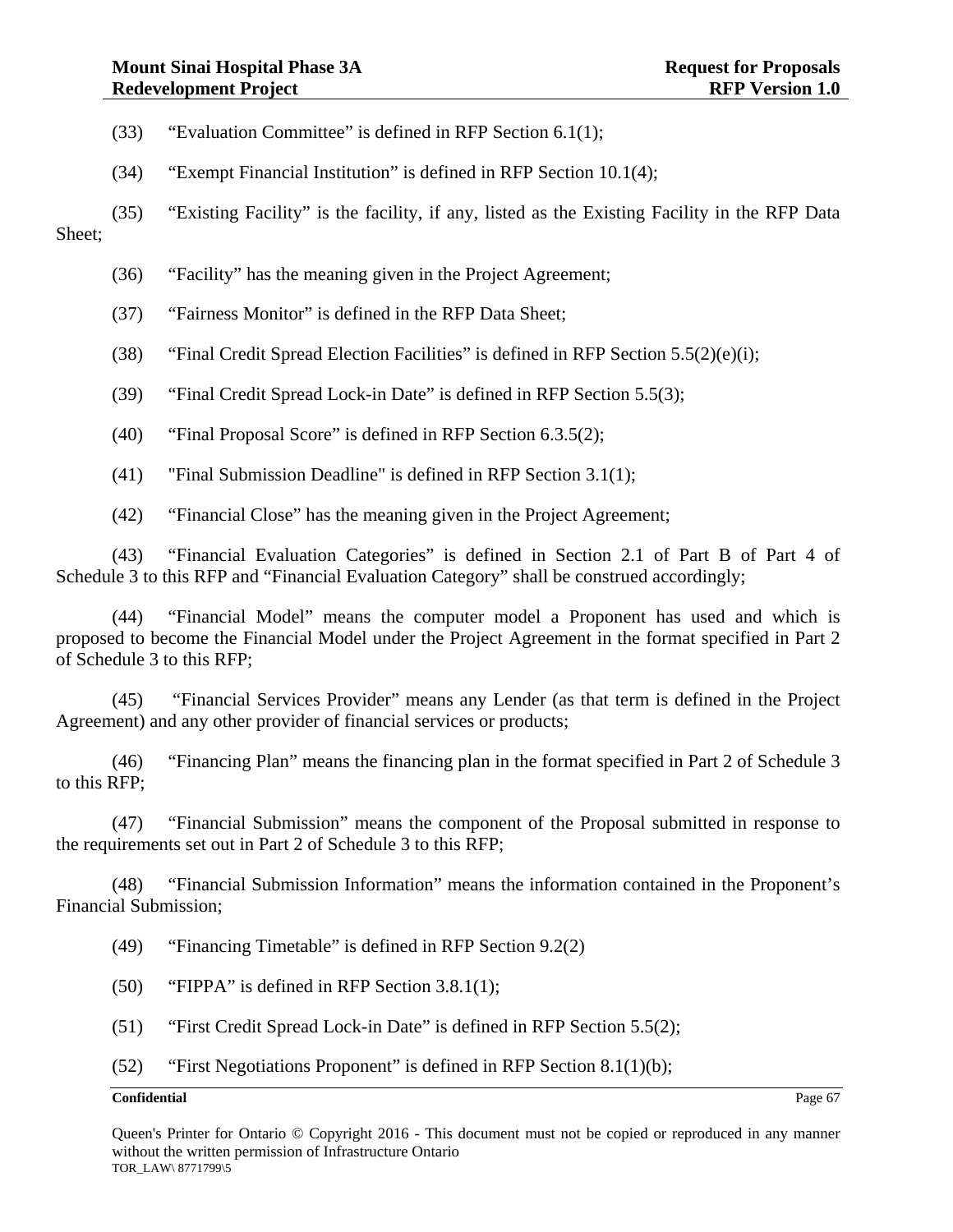(33) "Evaluation Committee" is defined in RFP Section 6.1(1);

(34) "Exempt Financial Institution" is defined in RFP Section 10.1(4);

(35) "Existing Facility" is the facility, if any, listed as the Existing Facility in the RFP Data Sheet;

(36) "Facility" has the meaning given in the Project Agreement;

(37) "Fairness Monitor" is defined in the RFP Data Sheet;

(38) "Final Credit Spread Election Facilities" is defined in RFP Section 5.5(2)(e)(i);

(39) "Final Credit Spread Lock-in Date" is defined in RFP Section 5.5(3);

(40) "Final Proposal Score" is defined in RFP Section 6.3.5(2);

(41) "Final Submission Deadline" is defined in RFP Section 3.1(1);

(42) "Financial Close" has the meaning given in the Project Agreement;

(43) "Financial Evaluation Categories" is defined in Section 2.1 of Part B of Part 4 of Schedule 3 to this RFP and "Financial Evaluation Category" shall be construed accordingly;

(44) "Financial Model" means the computer model a Proponent has used and which is proposed to become the Financial Model under the Project Agreement in the format specified in Part 2 of Schedule 3 to this RFP;

(45) "Financial Services Provider" means any Lender (as that term is defined in the Project Agreement) and any other provider of financial services or products;

(46) "Financing Plan" means the financing plan in the format specified in Part 2 of Schedule 3 to this RFP;

(47) "Financial Submission" means the component of the Proposal submitted in response to the requirements set out in Part 2 of Schedule 3 to this RFP;

(48) "Financial Submission Information" means the information contained in the Proponent's Financial Submission;

(49) "Financing Timetable" is defined in RFP Section 9.2(2)

(50) "FIPPA" is defined in RFP Section 3.8.1(1);

(51) "First Credit Spread Lock-in Date" is defined in RFP Section 5.5(2);

(52) "First Negotiations Proponent" is defined in RFP Section 8.1(1)(b);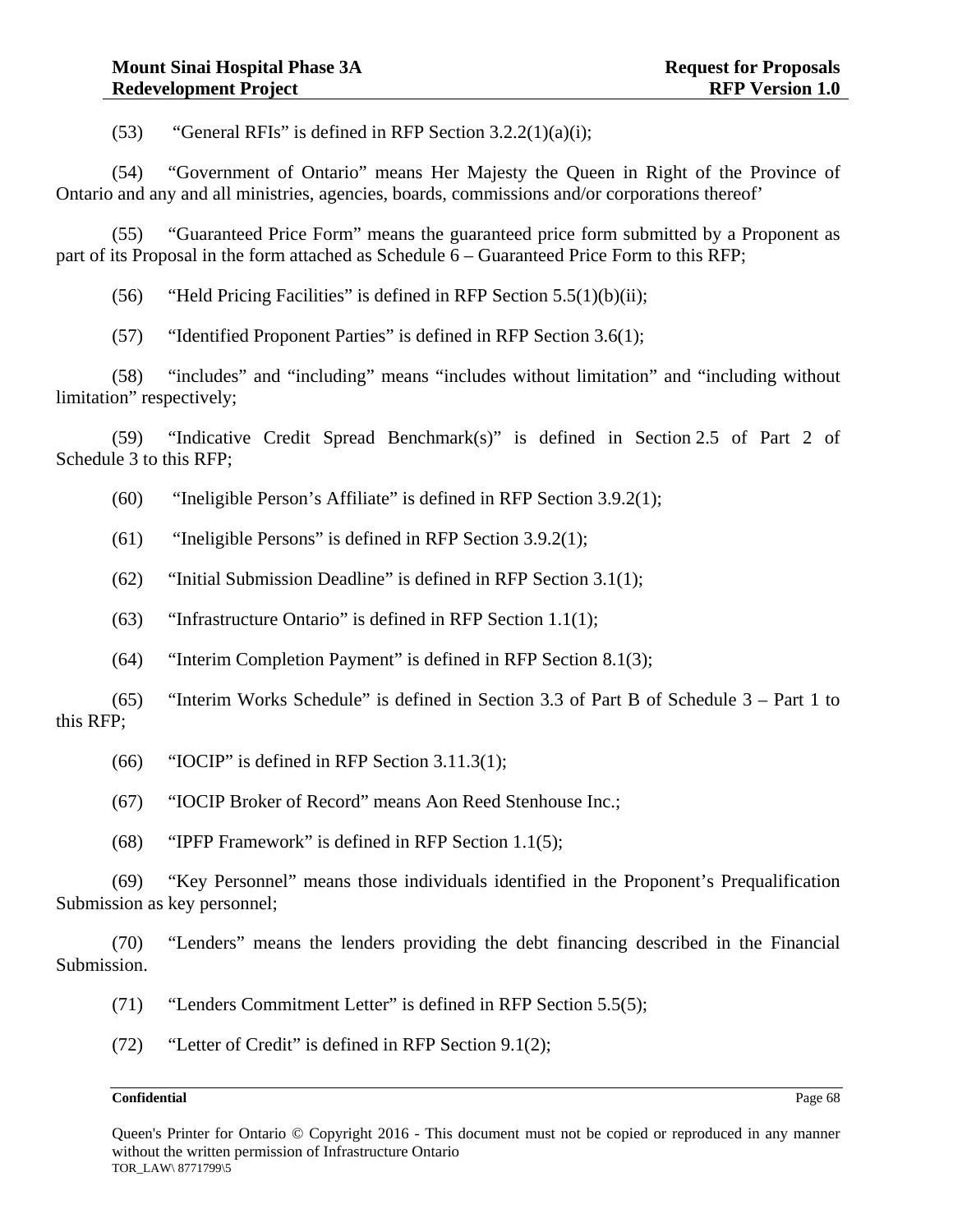(53) "General RFIs" is defined in RFP Section 3.2.2(1)(a)(i);

(54) "Government of Ontario" means Her Majesty the Queen in Right of the Province of Ontario and any and all ministries, agencies, boards, commissions and/or corporations thereof'

(55) "Guaranteed Price Form" means the guaranteed price form submitted by a Proponent as part of its Proposal in the form attached as Schedule 6 – Guaranteed Price Form to this RFP;

(56) "Held Pricing Facilities" is defined in RFP Section 5.5(1)(b)(ii);

(57) "Identified Proponent Parties" is defined in RFP Section 3.6(1);

(58) "includes" and "including" means "includes without limitation" and "including without limitation" respectively;

(59) "Indicative Credit Spread Benchmark(s)" is defined in Section 2.5 of Part 2 of Schedule 3 to this RFP;

(60) "Ineligible Person's Affiliate" is defined in RFP Section 3.9.2(1);

(61) "Ineligible Persons" is defined in RFP Section 3.9.2(1);

(62) "Initial Submission Deadline" is defined in RFP Section 3.1(1);

(63) "Infrastructure Ontario" is defined in RFP Section 1.1(1);

(64) "Interim Completion Payment" is defined in RFP Section 8.1(3);

(65) "Interim Works Schedule" is defined in Section 3.3 of Part B of Schedule 3 – Part 1 to this RFP;

(66) "IOCIP" is defined in RFP Section 3.11.3(1);

(67) "IOCIP Broker of Record" means Aon Reed Stenhouse Inc.;

(68) "IPFP Framework" is defined in RFP Section 1.1(5);

(69) "Key Personnel" means those individuals identified in the Proponent's Prequalification Submission as key personnel;

(70) "Lenders" means the lenders providing the debt financing described in the Financial Submission.

(71) "Lenders Commitment Letter" is defined in RFP Section 5.5(5);

(72) "Letter of Credit" is defined in RFP Section 9.1(2);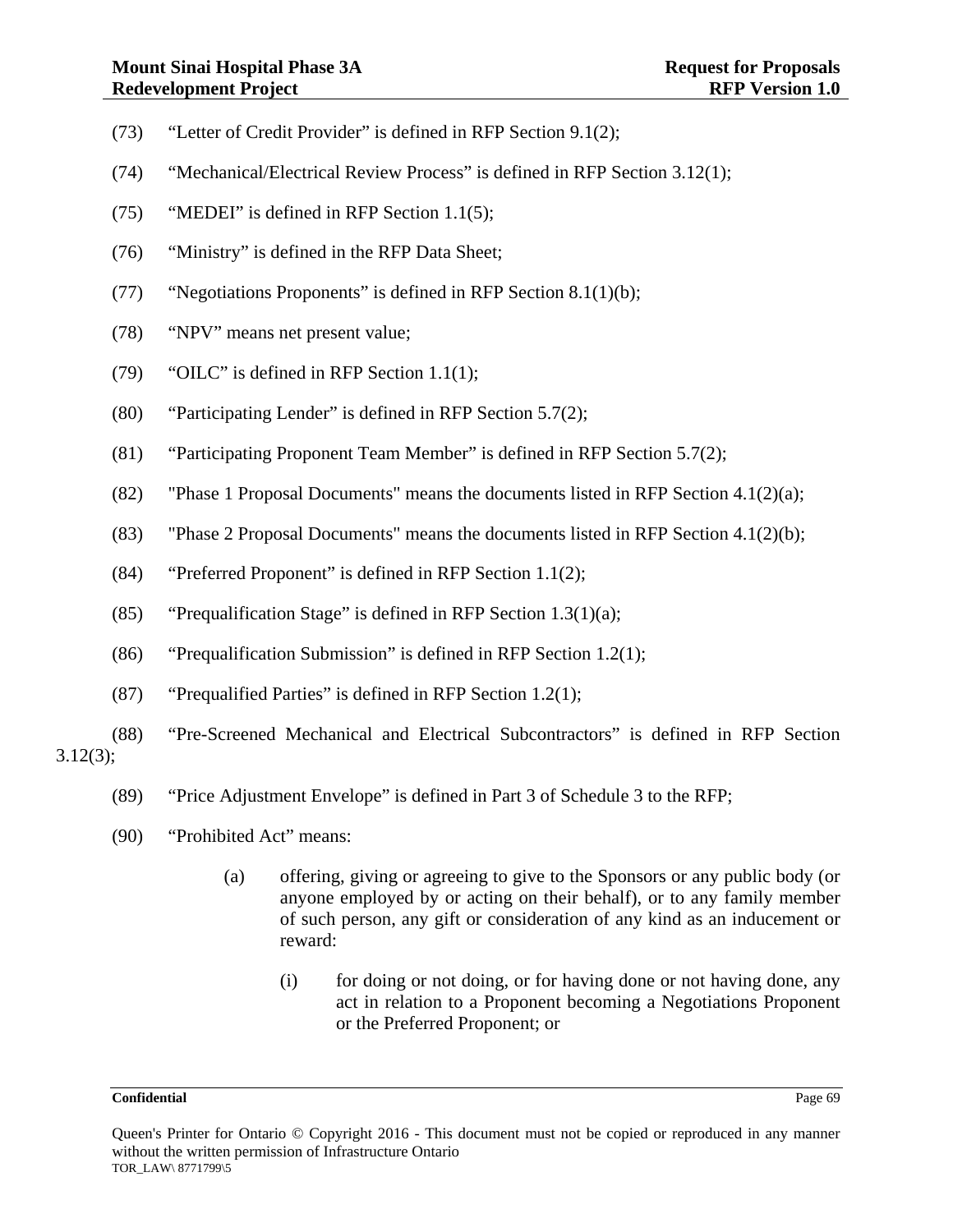(73) "Letter of Credit Provider" is defined in RFP Section 9.1(2);

(74) "Mechanical/Electrical Review Process" is defined in RFP Section 3.12(1);

(75) "MEDEI" is defined in RFP Section 1.1(5);

(76) "Ministry" is defined in the RFP Data Sheet;

(77) "Negotiations Proponents" is defined in RFP Section 8.1(1)(b);

(78) "NPV" means net present value;

(79) "OILC" is defined in RFP Section 1.1(1);

(80) "Participating Lender" is defined in RFP Section 5.7(2);

(81) "Participating Proponent Team Member" is defined in RFP Section 5.7(2);

(82) "Phase 1 Proposal Documents" means the documents listed in RFP Section 4.1(2)(a);

(83) "Phase 2 Proposal Documents" means the documents listed in RFP Section 4.1(2)(b);

(84) "Preferred Proponent" is defined in RFP Section 1.1(2);

(85) "Prequalification Stage" is defined in RFP Section 1.3(1)(a);

(86) "Prequalification Submission" is defined in RFP Section 1.2(1);

(87) "Prequalified Parties" is defined in RFP Section 1.2(1);

(88) "Pre-Screened Mechanical and Electrical Subcontractors" is defined in RFP Section 3.12(3);

(89) "Price Adjustment Envelope" is defined in Part 3 of Schedule 3 to the RFP;

(90) "Prohibited Act" means:

> (a) offering, giving or agreeing to give to the Sponsors or any public body (or anyone employed by or acting on their behalf), or to any family member of such person, any gift or consideration of any kind as an inducement or reward:
>
> > (i) for doing or not doing, or for having done or not having done, any act in relation to a Proponent becoming a Negotiations Proponent or the Preferred Proponent; or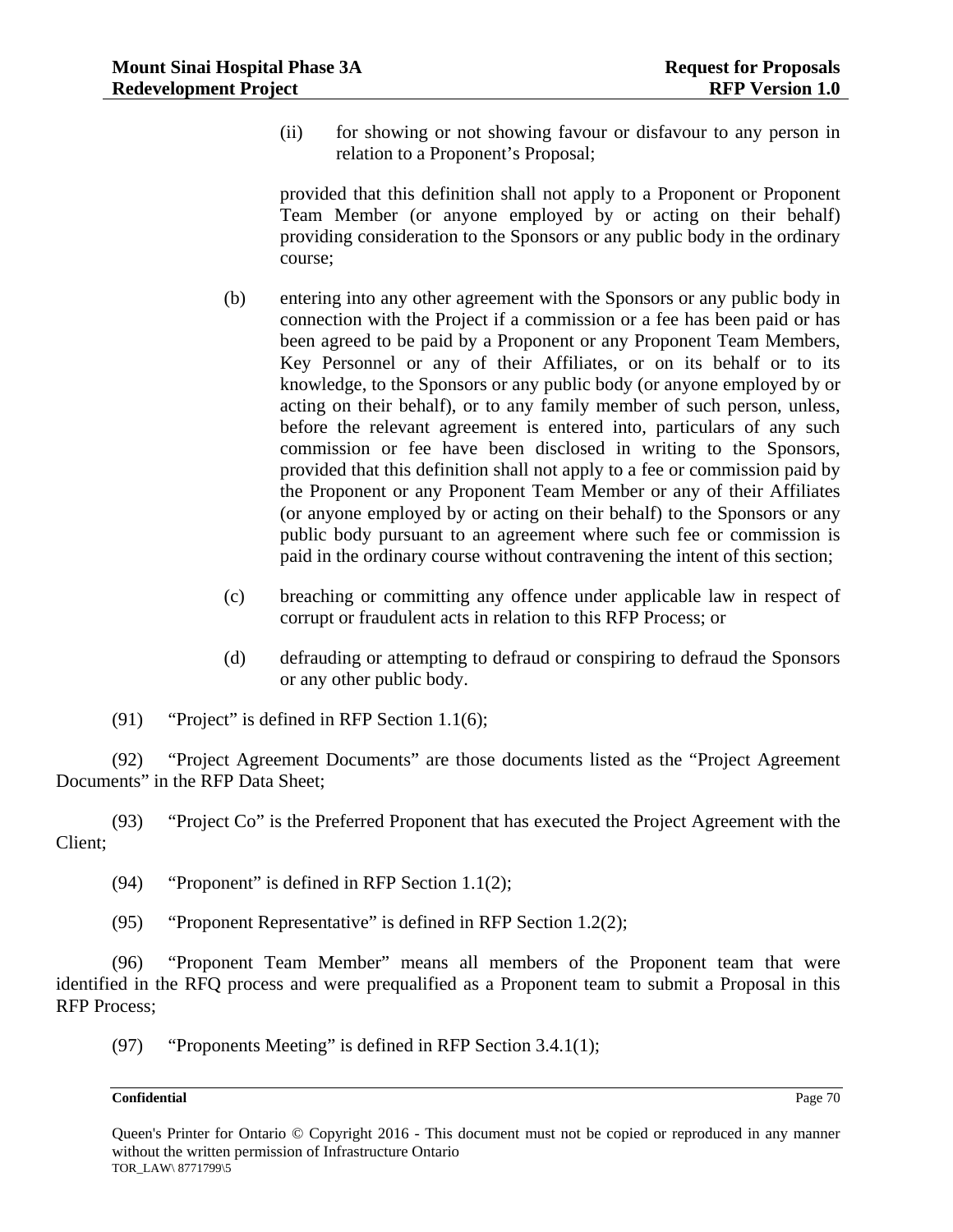(ii) for showing or not showing favour or disfavour to any person in relation to a Proponent's Proposal;

provided that this definition shall not apply to a Proponent or Proponent Team Member (or anyone employed by or acting on their behalf) providing consideration to the Sponsors or any public body in the ordinary course;

(b) entering into any other agreement with the Sponsors or any public body in connection with the Project if a commission or a fee has been paid or has been agreed to be paid by a Proponent or any Proponent Team Members, Key Personnel or any of their Affiliates, or on its behalf or to its knowledge, to the Sponsors or any public body (or anyone employed by or acting on their behalf), or to any family member of such person, unless, before the relevant agreement is entered into, particulars of any such commission or fee have been disclosed in writing to the Sponsors, provided that this definition shall not apply to a fee or commission paid by the Proponent or any Proponent Team Member or any of their Affiliates (or anyone employed by or acting on their behalf) to the Sponsors or any public body pursuant to an agreement where such fee or commission is paid in the ordinary course without contravening the intent of this section;

(c) breaching or committing any offence under applicable law in respect of corrupt or fraudulent acts in relation to this RFP Process; or

(d) defrauding or attempting to defraud or conspiring to defraud the Sponsors or any other public body.

(91) "Project" is defined in RFP Section 1.1(6);

(92) "Project Agreement Documents" are those documents listed as the "Project Agreement Documents" in the RFP Data Sheet;

(93) "Project Co" is the Preferred Proponent that has executed the Project Agreement with the Client;

(94) "Proponent" is defined in RFP Section 1.1(2);

(95) "Proponent Representative" is defined in RFP Section 1.2(2);

(96) "Proponent Team Member" means all members of the Proponent team that were identified in the RFQ process and were prequalified as a Proponent team to submit a Proposal in this RFP Process;

(97) "Proponents Meeting" is defined in RFP Section 3.4.1(1);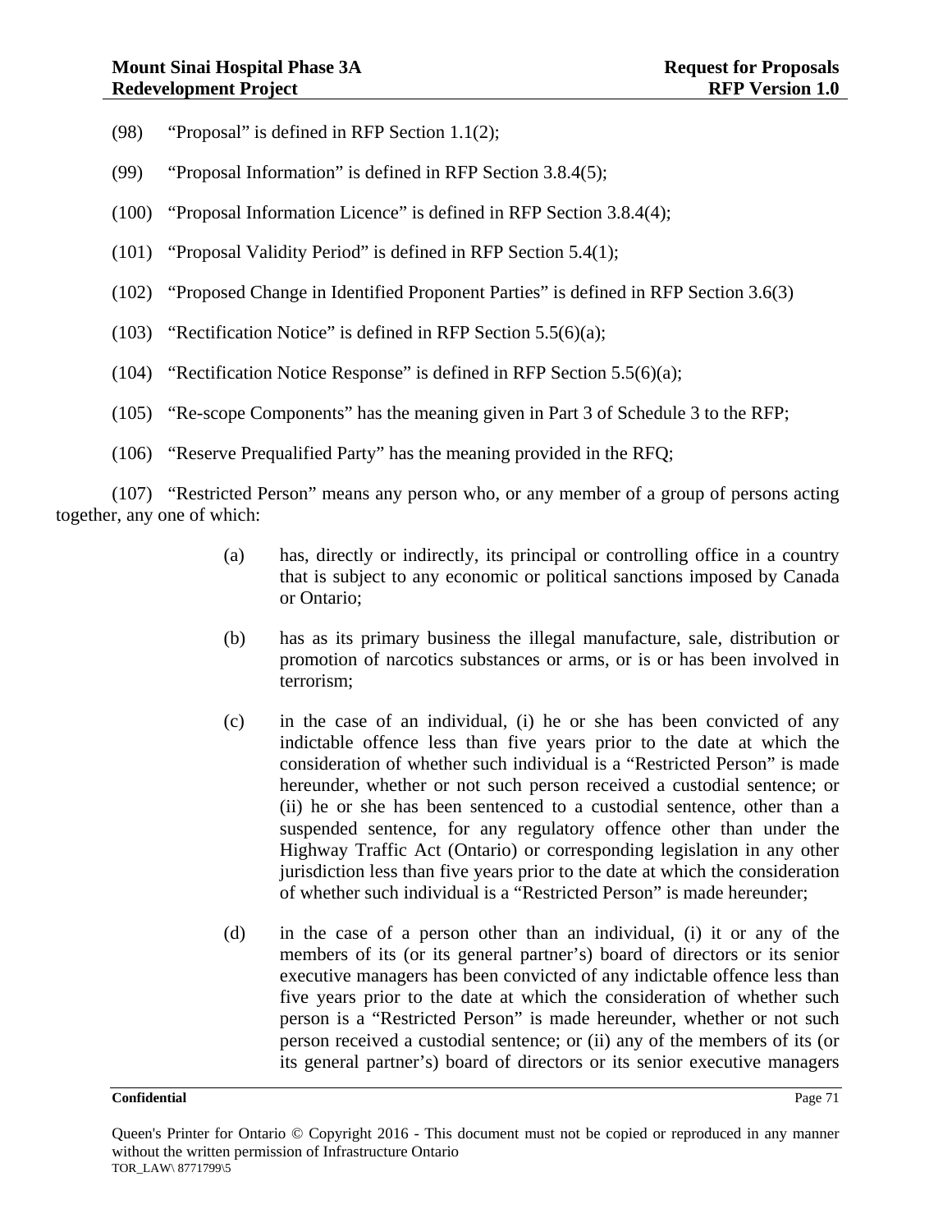(98) “Proposal” is defined in RFP Section 1.1(2);

(99) “Proposal Information” is defined in RFP Section 3.8.4(5);

(100) “Proposal Information Licence” is defined in RFP Section 3.8.4(4);

(101) “Proposal Validity Period” is defined in RFP Section 5.4(1);

(102) “Proposed Change in Identified Proponent Parties” is defined in RFP Section 3.6(3)

(103) “Rectification Notice” is defined in RFP Section 5.5(6)(a);

(104) “Rectification Notice Response” is defined in RFP Section 5.5(6)(a);

(105) “Re-scope Components” has the meaning given in Part 3 of Schedule 3 to the RFP;

(106) “Reserve Prequalified Party” has the meaning provided in the RFQ;

(107) “Restricted Person” means any person who, or any member of a group of persons acting together, any one of which:

(a) has, directly or indirectly, its principal or controlling office in a country that is subject to any economic or political sanctions imposed by Canada or Ontario;

(b) has as its primary business the illegal manufacture, sale, distribution or promotion of narcotics substances or arms, or is or has been involved in terrorism;

(c) in the case of an individual, (i) he or she has been convicted of any indictable offence less than five years prior to the date at which the consideration of whether such individual is a “Restricted Person” is made hereunder, whether or not such person received a custodial sentence; or (ii) he or she has been sentenced to a custodial sentence, other than a suspended sentence, for any regulatory offence other than under the Highway Traffic Act (Ontario) or corresponding legislation in any other jurisdiction less than five years prior to the date at which the consideration of whether such individual is a “Restricted Person” is made hereunder;

(d) in the case of a person other than an individual, (i) it or any of the members of its (or its general partner’s) board of directors or its senior executive managers has been convicted of any indictable offence less than five years prior to the date at which the consideration of whether such person is a “Restricted Person” is made hereunder, whether or not such person received a custodial sentence; or (ii) any of the members of its (or its general partner’s) board of directors or its senior executive managers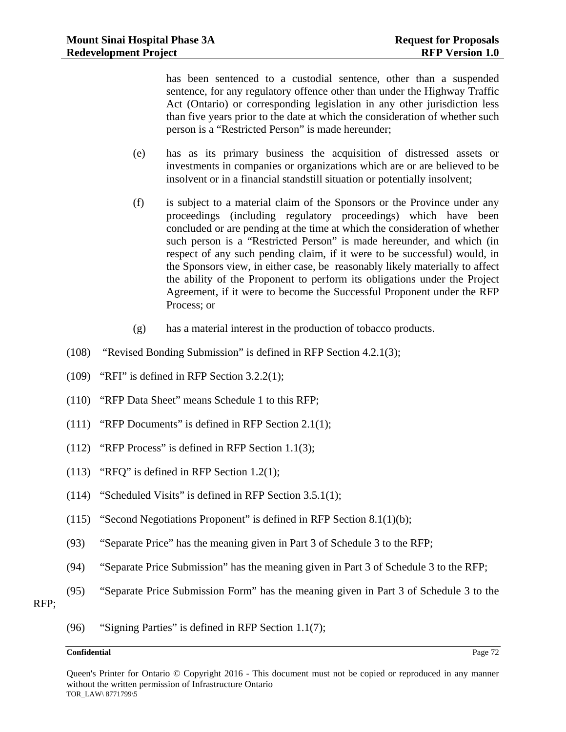has been sentenced to a custodial sentence, other than a suspended sentence, for any regulatory offence other than under the Highway Traffic Act (Ontario) or corresponding legislation in any other jurisdiction less than five years prior to the date at which the consideration of whether such person is a "Restricted Person" is made hereunder;

(e) has as its primary business the acquisition of distressed assets or investments in companies or organizations which are or are believed to be insolvent or in a financial standstill situation or potentially insolvent;

(f) is subject to a material claim of the Sponsors or the Province under any proceedings (including regulatory proceedings) which have been concluded or are pending at the time at which the consideration of whether such person is a "Restricted Person" is made hereunder, and which (in respect of any such pending claim, if it were to be successful) would, in the Sponsors view, in either case, be reasonably likely materially to affect the ability of the Proponent to perform its obligations under the Project Agreement, if it were to become the Successful Proponent under the RFP Process; or

(g) has a material interest in the production of tobacco products.

(108) "Revised Bonding Submission" is defined in RFP Section 4.2.1(3);

(109) "RFI" is defined in RFP Section 3.2.2(1);

(110) "RFP Data Sheet" means Schedule 1 to this RFP;

(111) "RFP Documents" is defined in RFP Section 2.1(1);

(112) "RFP Process" is defined in RFP Section 1.1(3);

(113) "RFQ" is defined in RFP Section 1.2(1);

(114) "Scheduled Visits" is defined in RFP Section 3.5.1(1);

(115) "Second Negotiations Proponent" is defined in RFP Section 8.1(1)(b);

(93) "Separate Price" has the meaning given in Part 3 of Schedule 3 to the RFP;

(94) "Separate Price Submission" has the meaning given in Part 3 of Schedule 3 to the RFP;

(95) "Separate Price Submission Form" has the meaning given in Part 3 of Schedule 3 to the RFP;

(96) "Signing Parties" is defined in RFP Section 1.1(7);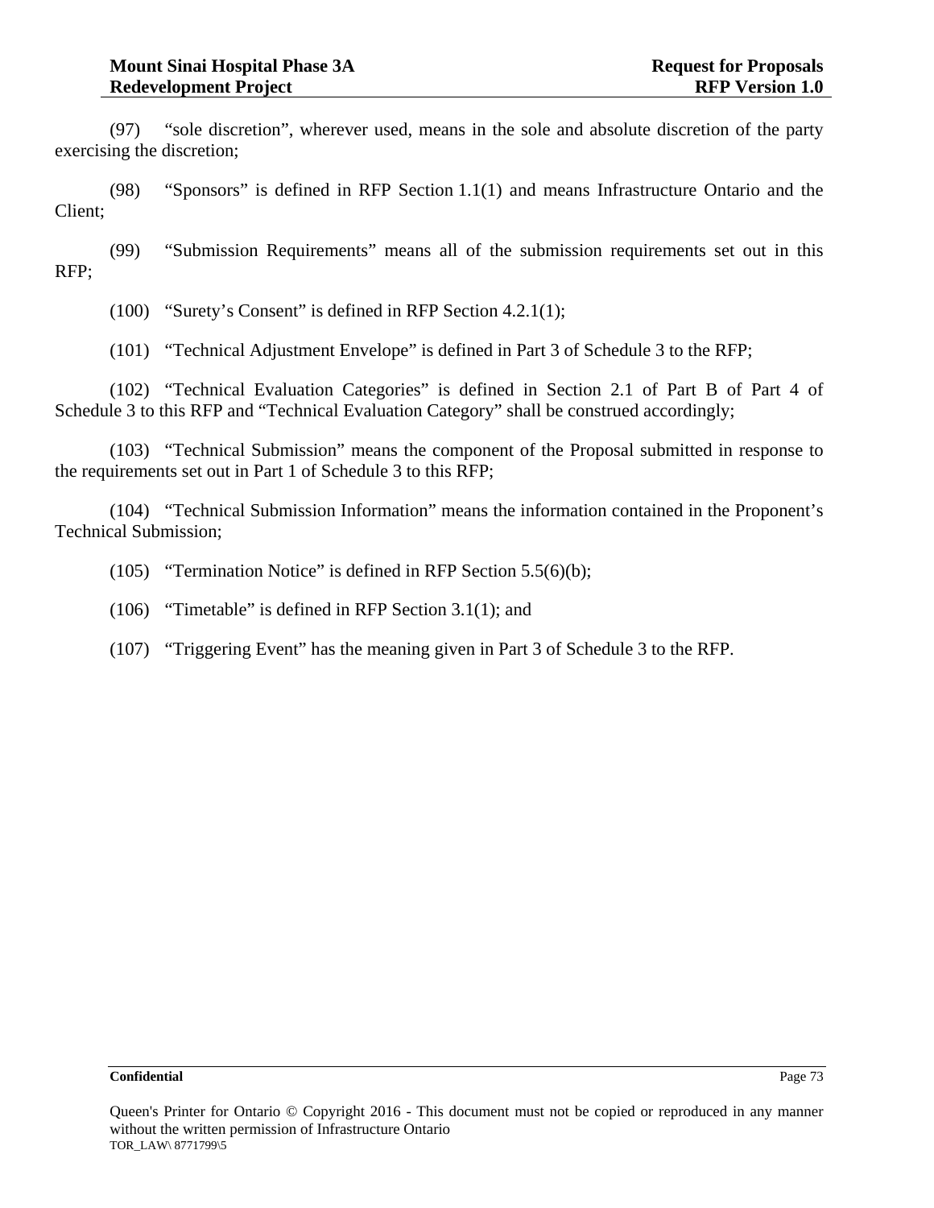(97) "sole discretion", wherever used, means in the sole and absolute discretion of the party exercising the discretion;

(98) "Sponsors" is defined in RFP Section 1.1(1) and means Infrastructure Ontario and the Client;

(99) "Submission Requirements" means all of the submission requirements set out in this RFP;

(100) "Surety's Consent" is defined in RFP Section 4.2.1(1);

(101) "Technical Adjustment Envelope" is defined in Part 3 of Schedule 3 to the RFP;

(102) "Technical Evaluation Categories" is defined in Section 2.1 of Part B of Part 4 of Schedule 3 to this RFP and "Technical Evaluation Category" shall be construed accordingly;

(103) "Technical Submission" means the component of the Proposal submitted in response to the requirements set out in Part 1 of Schedule 3 to this RFP;

(104) "Technical Submission Information" means the information contained in the Proponent's Technical Submission;

(105) "Termination Notice" is defined in RFP Section 5.5(6)(b);

(106) "Timetable" is defined in RFP Section 3.1(1); and

(107) "Triggering Event" has the meaning given in Part 3 of Schedule 3 to the RFP.